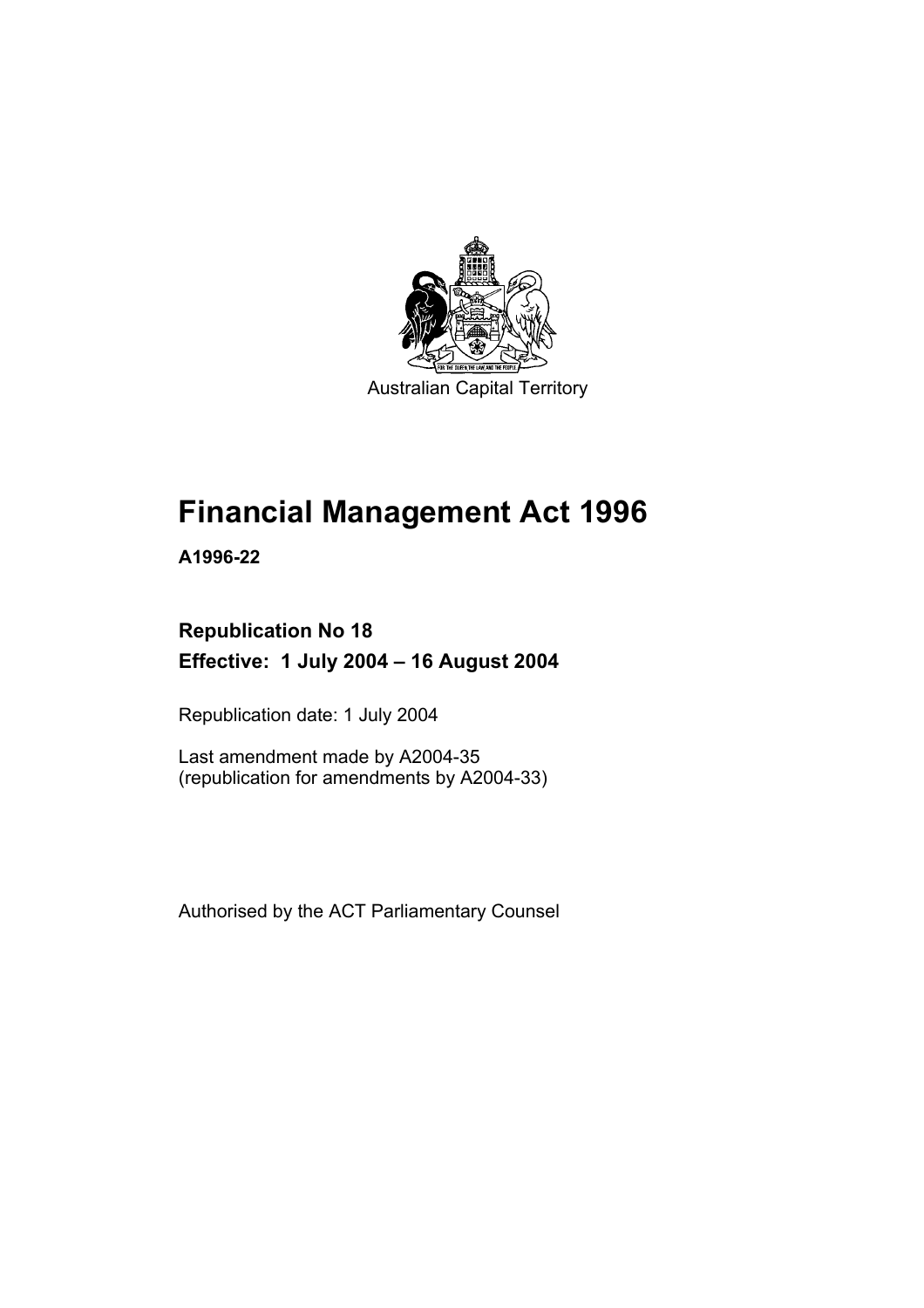Australian Capital Territory

# Financial Management Act 1996

**A1996-22**

**Republication No 18**

**Effective: 1 July 2004 – 16 August 2004**

Republication date: 1 July 2004

Last amendment made by A2004-35
(republication for amendments by A2004-33)

Authorised by the ACT Parliamentary Counsel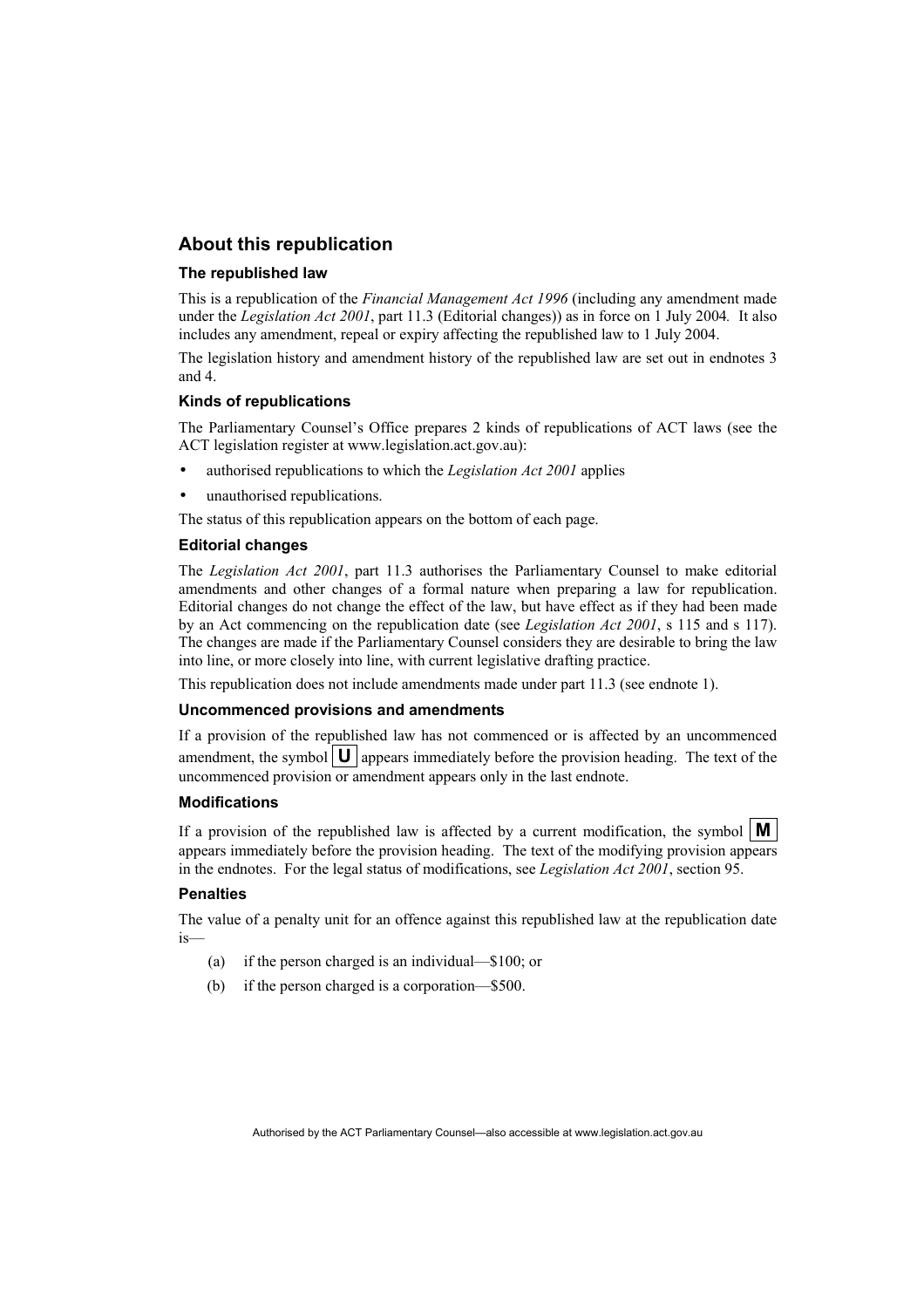## About this republication

### The republished law

This is a republication of the *Financial Management Act 1996* (including any amendment made under the *Legislation Act 2001*, part 11.3 (Editorial changes)) as in force on 1 July 2004*.* It also includes any amendment, repeal or expiry affecting the republished law to 1 July 2004.

The legislation history and amendment history of the republished law are set out in endnotes 3 and 4.

### Kinds of republications

The Parliamentary Counsel's Office prepares 2 kinds of republications of ACT laws (see the ACT legislation register at www.legislation.act.gov.au):

- authorised republications to which the *Legislation Act 2001* applies
- unauthorised republications.

The status of this republication appears on the bottom of each page.

### Editorial changes

The *Legislation Act 2001*, part 11.3 authorises the Parliamentary Counsel to make editorial amendments and other changes of a formal nature when preparing a law for republication. Editorial changes do not change the effect of the law, but have effect as if they had been made by an Act commencing on the republication date (see *Legislation Act 2001*, s 115 and s 117). The changes are made if the Parliamentary Counsel considers they are desirable to bring the law into line, or more closely into line, with current legislative drafting practice.

This republication does not include amendments made under part 11.3 (see endnote 1).

### Uncommenced provisions and amendments

If a provision of the republished law has not commenced or is affected by an uncommenced amendment, the symbol **U** appears immediately before the provision heading. The text of the uncommenced provision or amendment appears only in the last endnote.

### Modifications

If a provision of the republished law is affected by a current modification, the symbol **M** appears immediately before the provision heading. The text of the modifying provision appears in the endnotes. For the legal status of modifications, see *Legislation Act 2001*, section 95.

### Penalties

The value of a penalty unit for an offence against this republished law at the republication date is—

(a) if the person charged is an individual—$100; or

(b) if the person charged is a corporation—$500.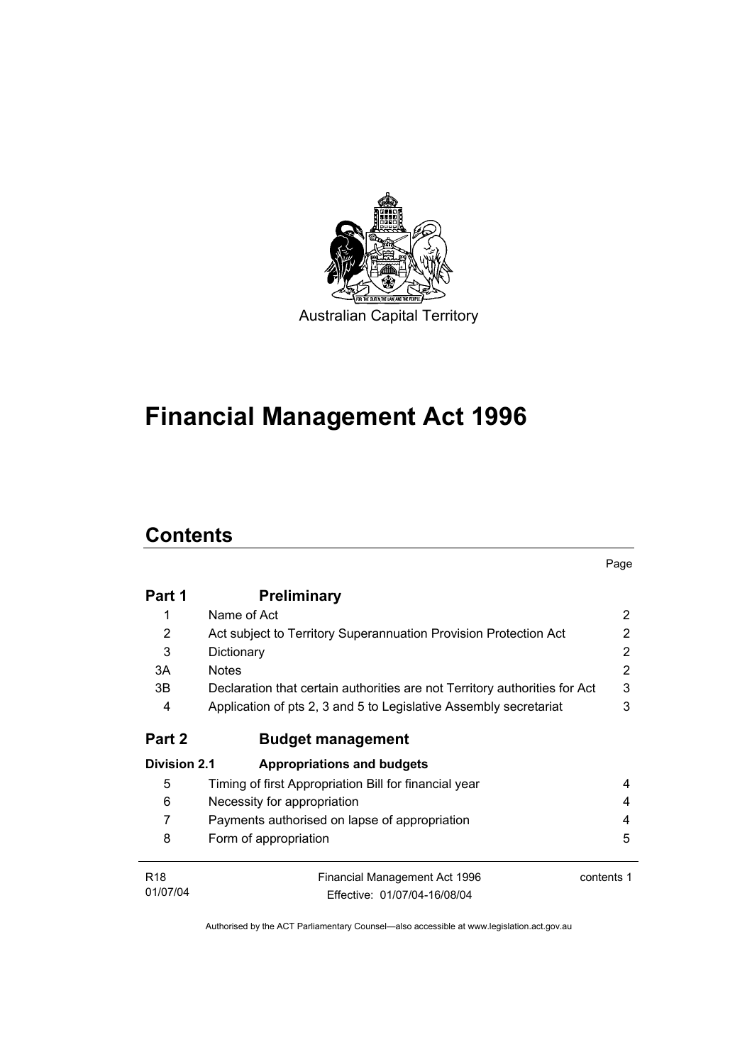Australian Capital Territory

# Financial Management Act 1996

## Contents

| | | Page |
|---|---|---|
| **Part 1** | **Preliminary** | |
| 1 | Name of Act | 2 |
| 2 | Act subject to Territory Superannuation Provision Protection Act | 2 |
| 3 | Dictionary | 2 |
| 3A | Notes | 2 |
| 3B | Declaration that certain authorities are not Territory authorities for Act | 3 |
| 4 | Application of pts 2, 3 and 5 to Legislative Assembly secretariat | 3 |
| **Part 2** | **Budget management** | |
| **Division 2.1** | **Appropriations and budgets** | |
| 5 | Timing of first Appropriation Bill for financial year | 4 |
| 6 | Necessity for appropriation | 4 |
| 7 | Payments authorised on lapse of appropriation | 4 |
| 8 | Form of appropriation | 5 |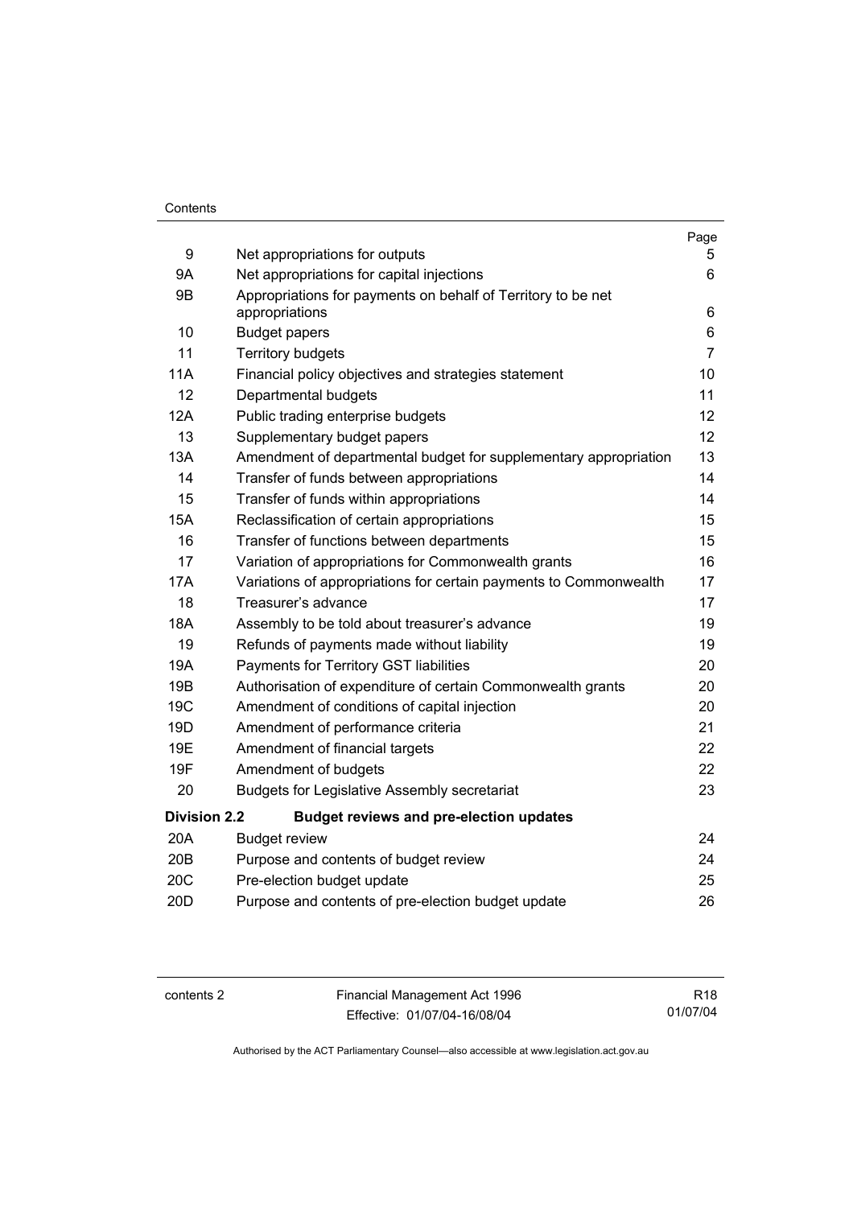| | | Page |
|---|---|---|
| 9 | Net appropriations for outputs | 5 |
| 9A | Net appropriations for capital injections | 6 |
| 9B | Appropriations for payments on behalf of Territory to be net appropriations | 6 |
| 10 | Budget papers | 6 |
| 11 | Territory budgets | 7 |
| 11A | Financial policy objectives and strategies statement | 10 |
| 12 | Departmental budgets | 11 |
| 12A | Public trading enterprise budgets | 12 |
| 13 | Supplementary budget papers | 12 |
| 13A | Amendment of departmental budget for supplementary appropriation | 13 |
| 14 | Transfer of funds between appropriations | 14 |
| 15 | Transfer of funds within appropriations | 14 |
| 15A | Reclassification of certain appropriations | 15 |
| 16 | Transfer of functions between departments | 15 |
| 17 | Variation of appropriations for Commonwealth grants | 16 |
| 17A | Variations of appropriations for certain payments to Commonwealth | 17 |
| 18 | Treasurer's advance | 17 |
| 18A | Assembly to be told about treasurer's advance | 19 |
| 19 | Refunds of payments made without liability | 19 |
| 19A | Payments for Territory GST liabilities | 20 |
| 19B | Authorisation of expenditure of certain Commonwealth grants | 20 |
| 19C | Amendment of conditions of capital injection | 20 |
| 19D | Amendment of performance criteria | 21 |
| 19E | Amendment of financial targets | 22 |
| 19F | Amendment of budgets | 22 |
| 20 | Budgets for Legislative Assembly secretariat | 23 |
| **Division 2.2** | **Budget reviews and pre-election updates** | |
| 20A | Budget review | 24 |
| 20B | Purpose and contents of budget review | 24 |
| 20C | Pre-election budget update | 25 |
| 20D | Purpose and contents of pre-election budget update | 26 |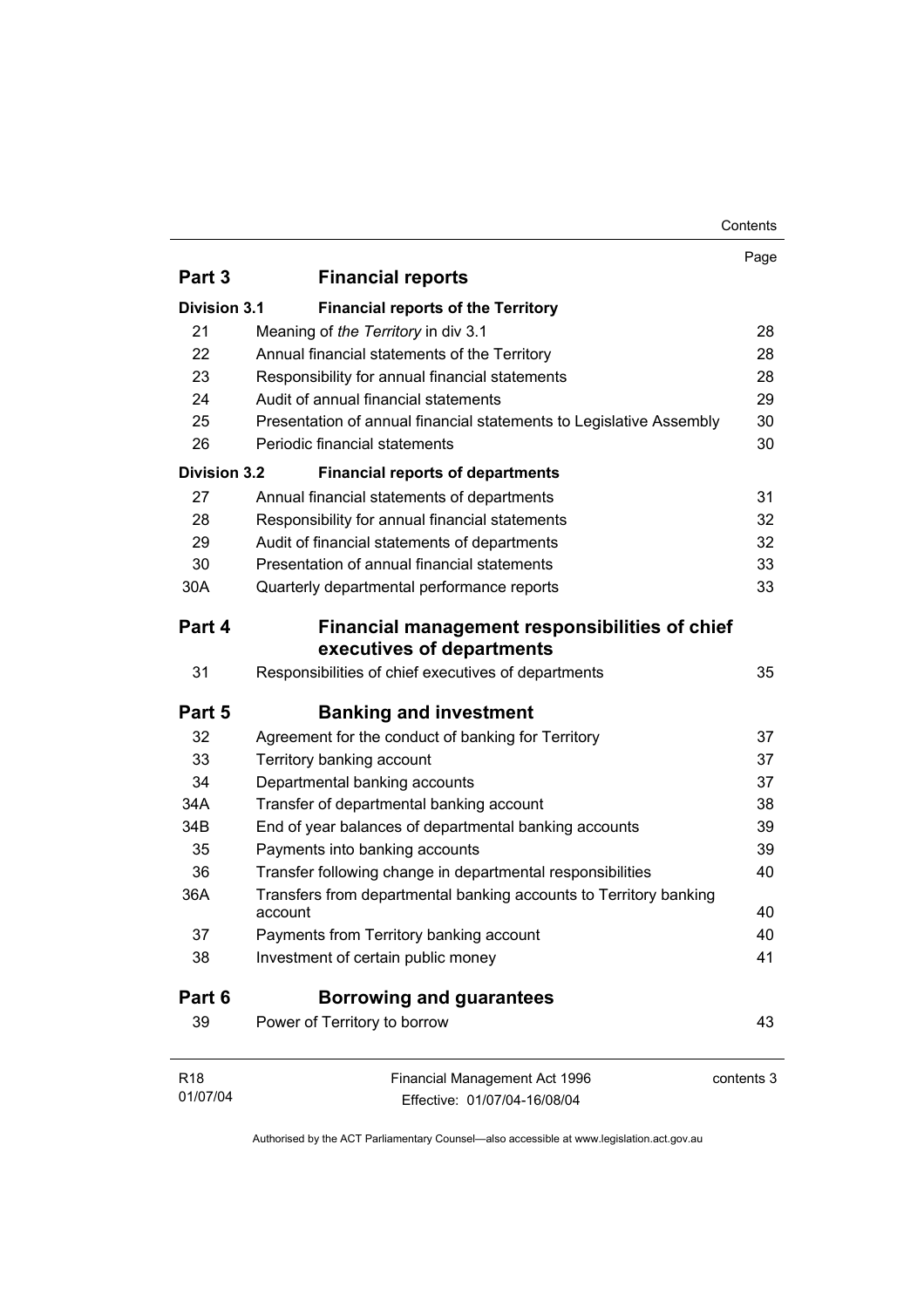| | | Page |
|---|---|---|
| **Part 3** | **Financial reports** | |
| **Division 3.1** | **Financial reports of the Territory** | |
| 21 | Meaning of *the Territory* in div 3.1 | 28 |
| 22 | Annual financial statements of the Territory | 28 |
| 23 | Responsibility for annual financial statements | 28 |
| 24 | Audit of annual financial statements | 29 |
| 25 | Presentation of annual financial statements to Legislative Assembly | 30 |
| 26 | Periodic financial statements | 30 |
| **Division 3.2** | **Financial reports of departments** | |
| 27 | Annual financial statements of departments | 31 |
| 28 | Responsibility for annual financial statements | 32 |
| 29 | Audit of financial statements of departments | 32 |
| 30 | Presentation of annual financial statements | 33 |
| 30A | Quarterly departmental performance reports | 33 |
| **Part 4** | **Financial management responsibilities of chief executives of departments** | |
| 31 | Responsibilities of chief executives of departments | 35 |
| **Part 5** | **Banking and investment** | |
| 32 | Agreement for the conduct of banking for Territory | 37 |
| 33 | Territory banking account | 37 |
| 34 | Departmental banking accounts | 37 |
| 34A | Transfer of departmental banking account | 38 |
| 34B | End of year balances of departmental banking accounts | 39 |
| 35 | Payments into banking accounts | 39 |
| 36 | Transfer following change in departmental responsibilities | 40 |
| 36A | Transfers from departmental banking accounts to Territory banking account | 40 |
| 37 | Payments from Territory banking account | 40 |
| 38 | Investment of certain public money | 41 |
| **Part 6** | **Borrowing and guarantees** | |
| 39 | Power of Territory to borrow | 43 |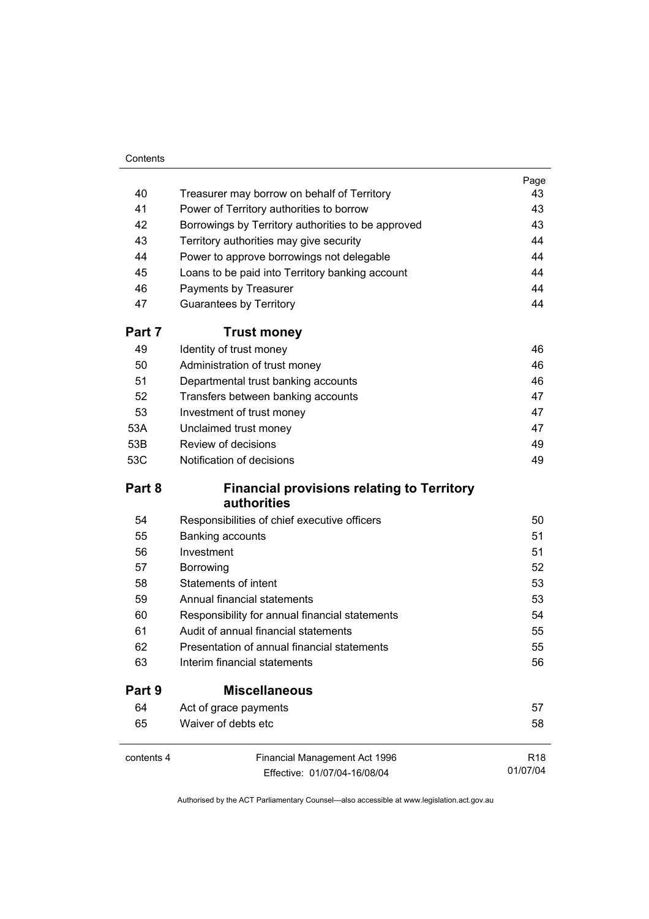| | | Page |
|---|---|---|
| 40 | Treasurer may borrow on behalf of Territory | 43 |
| 41 | Power of Territory authorities to borrow | 43 |
| 42 | Borrowings by Territory authorities to be approved | 43 |
| 43 | Territory authorities may give security | 44 |
| 44 | Power to approve borrowings not delegable | 44 |
| 45 | Loans to be paid into Territory banking account | 44 |
| 46 | Payments by Treasurer | 44 |
| 47 | Guarantees by Territory | 44 |
| **Part 7** | **Trust money** | |
| 49 | Identity of trust money | 46 |
| 50 | Administration of trust money | 46 |
| 51 | Departmental trust banking accounts | 46 |
| 52 | Transfers between banking accounts | 47 |
| 53 | Investment of trust money | 47 |
| 53A | Unclaimed trust money | 47 |
| 53B | Review of decisions | 49 |
| 53C | Notification of decisions | 49 |
| **Part 8** | **Financial provisions relating to Territory authorities** | |
| 54 | Responsibilities of chief executive officers | 50 |
| 55 | Banking accounts | 51 |
| 56 | Investment | 51 |
| 57 | Borrowing | 52 |
| 58 | Statements of intent | 53 |
| 59 | Annual financial statements | 53 |
| 60 | Responsibility for annual financial statements | 54 |
| 61 | Audit of annual financial statements | 55 |
| 62 | Presentation of annual financial statements | 55 |
| 63 | Interim financial statements | 56 |
| **Part 9** | **Miscellaneous** | |
| 64 | Act of grace payments | 57 |
| 65 | Waiver of debts etc | 58 |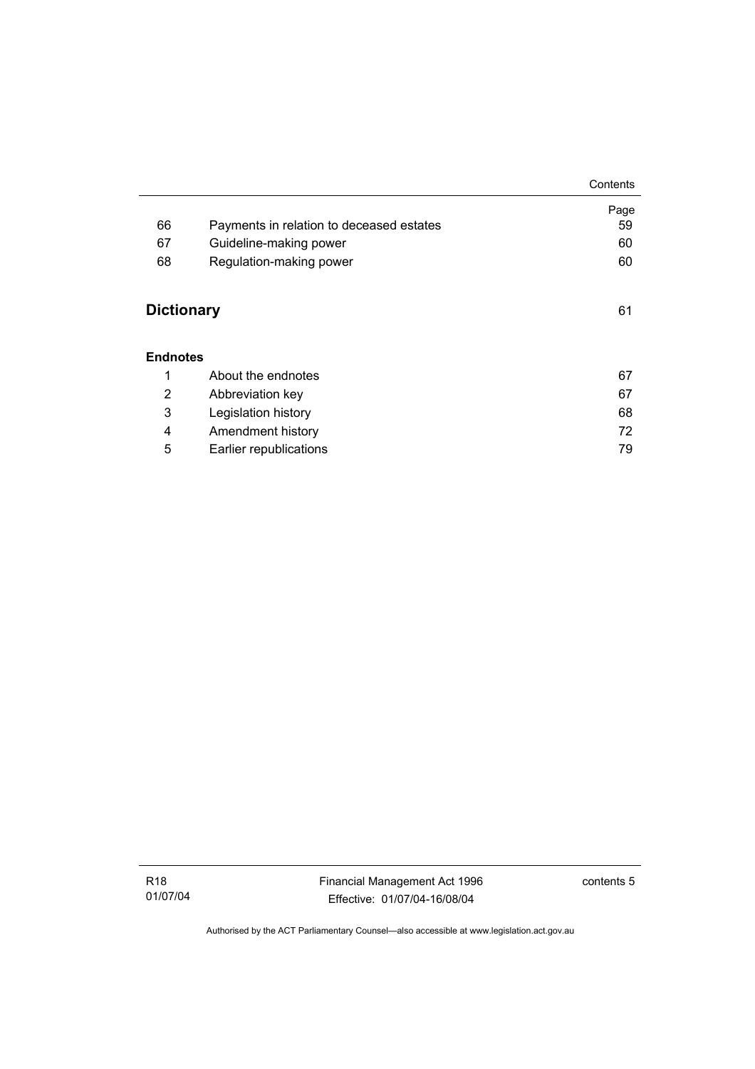| | | Page |
|---|---|---|
| 66 | Payments in relation to deceased estates | 59 |
| 67 | Guideline-making power | 60 |
| 68 | Regulation-making power | 60 |

## Dictionary 61

### Endnotes

| | | |
|---|---|---|
| 1 | About the endnotes | 67 |
| 2 | Abbreviation key | 67 |
| 3 | Legislation history | 68 |
| 4 | Amendment history | 72 |
| 5 | Earlier republications | 79 |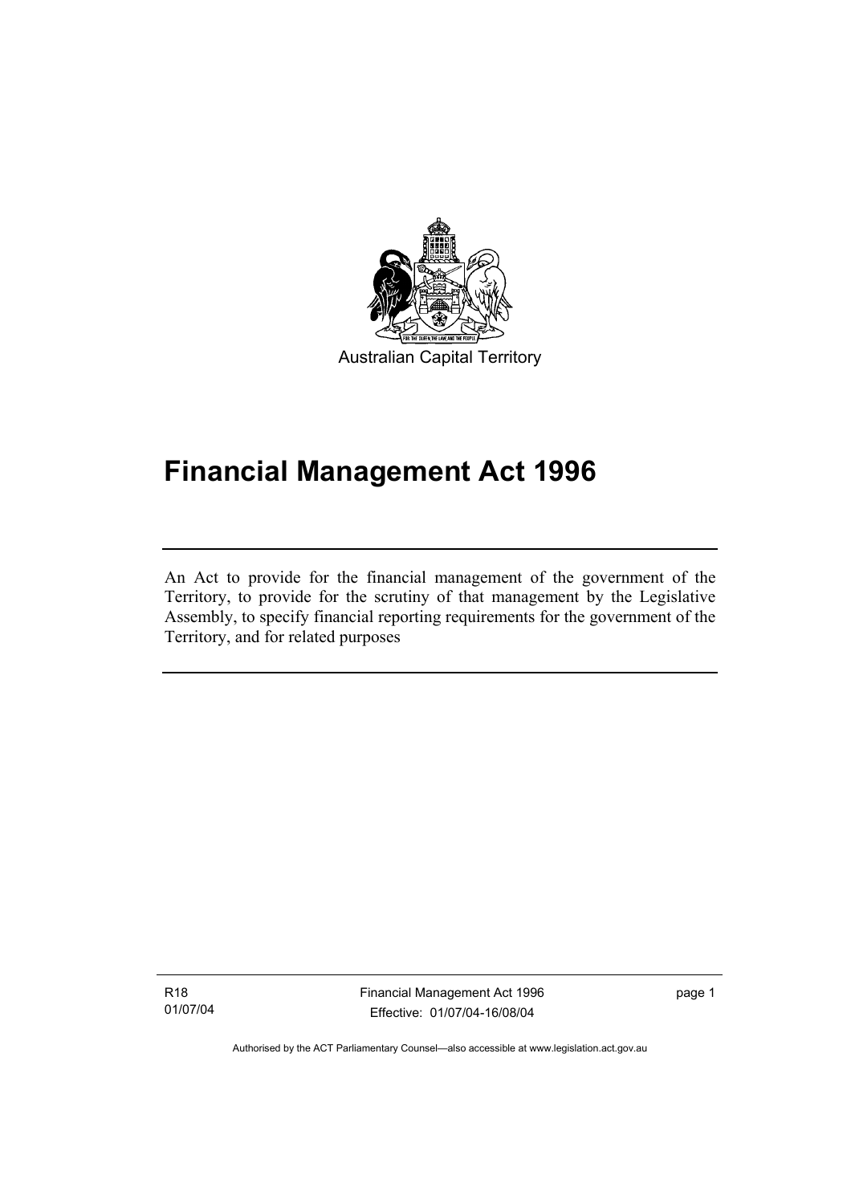Australian Capital Territory

# Financial Management Act 1996

An Act to provide for the financial management of the government of the Territory, to provide for the scrutiny of that management by the Legislative Assembly, to specify financial reporting requirements for the government of the Territory, and for related purposes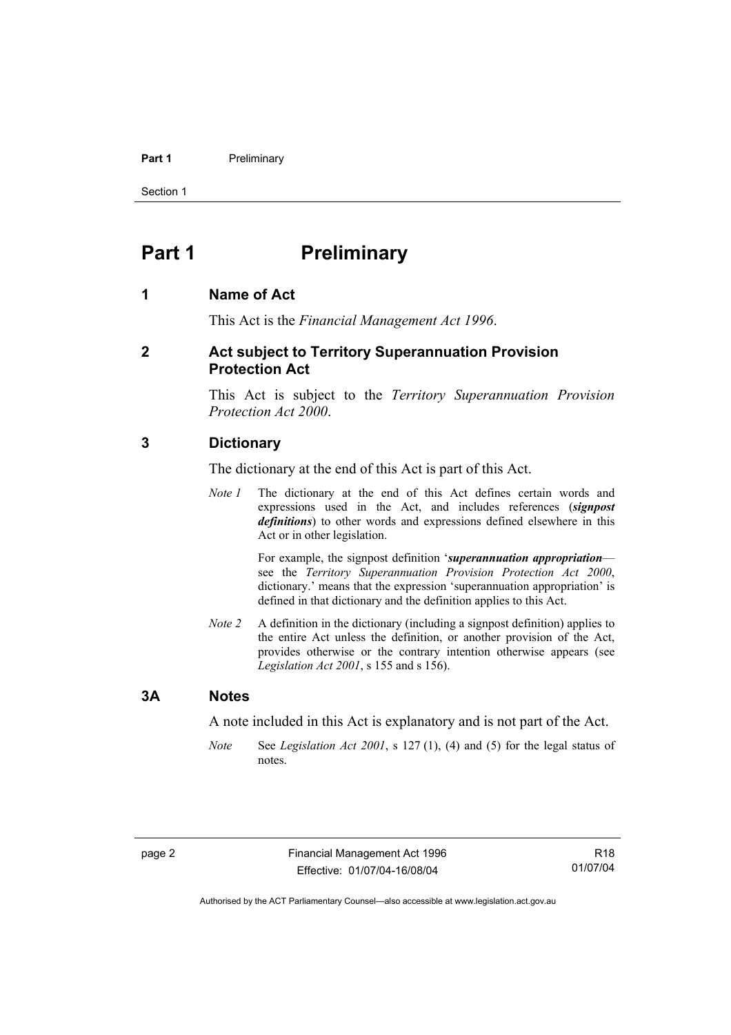# Part 1 Preliminary

## 1 Name of Act

This Act is the *Financial Management Act 1996*.

## 2 Act subject to Territory Superannuation Provision Protection Act

This Act is subject to the *Territory Superannuation Provision Protection Act 2000*.

## 3 Dictionary

The dictionary at the end of this Act is part of this Act.

*Note 1* The dictionary at the end of this Act defines certain words and expressions used in the Act, and includes references (***signpost definitions***) to other words and expressions defined elsewhere in this Act or in other legislation.

For example, the signpost definition '***superannuation appropriation***—see the *Territory Superannuation Provision Protection Act 2000*, dictionary.' means that the expression 'superannuation appropriation' is defined in that dictionary and the definition applies to this Act.

*Note 2* A definition in the dictionary (including a signpost definition) applies to the entire Act unless the definition, or another provision of the Act, provides otherwise or the contrary intention otherwise appears (see *Legislation Act 2001*, s 155 and s 156).

## 3A Notes

A note included in this Act is explanatory and is not part of the Act.

*Note* See *Legislation Act 2001*, s 127 (1), (4) and (5) for the legal status of notes.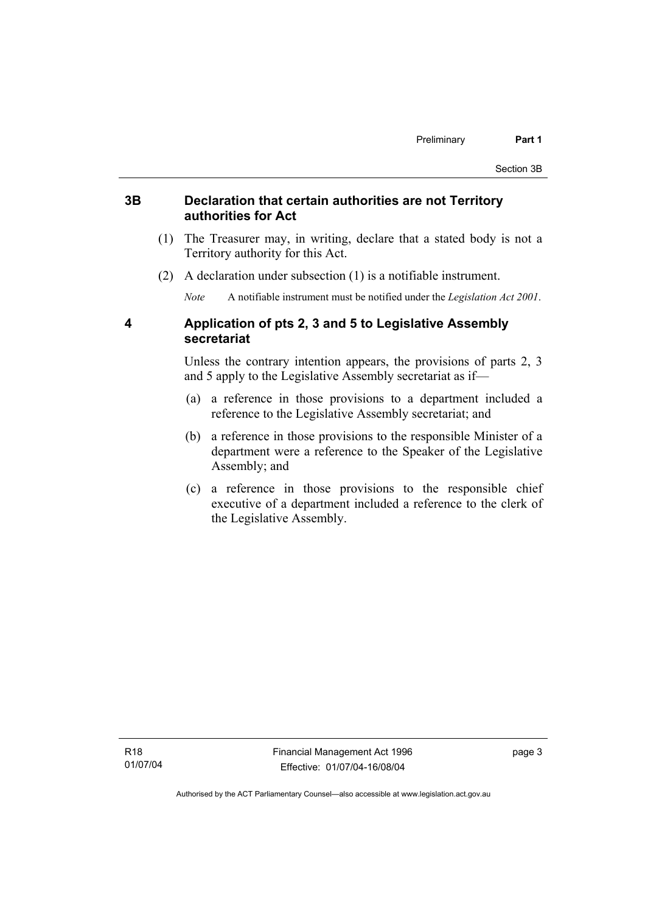## 3B Declaration that certain authorities are not Territory authorities for Act

(1) The Treasurer may, in writing, declare that a stated body is not a Territory authority for this Act.

(2) A declaration under subsection (1) is a notifiable instrument.

*Note* A notifiable instrument must be notified under the *Legislation Act 2001*.

## 4 Application of pts 2, 3 and 5 to Legislative Assembly secretariat

Unless the contrary intention appears, the provisions of parts 2, 3 and 5 apply to the Legislative Assembly secretariat as if—

(a) a reference in those provisions to a department included a reference to the Legislative Assembly secretariat; and

(b) a reference in those provisions to the responsible Minister of a department were a reference to the Speaker of the Legislative Assembly; and

(c) a reference in those provisions to the responsible chief executive of a department included a reference to the clerk of the Legislative Assembly.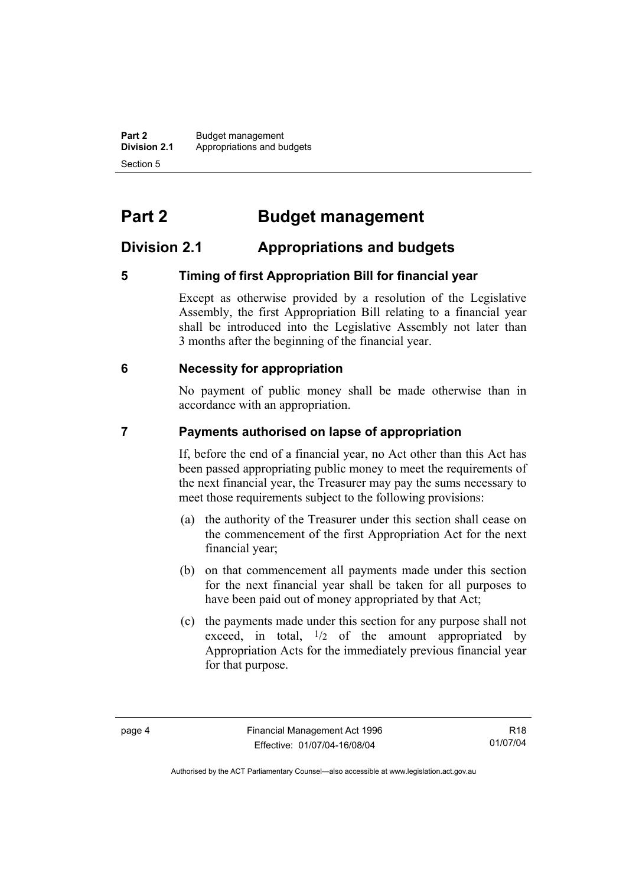# Part 2 Budget management

## Division 2.1 Appropriations and budgets

### 5 Timing of first Appropriation Bill for financial year

Except as otherwise provided by a resolution of the Legislative Assembly, the first Appropriation Bill relating to a financial year shall be introduced into the Legislative Assembly not later than 3 months after the beginning of the financial year.

### 6 Necessity for appropriation

No payment of public money shall be made otherwise than in accordance with an appropriation.

### 7 Payments authorised on lapse of appropriation

If, before the end of a financial year, no Act other than this Act has been passed appropriating public money to meet the requirements of the next financial year, the Treasurer may pay the sums necessary to meet those requirements subject to the following provisions:

(a) the authority of the Treasurer under this section shall cease on the commencement of the first Appropriation Act for the next financial year;

(b) on that commencement all payments made under this section for the next financial year shall be taken for all purposes to have been paid out of money appropriated by that Act;

(c) the payments made under this section for any purpose shall not exceed, in total, $^1/_2$ of the amount appropriated by Appropriation Acts for the immediately previous financial year for that purpose.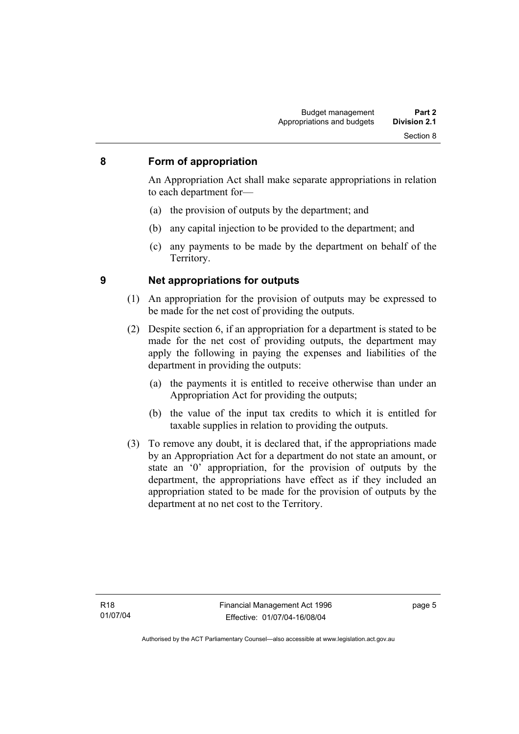## 8 Form of appropriation

An Appropriation Act shall make separate appropriations in relation to each department for—

(a) the provision of outputs by the department; and

(b) any capital injection to be provided to the department; and

(c) any payments to be made by the department on behalf of the Territory.

## 9 Net appropriations for outputs

(1) An appropriation for the provision of outputs may be expressed to be made for the net cost of providing the outputs.

(2) Despite section 6, if an appropriation for a department is stated to be made for the net cost of providing outputs, the department may apply the following in paying the expenses and liabilities of the department in providing the outputs:

(a) the payments it is entitled to receive otherwise than under an Appropriation Act for providing the outputs;

(b) the value of the input tax credits to which it is entitled for taxable supplies in relation to providing the outputs.

(3) To remove any doubt, it is declared that, if the appropriations made by an Appropriation Act for a department do not state an amount, or state an '0' appropriation, for the provision of outputs by the department, the appropriations have effect as if they included an appropriation stated to be made for the provision of outputs by the department at no net cost to the Territory.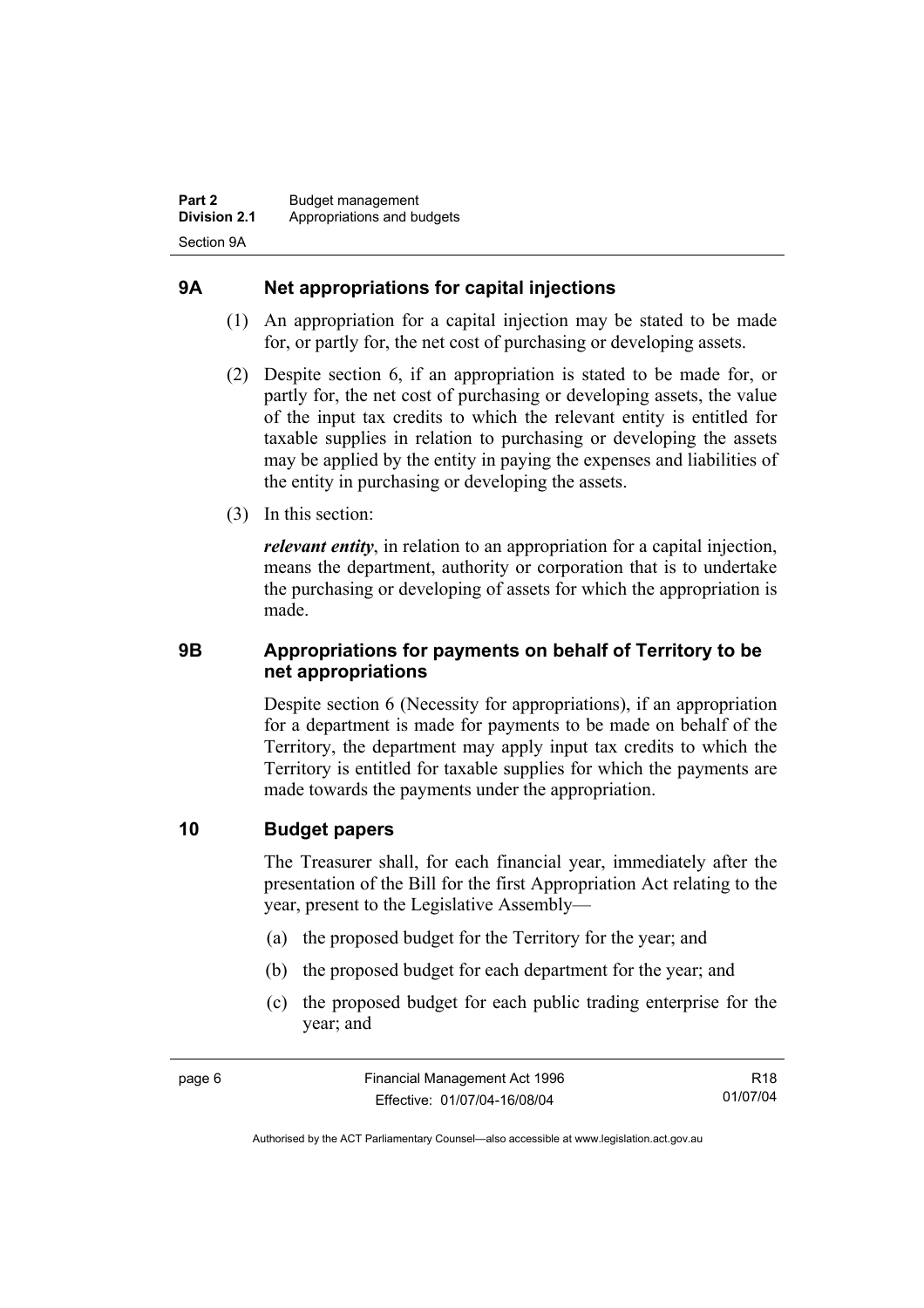## 9A Net appropriations for capital injections

(1) An appropriation for a capital injection may be stated to be made for, or partly for, the net cost of purchasing or developing assets.

(2) Despite section 6, if an appropriation is stated to be made for, or partly for, the net cost of purchasing or developing assets, the value of the input tax credits to which the relevant entity is entitled for taxable supplies in relation to purchasing or developing the assets may be applied by the entity in paying the expenses and liabilities of the entity in purchasing or developing the assets.

(3) In this section:

***relevant entity***, in relation to an appropriation for a capital injection, means the department, authority or corporation that is to undertake the purchasing or developing of assets for which the appropriation is made.

## 9B Appropriations for payments on behalf of Territory to be net appropriations

Despite section 6 (Necessity for appropriations), if an appropriation for a department is made for payments to be made on behalf of the Territory, the department may apply input tax credits to which the Territory is entitled for taxable supplies for which the payments are made towards the payments under the appropriation.

## 10 Budget papers

The Treasurer shall, for each financial year, immediately after the presentation of the Bill for the first Appropriation Act relating to the year, present to the Legislative Assembly—

(a) the proposed budget for the Territory for the year; and

(b) the proposed budget for each department for the year; and

(c) the proposed budget for each public trading enterprise for the year; and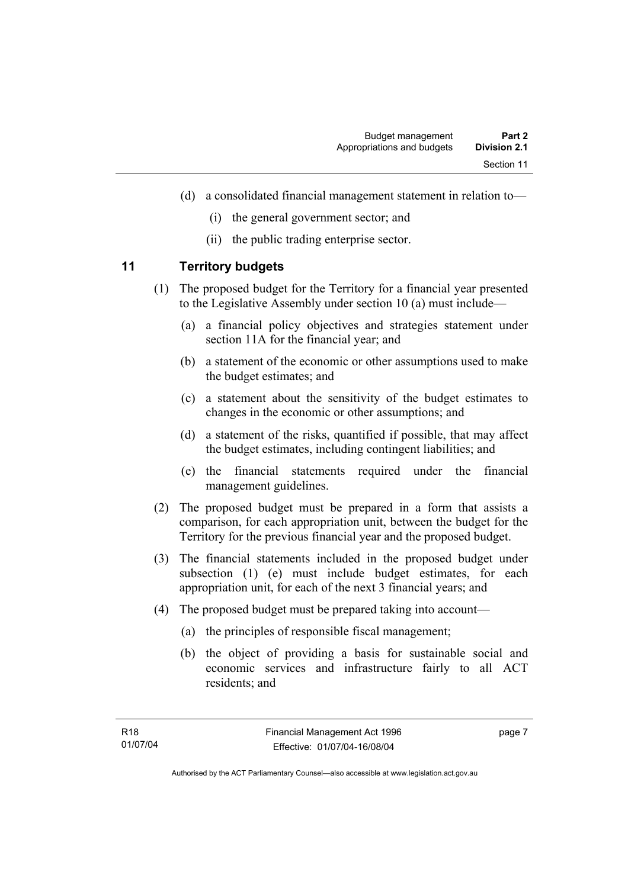(d) a consolidated financial management statement in relation to—

(i) the general government sector; and

(ii) the public trading enterprise sector.

## 11 Territory budgets

(1) The proposed budget for the Territory for a financial year presented to the Legislative Assembly under section 10 (a) must include—

(a) a financial policy objectives and strategies statement under section 11A for the financial year; and

(b) a statement of the economic or other assumptions used to make the budget estimates; and

(c) a statement about the sensitivity of the budget estimates to changes in the economic or other assumptions; and

(d) a statement of the risks, quantified if possible, that may affect the budget estimates, including contingent liabilities; and

(e) the financial statements required under the financial management guidelines.

(2) The proposed budget must be prepared in a form that assists a comparison, for each appropriation unit, between the budget for the Territory for the previous financial year and the proposed budget.

(3) The financial statements included in the proposed budget under subsection (1) (e) must include budget estimates, for each appropriation unit, for each of the next 3 financial years; and

(4) The proposed budget must be prepared taking into account—

(a) the principles of responsible fiscal management;

(b) the object of providing a basis for sustainable social and economic services and infrastructure fairly to all ACT residents; and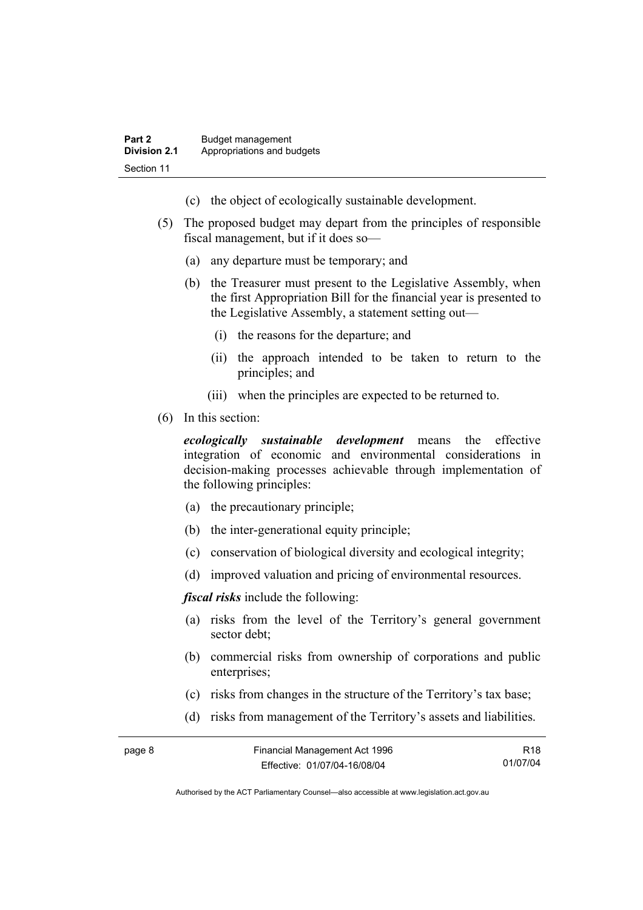(c) the object of ecologically sustainable development.

(5) The proposed budget may depart from the principles of responsible fiscal management, but if it does so—

(a) any departure must be temporary; and

(b) the Treasurer must present to the Legislative Assembly, when the first Appropriation Bill for the financial year is presented to the Legislative Assembly, a statement setting out—

(i) the reasons for the departure; and

(ii) the approach intended to be taken to return to the principles; and

(iii) when the principles are expected to be returned to.

(6) In this section:

***ecologically sustainable development*** means the effective integration of economic and environmental considerations in decision-making processes achievable through implementation of the following principles:

(a) the precautionary principle;

(b) the inter-generational equity principle;

(c) conservation of biological diversity and ecological integrity;

(d) improved valuation and pricing of environmental resources.

***fiscal risks*** include the following:

(a) risks from the level of the Territory's general government sector debt;

(b) commercial risks from ownership of corporations and public enterprises;

(c) risks from changes in the structure of the Territory's tax base;

(d) risks from management of the Territory's assets and liabilities.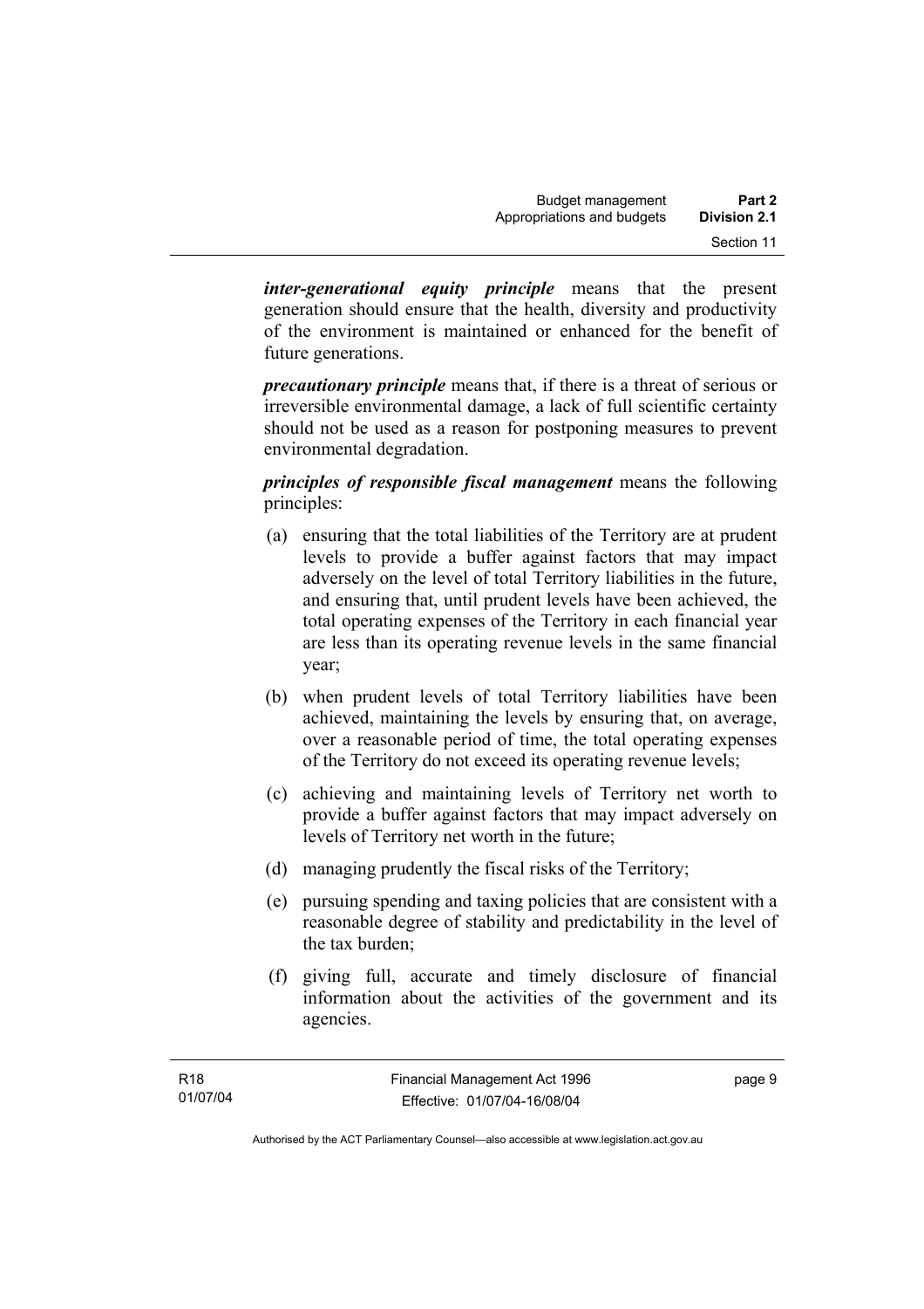***inter-generational equity principle*** means that the present generation should ensure that the health, diversity and productivity of the environment is maintained or enhanced for the benefit of future generations.

***precautionary principle*** means that, if there is a threat of serious or irreversible environmental damage, a lack of full scientific certainty should not be used as a reason for postponing measures to prevent environmental degradation.

***principles of responsible fiscal management*** means the following principles:

(a) ensuring that the total liabilities of the Territory are at prudent levels to provide a buffer against factors that may impact adversely on the level of total Territory liabilities in the future, and ensuring that, until prudent levels have been achieved, the total operating expenses of the Territory in each financial year are less than its operating revenue levels in the same financial year;

(b) when prudent levels of total Territory liabilities have been achieved, maintaining the levels by ensuring that, on average, over a reasonable period of time, the total operating expenses of the Territory do not exceed its operating revenue levels;

(c) achieving and maintaining levels of Territory net worth to provide a buffer against factors that may impact adversely on levels of Territory net worth in the future;

(d) managing prudently the fiscal risks of the Territory;

(e) pursuing spending and taxing policies that are consistent with a reasonable degree of stability and predictability in the level of the tax burden;

(f) giving full, accurate and timely disclosure of financial information about the activities of the government and its agencies.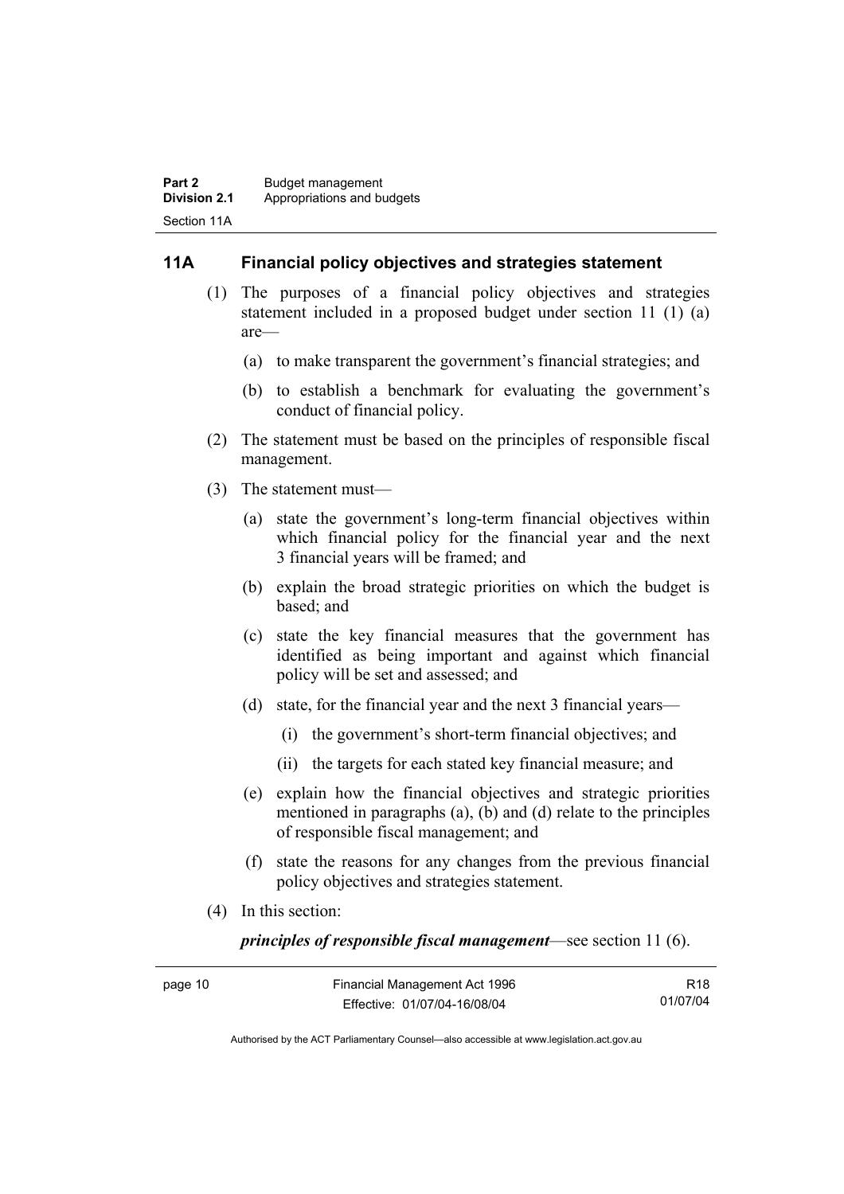## 11A Financial policy objectives and strategies statement

(1) The purposes of a financial policy objectives and strategies statement included in a proposed budget under section 11 (1) (a) are—

(a) to make transparent the government's financial strategies; and

(b) to establish a benchmark for evaluating the government's conduct of financial policy.

(2) The statement must be based on the principles of responsible fiscal management.

(3) The statement must—

(a) state the government's long-term financial objectives within which financial policy for the financial year and the next 3 financial years will be framed; and

(b) explain the broad strategic priorities on which the budget is based; and

(c) state the key financial measures that the government has identified as being important and against which financial policy will be set and assessed; and

(d) state, for the financial year and the next 3 financial years—

(i) the government's short-term financial objectives; and

(ii) the targets for each stated key financial measure; and

(e) explain how the financial objectives and strategic priorities mentioned in paragraphs (a), (b) and (d) relate to the principles of responsible fiscal management; and

(f) state the reasons for any changes from the previous financial policy objectives and strategies statement.

(4) In this section:

***principles of responsible fiscal management***—see section 11 (6).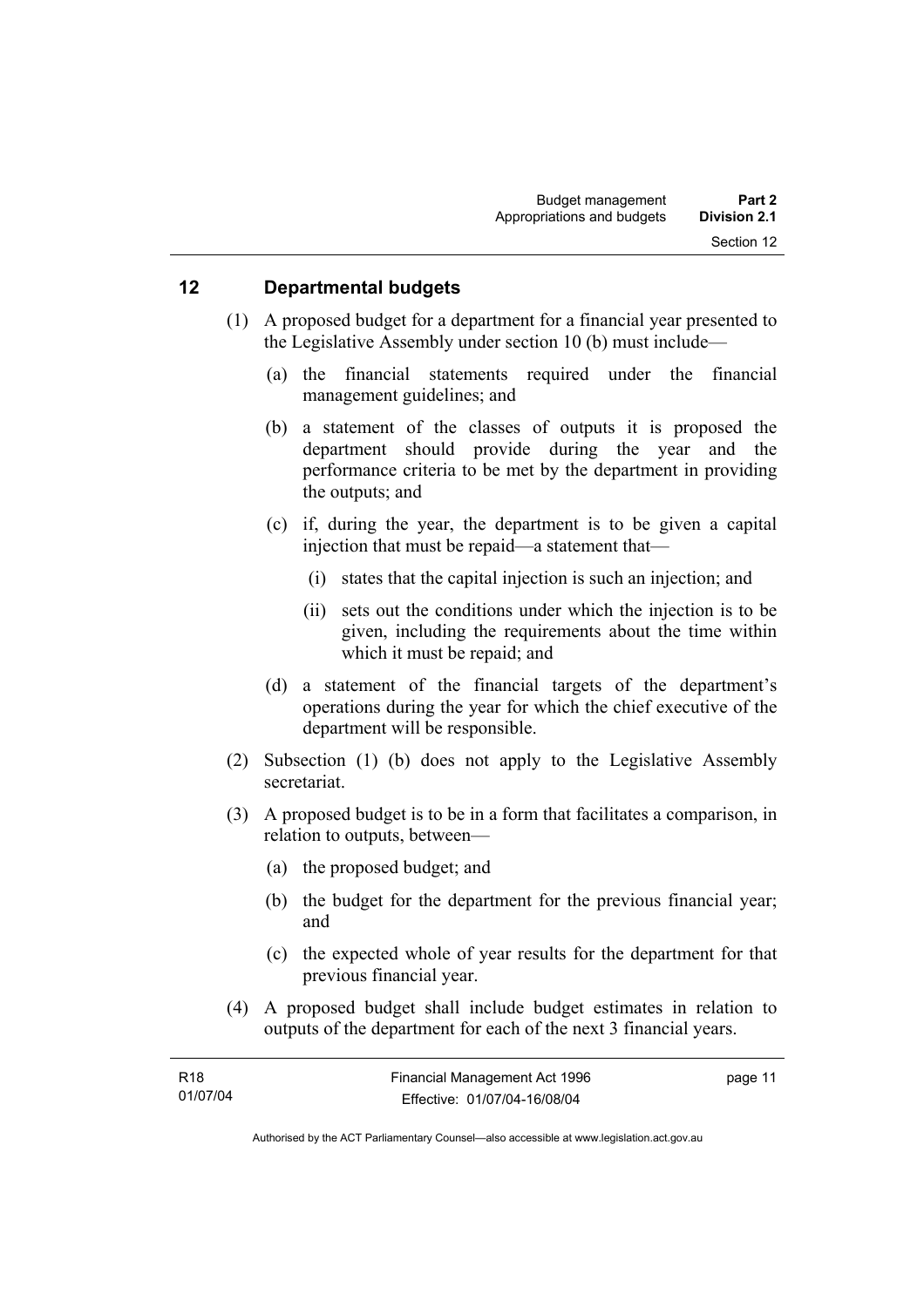## 12 Departmental budgets

(1) A proposed budget for a department for a financial year presented to the Legislative Assembly under section 10 (b) must include—

(a) the financial statements required under the financial management guidelines; and

(b) a statement of the classes of outputs it is proposed the department should provide during the year and the performance criteria to be met by the department in providing the outputs; and

(c) if, during the year, the department is to be given a capital injection that must be repaid—a statement that—

(i) states that the capital injection is such an injection; and

(ii) sets out the conditions under which the injection is to be given, including the requirements about the time within which it must be repaid; and

(d) a statement of the financial targets of the department's operations during the year for which the chief executive of the department will be responsible.

(2) Subsection (1) (b) does not apply to the Legislative Assembly secretariat.

(3) A proposed budget is to be in a form that facilitates a comparison, in relation to outputs, between—

(a) the proposed budget; and

(b) the budget for the department for the previous financial year; and

(c) the expected whole of year results for the department for that previous financial year.

(4) A proposed budget shall include budget estimates in relation to outputs of the department for each of the next 3 financial years.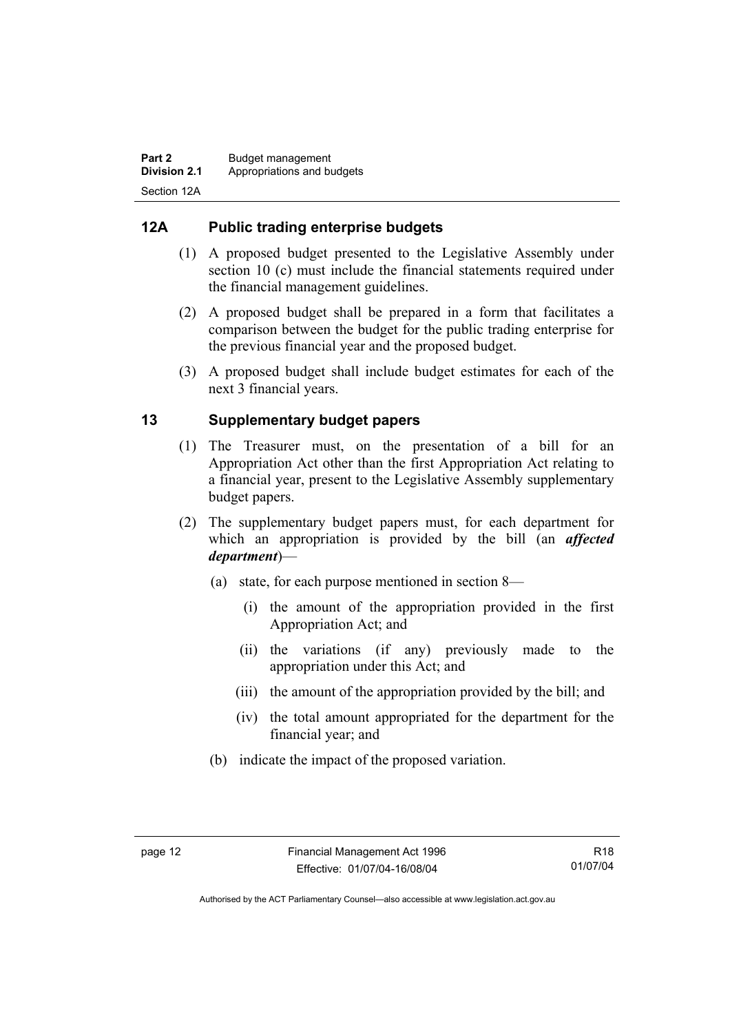## 12A Public trading enterprise budgets

(1) A proposed budget presented to the Legislative Assembly under section 10 (c) must include the financial statements required under the financial management guidelines.

(2) A proposed budget shall be prepared in a form that facilitates a comparison between the budget for the public trading enterprise for the previous financial year and the proposed budget.

(3) A proposed budget shall include budget estimates for each of the next 3 financial years.

## 13 Supplementary budget papers

(1) The Treasurer must, on the presentation of a bill for an Appropriation Act other than the first Appropriation Act relating to a financial year, present to the Legislative Assembly supplementary budget papers.

(2) The supplementary budget papers must, for each department for which an appropriation is provided by the bill (an ***affected department***)—

(a) state, for each purpose mentioned in section 8—

(i) the amount of the appropriation provided in the first Appropriation Act; and

(ii) the variations (if any) previously made to the appropriation under this Act; and

(iii) the amount of the appropriation provided by the bill; and

(iv) the total amount appropriated for the department for the financial year; and

(b) indicate the impact of the proposed variation.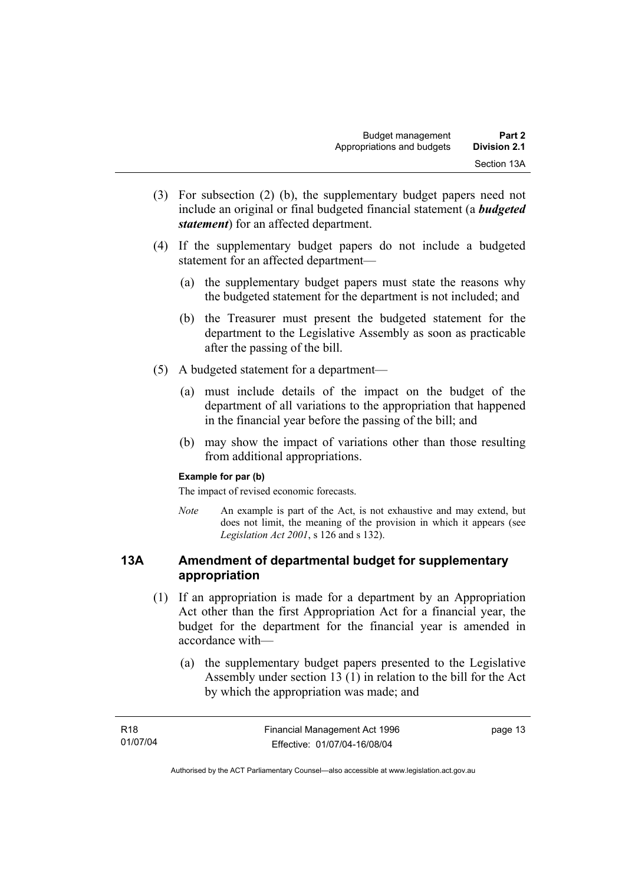(3) For subsection (2) (b), the supplementary budget papers need not include an original or final budgeted financial statement (a ***budgeted statement***) for an affected department.

(4) If the supplementary budget papers do not include a budgeted statement for an affected department—

(a) the supplementary budget papers must state the reasons why the budgeted statement for the department is not included; and

(b) the Treasurer must present the budgeted statement for the department to the Legislative Assembly as soon as practicable after the passing of the bill.

(5) A budgeted statement for a department—

(a) must include details of the impact on the budget of the department of all variations to the appropriation that happened in the financial year before the passing of the bill; and

(b) may show the impact of variations other than those resulting from additional appropriations.

**Example for par (b)**

The impact of revised economic forecasts.

*Note* An example is part of the Act, is not exhaustive and may extend, but does not limit, the meaning of the provision in which it appears (see *Legislation Act 2001*, s 126 and s 132).

### 13A Amendment of departmental budget for supplementary appropriation

(1) If an appropriation is made for a department by an Appropriation Act other than the first Appropriation Act for a financial year, the budget for the department for the financial year is amended in accordance with—

(a) the supplementary budget papers presented to the Legislative Assembly under section 13 (1) in relation to the bill for the Act by which the appropriation was made; and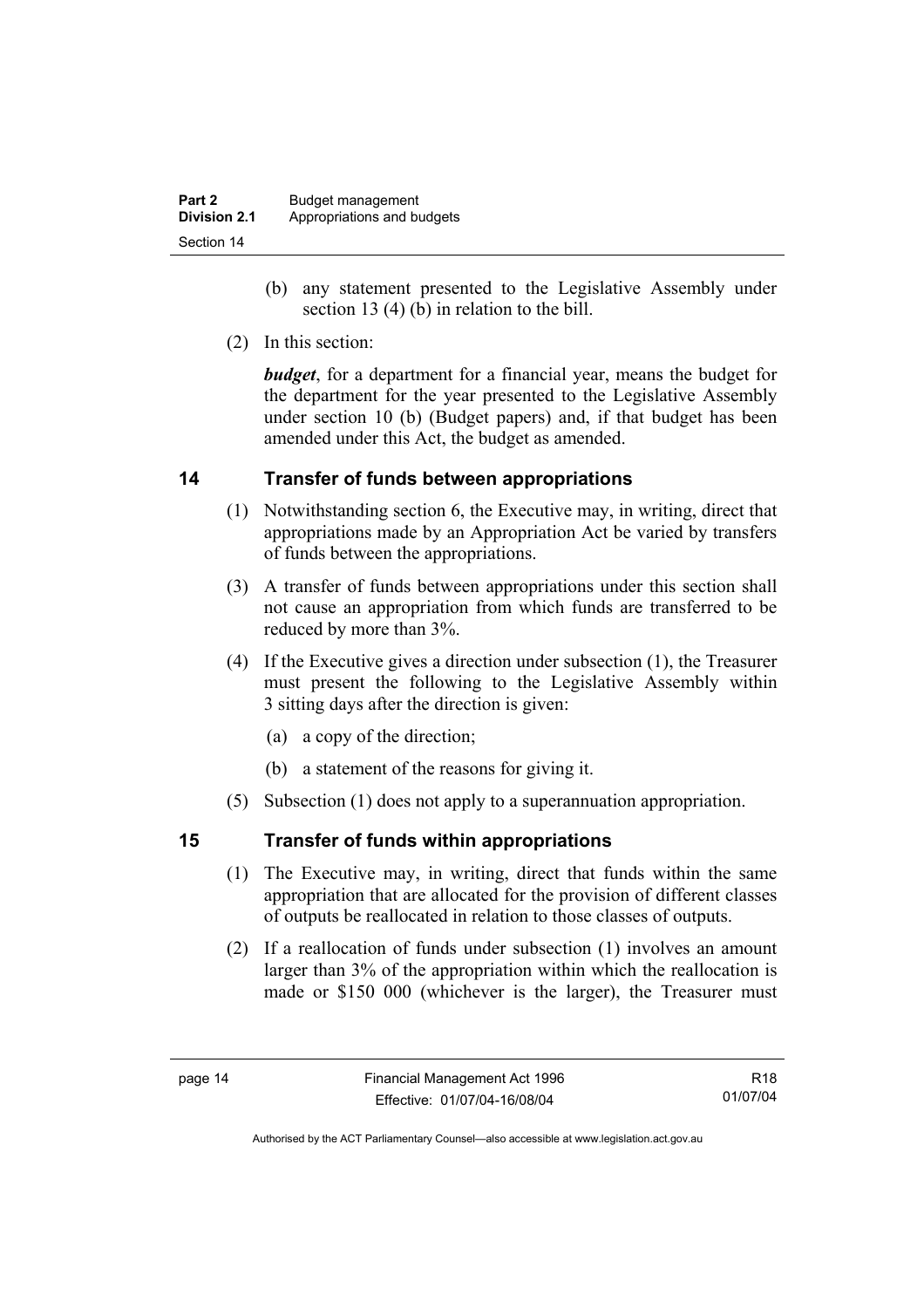(b) any statement presented to the Legislative Assembly under section 13 (4) (b) in relation to the bill.

(2) In this section:

***budget***, for a department for a financial year, means the budget for the department for the year presented to the Legislative Assembly under section 10 (b) (Budget papers) and, if that budget has been amended under this Act, the budget as amended.

## 14 Transfer of funds between appropriations

(1) Notwithstanding section 6, the Executive may, in writing, direct that appropriations made by an Appropriation Act be varied by transfers of funds between the appropriations.

(3) A transfer of funds between appropriations under this section shall not cause an appropriation from which funds are transferred to be reduced by more than 3%.

(4) If the Executive gives a direction under subsection (1), the Treasurer must present the following to the Legislative Assembly within 3 sitting days after the direction is given:

(a) a copy of the direction;

(b) a statement of the reasons for giving it.

(5) Subsection (1) does not apply to a superannuation appropriation.

## 15 Transfer of funds within appropriations

(1) The Executive may, in writing, direct that funds within the same appropriation that are allocated for the provision of different classes of outputs be reallocated in relation to those classes of outputs.

(2) If a reallocation of funds under subsection (1) involves an amount larger than 3% of the appropriation within which the reallocation is made or $150 000 (whichever is the larger), the Treasurer must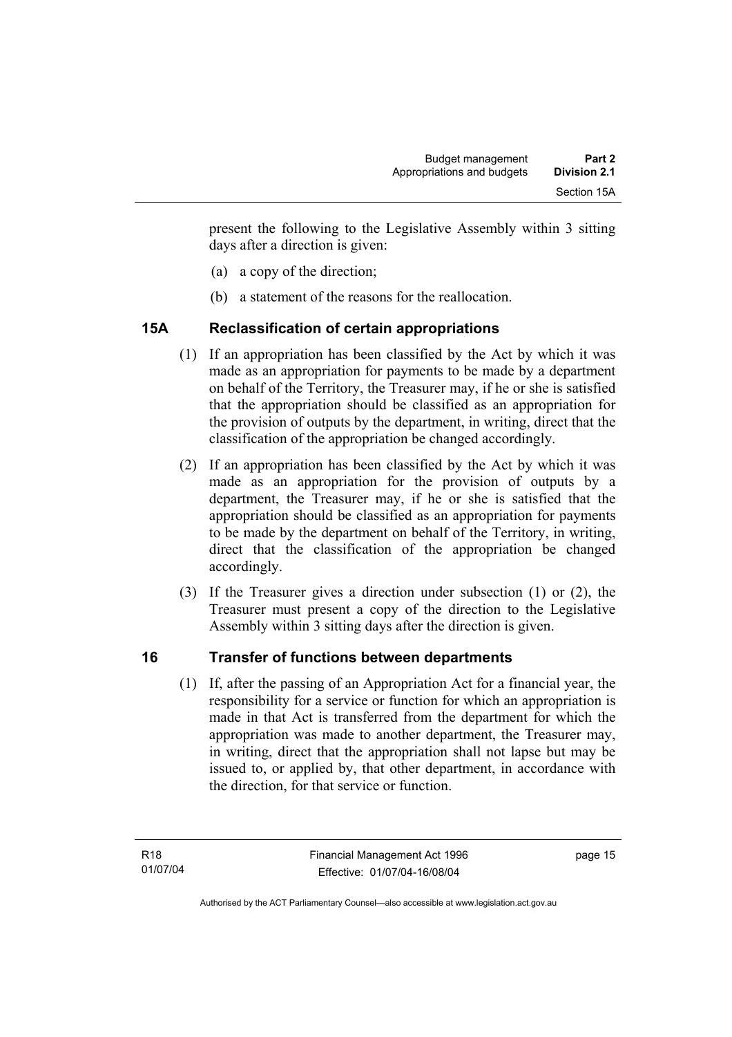present the following to the Legislative Assembly within 3 sitting days after a direction is given:

(a) a copy of the direction;

(b) a statement of the reasons for the reallocation.

## 15A Reclassification of certain appropriations

(1) If an appropriation has been classified by the Act by which it was made as an appropriation for payments to be made by a department on behalf of the Territory, the Treasurer may, if he or she is satisfied that the appropriation should be classified as an appropriation for the provision of outputs by the department, in writing, direct that the classification of the appropriation be changed accordingly.

(2) If an appropriation has been classified by the Act by which it was made as an appropriation for the provision of outputs by a department, the Treasurer may, if he or she is satisfied that the appropriation should be classified as an appropriation for payments to be made by the department on behalf of the Territory, in writing, direct that the classification of the appropriation be changed accordingly.

(3) If the Treasurer gives a direction under subsection (1) or (2), the Treasurer must present a copy of the direction to the Legislative Assembly within 3 sitting days after the direction is given.

## 16 Transfer of functions between departments

(1) If, after the passing of an Appropriation Act for a financial year, the responsibility for a service or function for which an appropriation is made in that Act is transferred from the department for which the appropriation was made to another department, the Treasurer may, in writing, direct that the appropriation shall not lapse but may be issued to, or applied by, that other department, in accordance with the direction, for that service or function.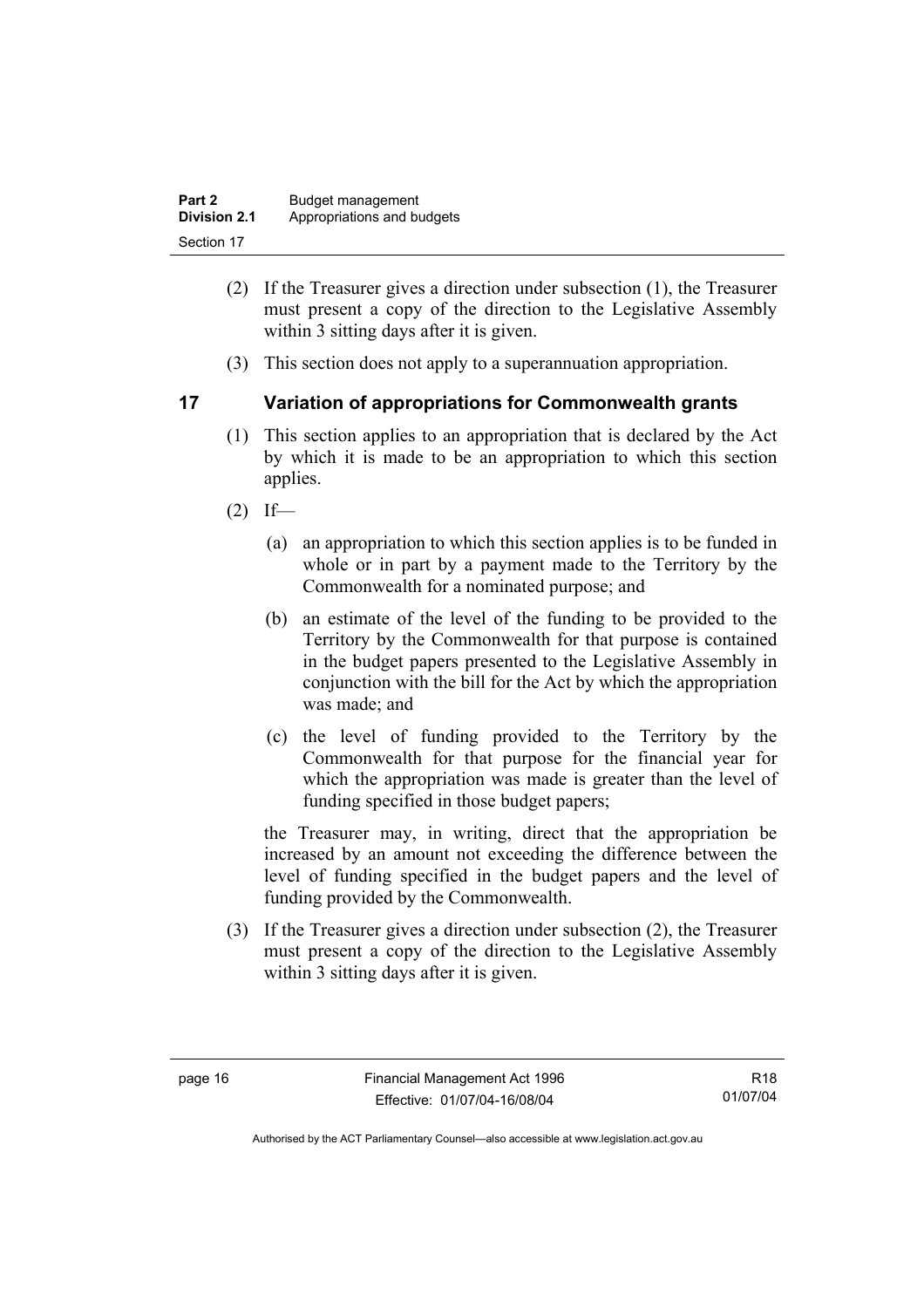(2) If the Treasurer gives a direction under subsection (1), the Treasurer must present a copy of the direction to the Legislative Assembly within 3 sitting days after it is given.

(3) This section does not apply to a superannuation appropriation.

## 17 Variation of appropriations for Commonwealth grants

(1) This section applies to an appropriation that is declared by the Act by which it is made to be an appropriation to which this section applies.

(2) If—

(a) an appropriation to which this section applies is to be funded in whole or in part by a payment made to the Territory by the Commonwealth for a nominated purpose; and

(b) an estimate of the level of the funding to be provided to the Territory by the Commonwealth for that purpose is contained in the budget papers presented to the Legislative Assembly in conjunction with the bill for the Act by which the appropriation was made; and

(c) the level of funding provided to the Territory by the Commonwealth for that purpose for the financial year for which the appropriation was made is greater than the level of funding specified in those budget papers;

the Treasurer may, in writing, direct that the appropriation be increased by an amount not exceeding the difference between the level of funding specified in the budget papers and the level of funding provided by the Commonwealth.

(3) If the Treasurer gives a direction under subsection (2), the Treasurer must present a copy of the direction to the Legislative Assembly within 3 sitting days after it is given.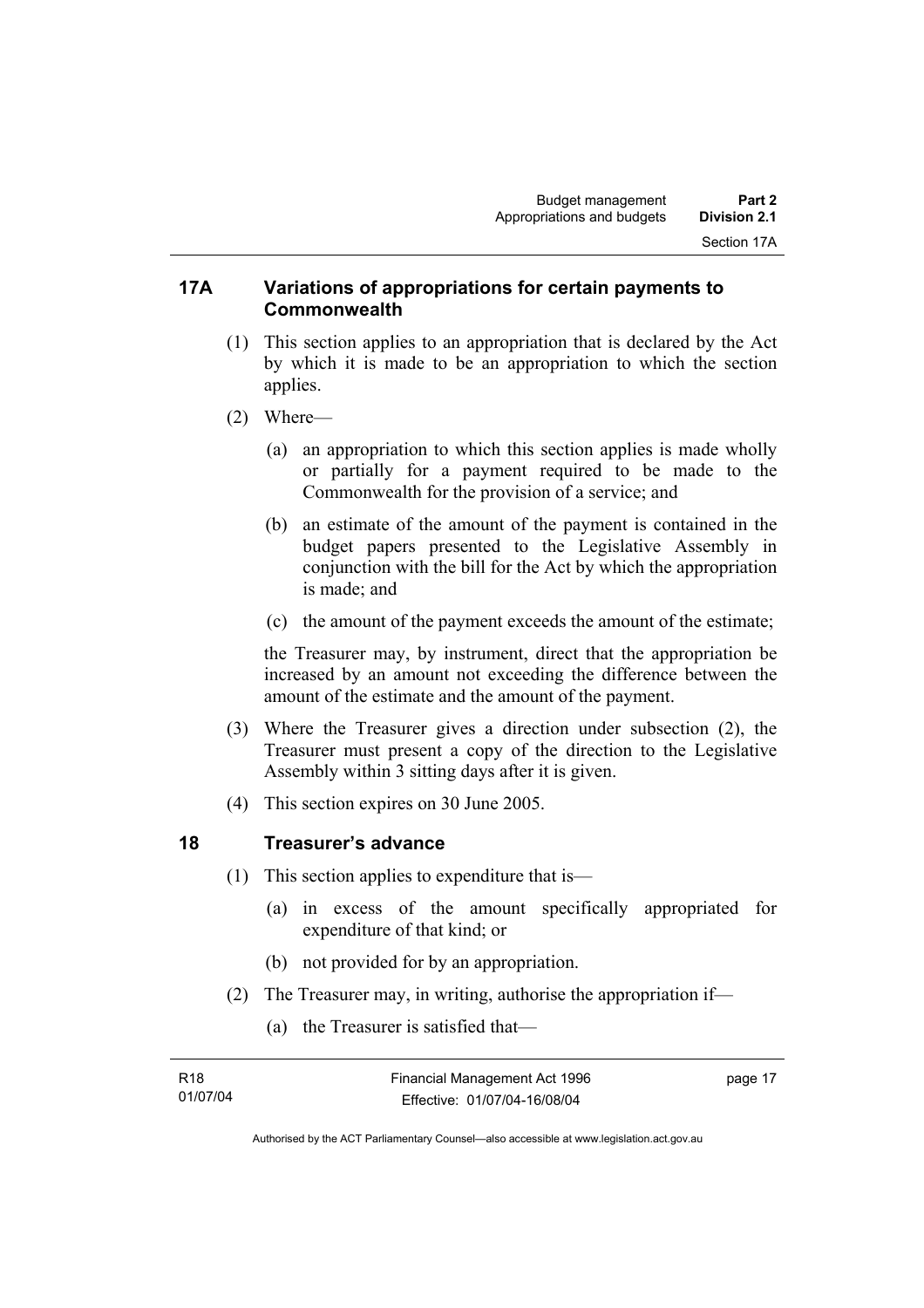## 17A Variations of appropriations for certain payments to Commonwealth

(1) This section applies to an appropriation that is declared by the Act by which it is made to be an appropriation to which the section applies.

(2) Where—

(a) an appropriation to which this section applies is made wholly or partially for a payment required to be made to the Commonwealth for the provision of a service; and

(b) an estimate of the amount of the payment is contained in the budget papers presented to the Legislative Assembly in conjunction with the bill for the Act by which the appropriation is made; and

(c) the amount of the payment exceeds the amount of the estimate;

the Treasurer may, by instrument, direct that the appropriation be increased by an amount not exceeding the difference between the amount of the estimate and the amount of the payment.

(3) Where the Treasurer gives a direction under subsection (2), the Treasurer must present a copy of the direction to the Legislative Assembly within 3 sitting days after it is given.

(4) This section expires on 30 June 2005.

## 18 Treasurer's advance

(1) This section applies to expenditure that is—

(a) in excess of the amount specifically appropriated for expenditure of that kind; or

(b) not provided for by an appropriation.

(2) The Treasurer may, in writing, authorise the appropriation if—

(a) the Treasurer is satisfied that—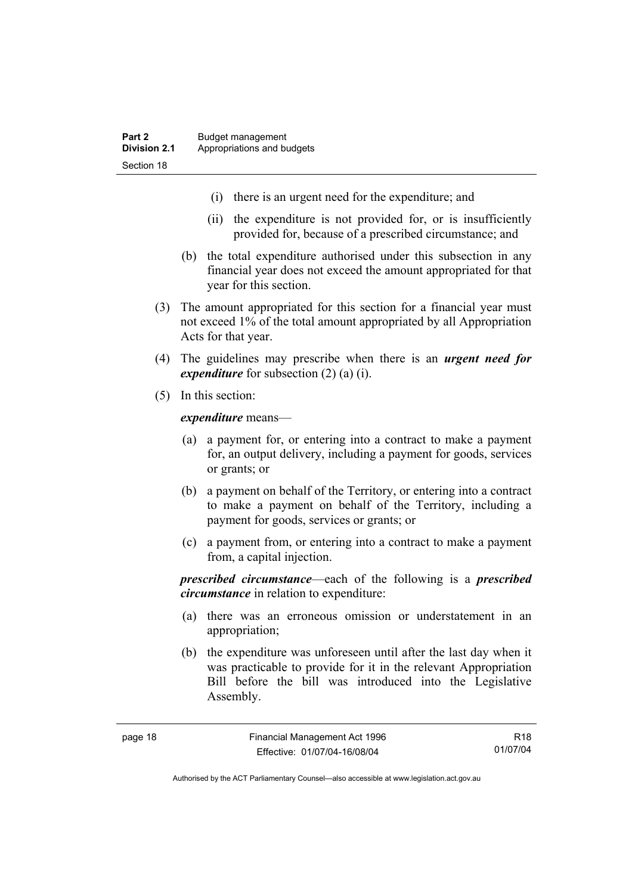(i) there is an urgent need for the expenditure; and

(ii) the expenditure is not provided for, or is insufficiently provided for, because of a prescribed circumstance; and

(b) the total expenditure authorised under this subsection in any financial year does not exceed the amount appropriated for that year for this section.

(3) The amount appropriated for this section for a financial year must not exceed 1% of the total amount appropriated by all Appropriation Acts for that year.

(4) The guidelines may prescribe when there is an ***urgent need for expenditure*** for subsection (2) (a) (i).

(5) In this section:

***expenditure*** means—

(a) a payment for, or entering into a contract to make a payment for, an output delivery, including a payment for goods, services or grants; or

(b) a payment on behalf of the Territory, or entering into a contract to make a payment on behalf of the Territory, including a payment for goods, services or grants; or

(c) a payment from, or entering into a contract to make a payment from, a capital injection.

***prescribed circumstance***—each of the following is a ***prescribed circumstance*** in relation to expenditure:

(a) there was an erroneous omission or understatement in an appropriation;

(b) the expenditure was unforeseen until after the last day when it was practicable to provide for it in the relevant Appropriation Bill before the bill was introduced into the Legislative Assembly.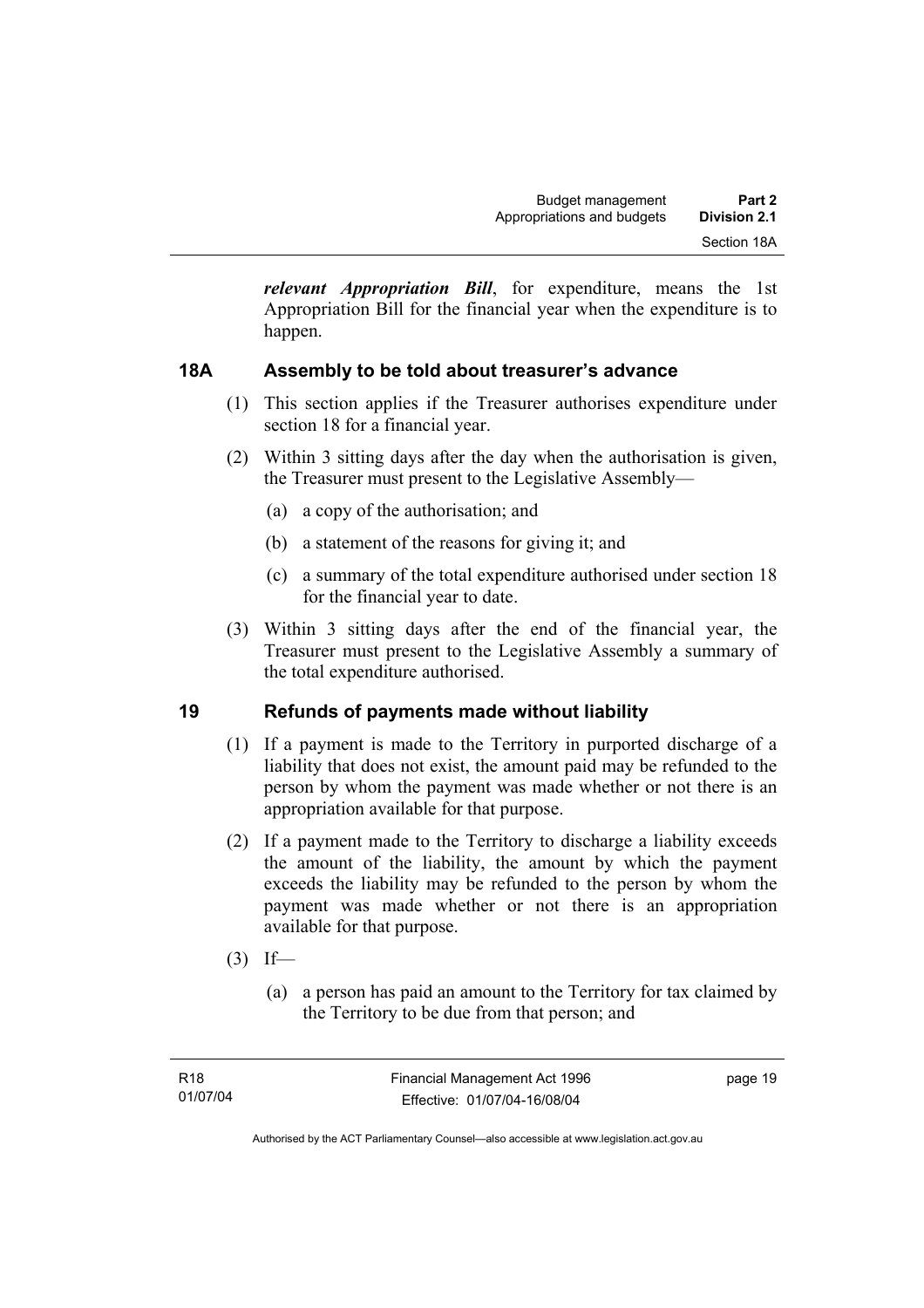***relevant Appropriation Bill***, for expenditure, means the 1st Appropriation Bill for the financial year when the expenditure is to happen.

### 18A Assembly to be told about treasurer's advance

(1) This section applies if the Treasurer authorises expenditure under section 18 for a financial year.

(2) Within 3 sitting days after the day when the authorisation is given, the Treasurer must present to the Legislative Assembly—

   (a) a copy of the authorisation; and

   (b) a statement of the reasons for giving it; and

   (c) a summary of the total expenditure authorised under section 18 for the financial year to date.

(3) Within 3 sitting days after the end of the financial year, the Treasurer must present to the Legislative Assembly a summary of the total expenditure authorised.

### 19 Refunds of payments made without liability

(1) If a payment is made to the Territory in purported discharge of a liability that does not exist, the amount paid may be refunded to the person by whom the payment was made whether or not there is an appropriation available for that purpose.

(2) If a payment made to the Territory to discharge a liability exceeds the amount of the liability, the amount by which the payment exceeds the liability may be refunded to the person by whom the payment was made whether or not there is an appropriation available for that purpose.

(3) If—

   (a) a person has paid an amount to the Territory for tax claimed by the Territory to be due from that person; and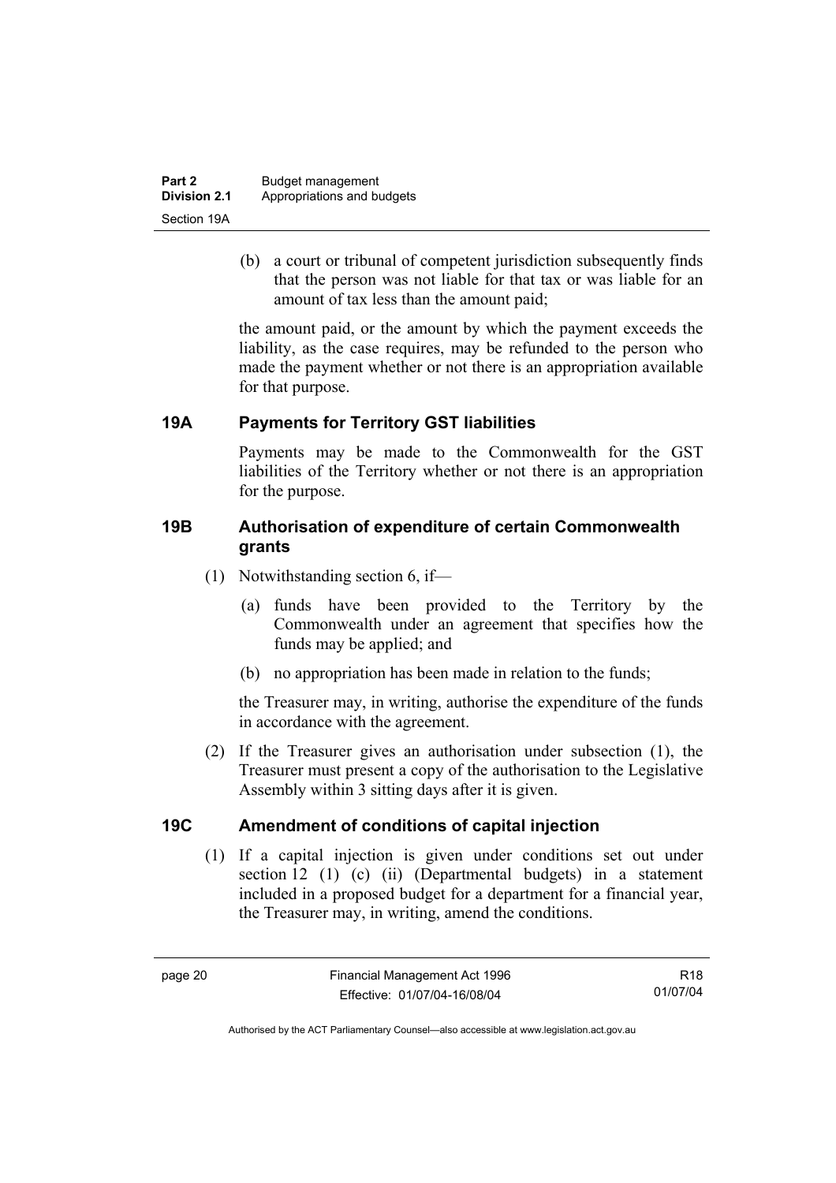(b) a court or tribunal of competent jurisdiction subsequently finds that the person was not liable for that tax or was liable for an amount of tax less than the amount paid;

the amount paid, or the amount by which the payment exceeds the liability, as the case requires, may be refunded to the person who made the payment whether or not there is an appropriation available for that purpose.

## 19A Payments for Territory GST liabilities

Payments may be made to the Commonwealth for the GST liabilities of the Territory whether or not there is an appropriation for the purpose.

## 19B Authorisation of expenditure of certain Commonwealth grants

(1) Notwithstanding section 6, if—

(a) funds have been provided to the Territory by the Commonwealth under an agreement that specifies how the funds may be applied; and

(b) no appropriation has been made in relation to the funds;

the Treasurer may, in writing, authorise the expenditure of the funds in accordance with the agreement.

(2) If the Treasurer gives an authorisation under subsection (1), the Treasurer must present a copy of the authorisation to the Legislative Assembly within 3 sitting days after it is given.

## 19C Amendment of conditions of capital injection

(1) If a capital injection is given under conditions set out under section 12 (1) (c) (ii) (Departmental budgets) in a statement included in a proposed budget for a department for a financial year, the Treasurer may, in writing, amend the conditions.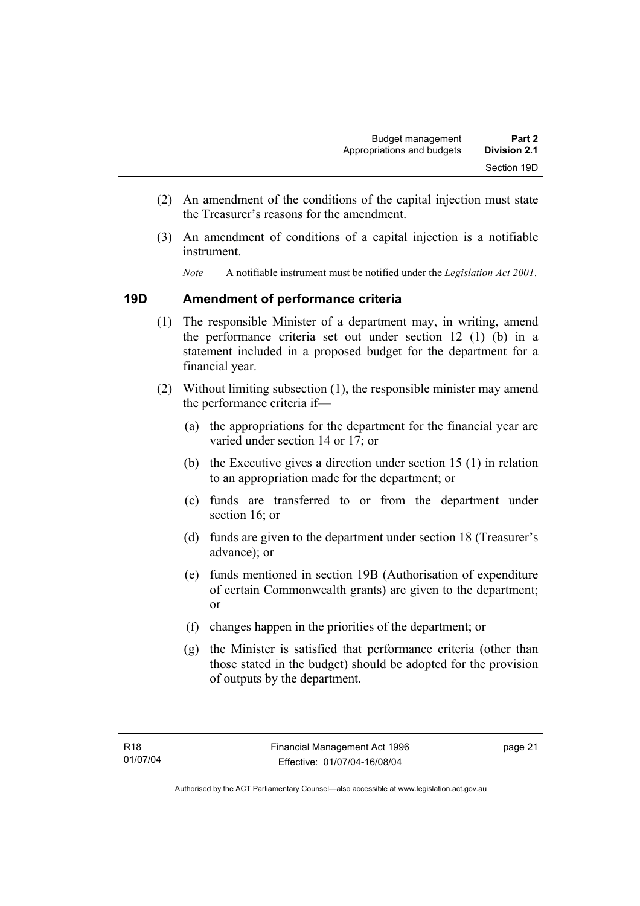(2) An amendment of the conditions of the capital injection must state the Treasurer's reasons for the amendment.

(3) An amendment of conditions of a capital injection is a notifiable instrument.

*Note* A notifiable instrument must be notified under the *Legislation Act 2001*.

### 19D Amendment of performance criteria

(1) The responsible Minister of a department may, in writing, amend the performance criteria set out under section 12 (1) (b) in a statement included in a proposed budget for the department for a financial year.

(2) Without limiting subsection (1), the responsible minister may amend the performance criteria if—

(a) the appropriations for the department for the financial year are varied under section 14 or 17; or

(b) the Executive gives a direction under section 15 (1) in relation to an appropriation made for the department; or

(c) funds are transferred to or from the department under section 16; or

(d) funds are given to the department under section 18 (Treasurer's advance); or

(e) funds mentioned in section 19B (Authorisation of expenditure of certain Commonwealth grants) are given to the department; or

(f) changes happen in the priorities of the department; or

(g) the Minister is satisfied that performance criteria (other than those stated in the budget) should be adopted for the provision of outputs by the department.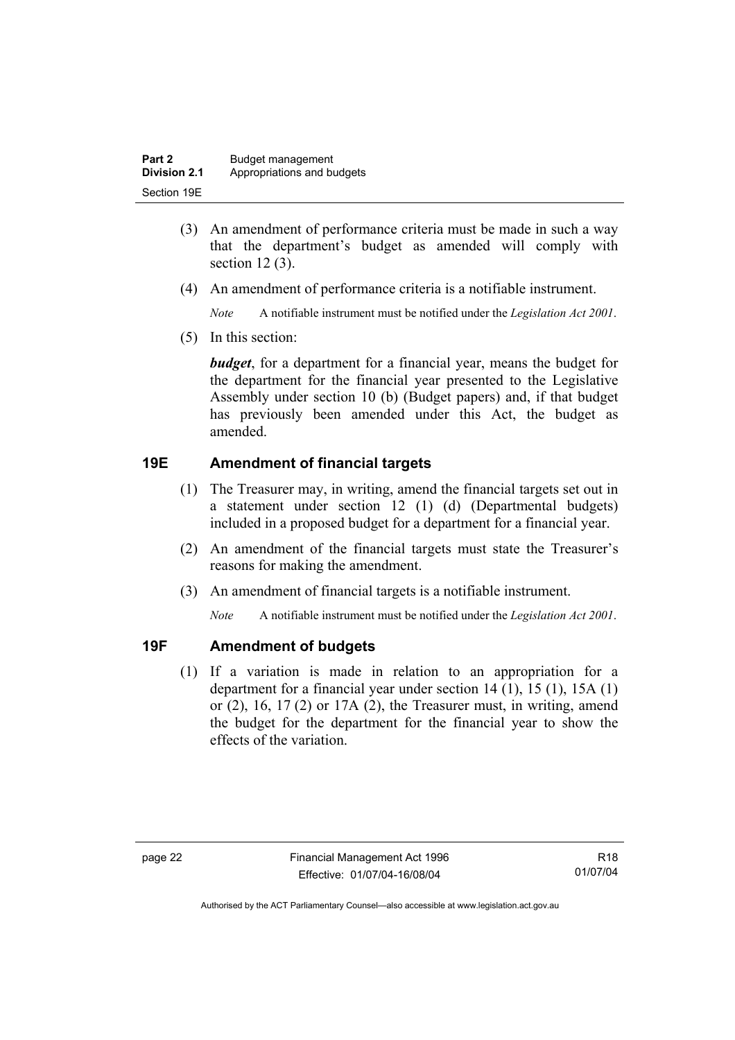(3) An amendment of performance criteria must be made in such a way that the department's budget as amended will comply with section 12 (3).

(4) An amendment of performance criteria is a notifiable instrument.

*Note* A notifiable instrument must be notified under the *Legislation Act 2001*.

(5) In this section:

***budget***, for a department for a financial year, means the budget for the department for the financial year presented to the Legislative Assembly under section 10 (b) (Budget papers) and, if that budget has previously been amended under this Act, the budget as amended.

## 19E Amendment of financial targets

(1) The Treasurer may, in writing, amend the financial targets set out in a statement under section 12 (1) (d) (Departmental budgets) included in a proposed budget for a department for a financial year.

(2) An amendment of the financial targets must state the Treasurer's reasons for making the amendment.

(3) An amendment of financial targets is a notifiable instrument.

*Note* A notifiable instrument must be notified under the *Legislation Act 2001*.

## 19F Amendment of budgets

(1) If a variation is made in relation to an appropriation for a department for a financial year under section 14 (1), 15 (1), 15A (1) or (2), 16, 17 (2) or 17A (2), the Treasurer must, in writing, amend the budget for the department for the financial year to show the effects of the variation.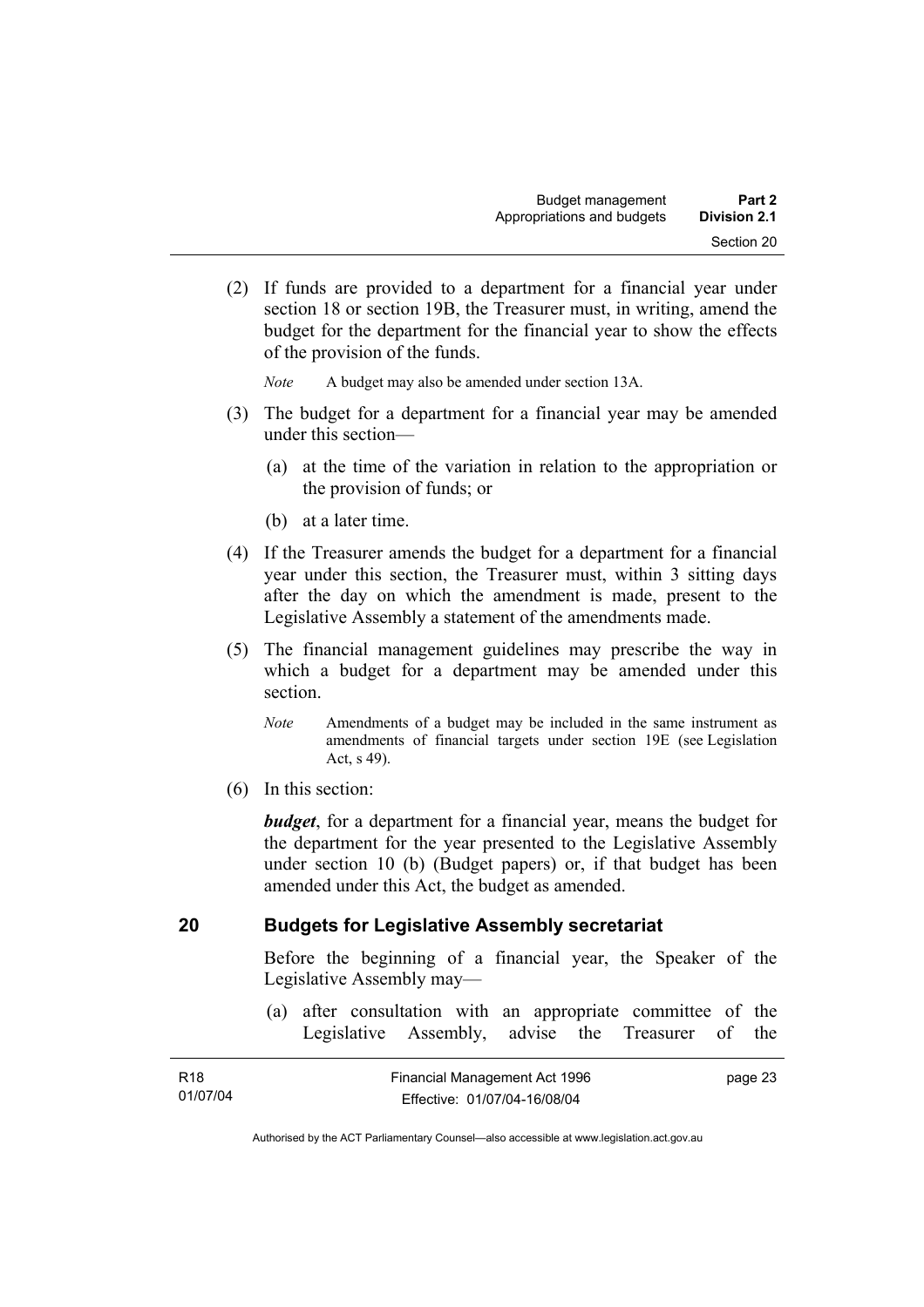(2) If funds are provided to a department for a financial year under section 18 or section 19B, the Treasurer must, in writing, amend the budget for the department for the financial year to show the effects of the provision of the funds.

*Note* A budget may also be amended under section 13A.

(3) The budget for a department for a financial year may be amended under this section—

(a) at the time of the variation in relation to the appropriation or the provision of funds; or

(b) at a later time.

(4) If the Treasurer amends the budget for a department for a financial year under this section, the Treasurer must, within 3 sitting days after the day on which the amendment is made, present to the Legislative Assembly a statement of the amendments made.

(5) The financial management guidelines may prescribe the way in which a budget for a department may be amended under this section.

*Note* Amendments of a budget may be included in the same instrument as amendments of financial targets under section 19E (see Legislation Act, s 49).

(6) In this section:

***budget***, for a department for a financial year, means the budget for the department for the year presented to the Legislative Assembly under section 10 (b) (Budget papers) or, if that budget has been amended under this Act, the budget as amended.

## 20 Budgets for Legislative Assembly secretariat

Before the beginning of a financial year, the Speaker of the Legislative Assembly may—

(a) after consultation with an appropriate committee of the Legislative Assembly, advise the Treasurer of the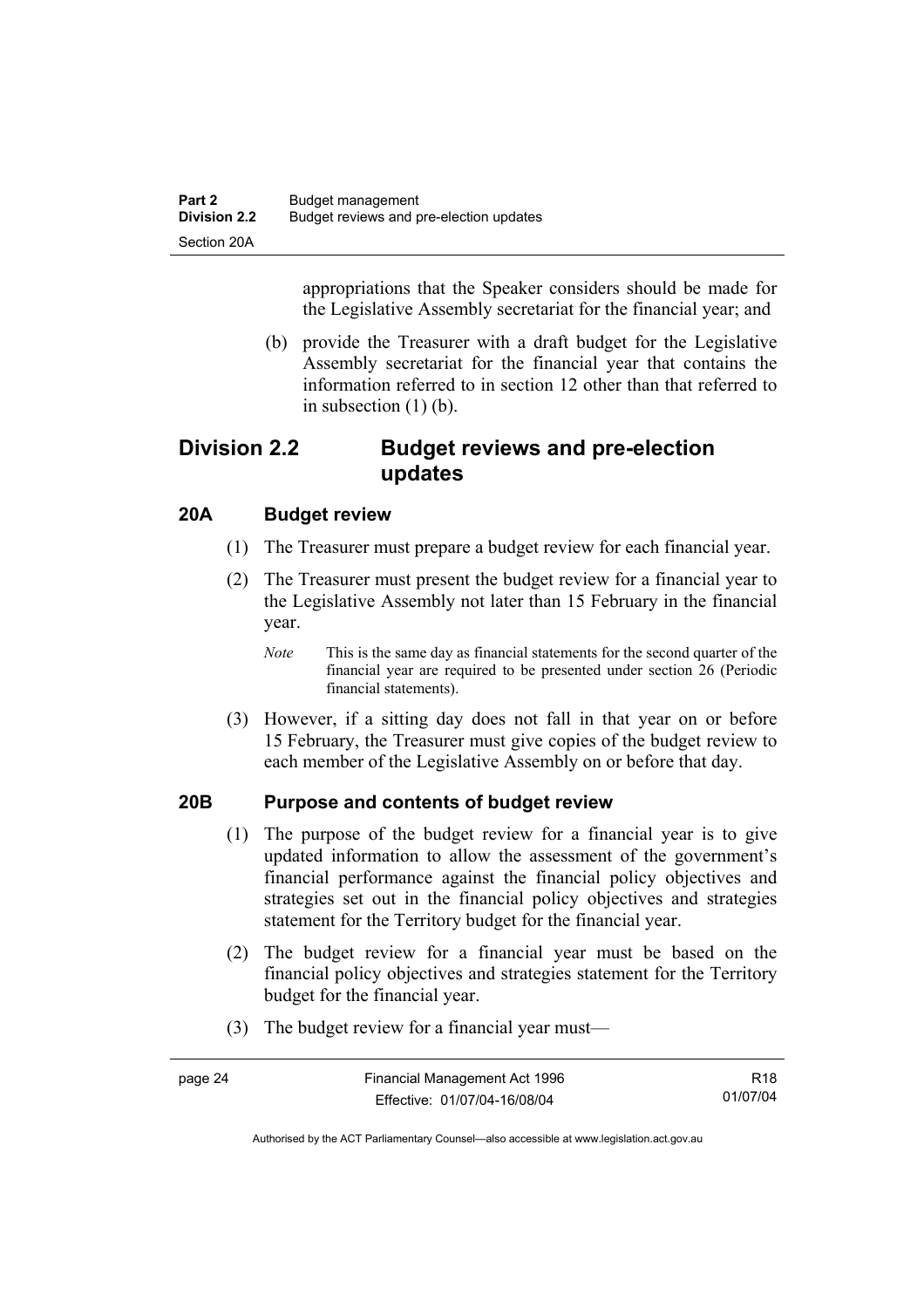appropriations that the Speaker considers should be made for the Legislative Assembly secretariat for the financial year; and

(b) provide the Treasurer with a draft budget for the Legislative Assembly secretariat for the financial year that contains the information referred to in section 12 other than that referred to in subsection (1) (b).

## Division 2.2 Budget reviews and pre-election updates

### 20A Budget review

(1) The Treasurer must prepare a budget review for each financial year.

(2) The Treasurer must present the budget review for a financial year to the Legislative Assembly not later than 15 February in the financial year.

*Note* This is the same day as financial statements for the second quarter of the financial year are required to be presented under section 26 (Periodic financial statements).

(3) However, if a sitting day does not fall in that year on or before 15 February, the Treasurer must give copies of the budget review to each member of the Legislative Assembly on or before that day.

### 20B Purpose and contents of budget review

(1) The purpose of the budget review for a financial year is to give updated information to allow the assessment of the government's financial performance against the financial policy objectives and strategies set out in the financial policy objectives and strategies statement for the Territory budget for the financial year.

(2) The budget review for a financial year must be based on the financial policy objectives and strategies statement for the Territory budget for the financial year.

(3) The budget review for a financial year must—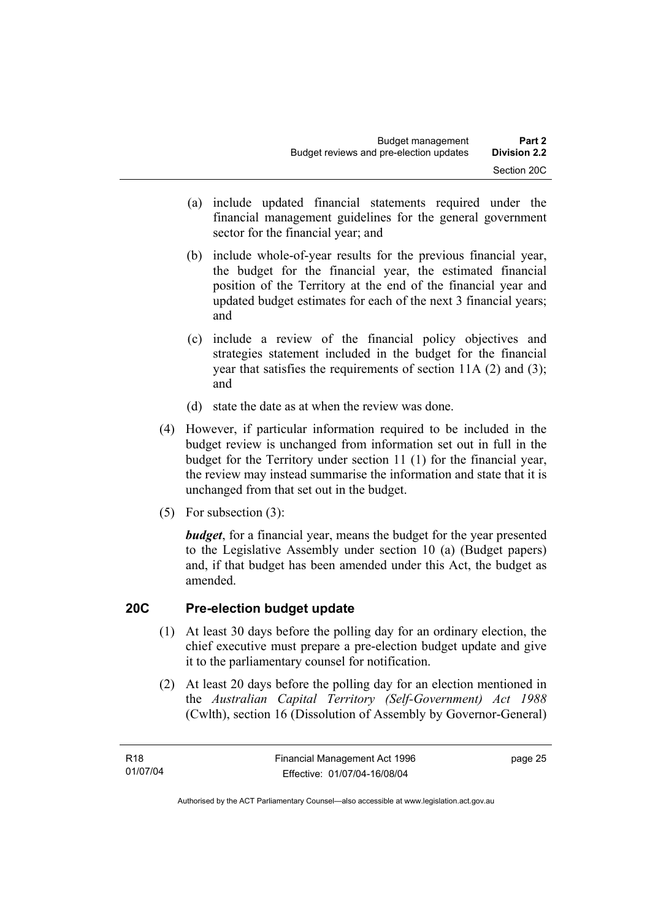(a) include updated financial statements required under the financial management guidelines for the general government sector for the financial year; and

(b) include whole-of-year results for the previous financial year, the budget for the financial year, the estimated financial position of the Territory at the end of the financial year and updated budget estimates for each of the next 3 financial years; and

(c) include a review of the financial policy objectives and strategies statement included in the budget for the financial year that satisfies the requirements of section 11A (2) and (3); and

(d) state the date as at when the review was done.

(4) However, if particular information required to be included in the budget review is unchanged from information set out in full in the budget for the Territory under section 11 (1) for the financial year, the review may instead summarise the information and state that it is unchanged from that set out in the budget.

(5) For subsection (3):

***budget***, for a financial year, means the budget for the year presented to the Legislative Assembly under section 10 (a) (Budget papers) and, if that budget has been amended under this Act, the budget as amended.

## 20C Pre-election budget update

(1) At least 30 days before the polling day for an ordinary election, the chief executive must prepare a pre-election budget update and give it to the parliamentary counsel for notification.

(2) At least 20 days before the polling day for an election mentioned in the *Australian Capital Territory (Self-Government) Act 1988* (Cwlth), section 16 (Dissolution of Assembly by Governor-General)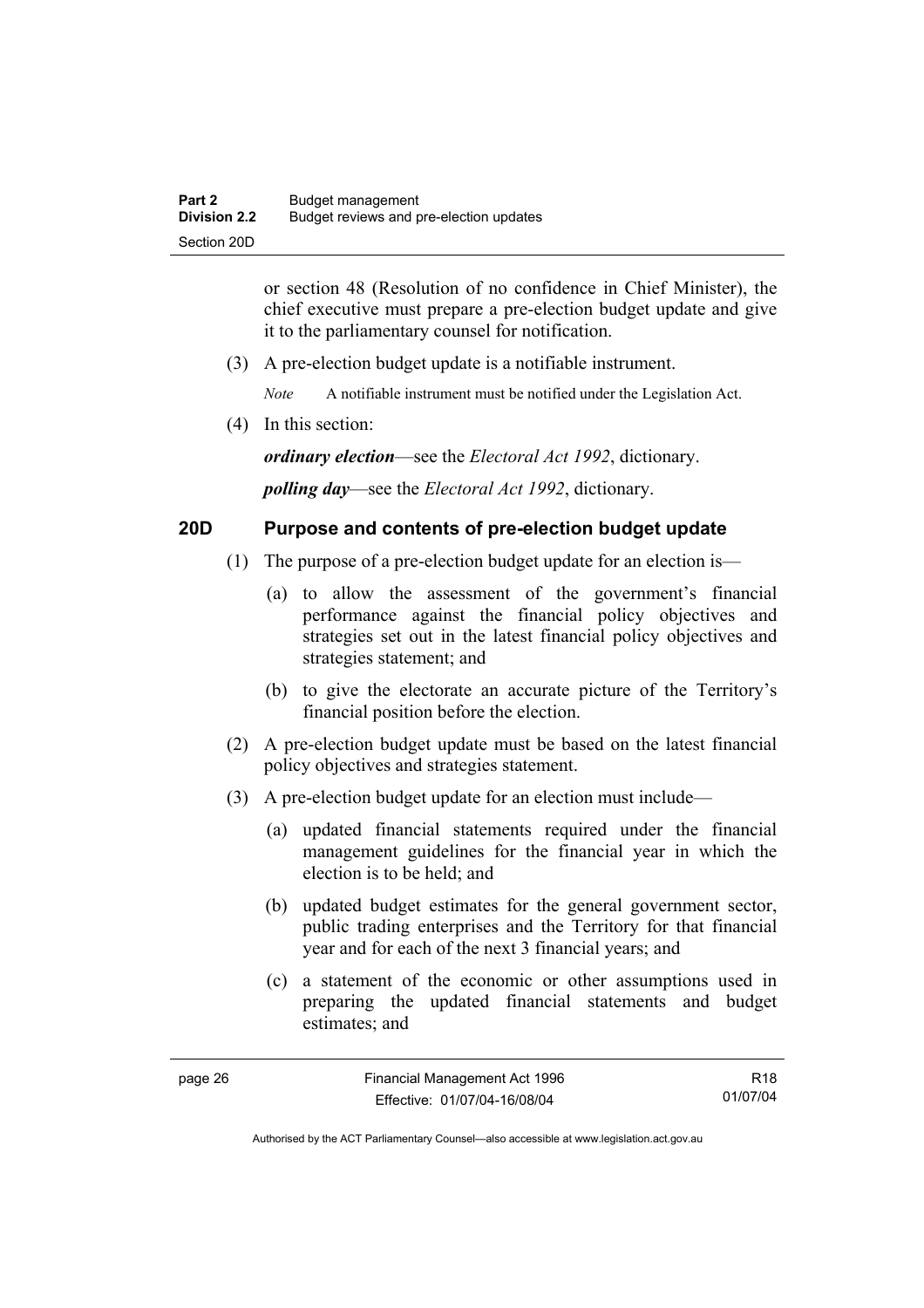or section 48 (Resolution of no confidence in Chief Minister), the chief executive must prepare a pre-election budget update and give it to the parliamentary counsel for notification.

(3) A pre-election budget update is a notifiable instrument.

*Note* A notifiable instrument must be notified under the Legislation Act.

(4) In this section:

***ordinary election***—see the *Electoral Act 1992*, dictionary.

***polling day***—see the *Electoral Act 1992*, dictionary.

### 20D Purpose and contents of pre-election budget update

(1) The purpose of a pre-election budget update for an election is—

(a) to allow the assessment of the government's financial performance against the financial policy objectives and strategies set out in the latest financial policy objectives and strategies statement; and

(b) to give the electorate an accurate picture of the Territory's financial position before the election.

(2) A pre-election budget update must be based on the latest financial policy objectives and strategies statement.

(3) A pre-election budget update for an election must include—

(a) updated financial statements required under the financial management guidelines for the financial year in which the election is to be held; and

(b) updated budget estimates for the general government sector, public trading enterprises and the Territory for that financial year and for each of the next 3 financial years; and

(c) a statement of the economic or other assumptions used in preparing the updated financial statements and budget estimates; and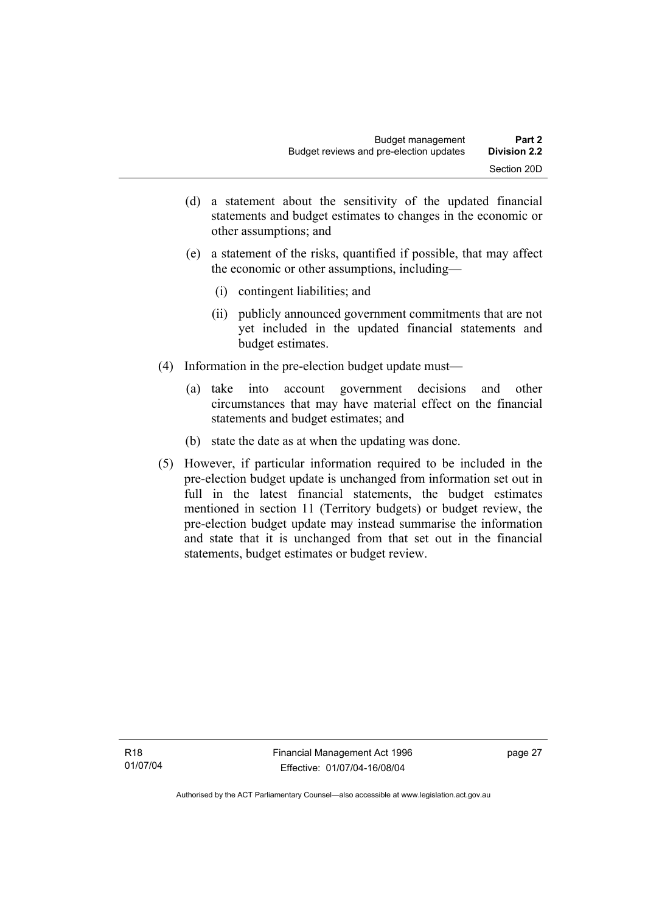(d) a statement about the sensitivity of the updated financial statements and budget estimates to changes in the economic or other assumptions; and

(e) a statement of the risks, quantified if possible, that may affect the economic or other assumptions, including—

   (i) contingent liabilities; and

   (ii) publicly announced government commitments that are not yet included in the updated financial statements and budget estimates.

(4) Information in the pre-election budget update must—

   (a) take into account government decisions and other circumstances that may have material effect on the financial statements and budget estimates; and

   (b) state the date as at when the updating was done.

(5) However, if particular information required to be included in the pre-election budget update is unchanged from information set out in full in the latest financial statements, the budget estimates mentioned in section 11 (Territory budgets) or budget review, the pre-election budget update may instead summarise the information and state that it is unchanged from that set out in the financial statements, budget estimates or budget review.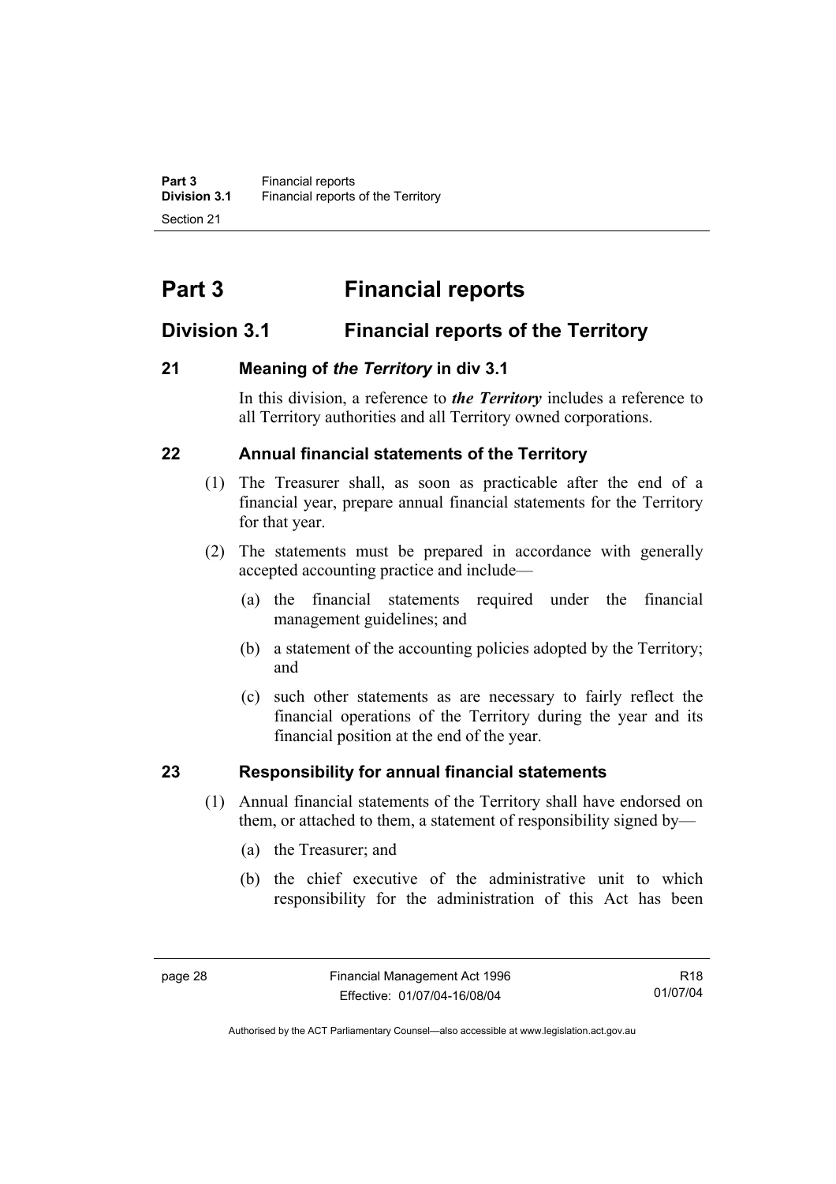# Part 3 Financial reports

## Division 3.1 Financial reports of the Territory

### 21 Meaning of *the Territory* in div 3.1

In this division, a reference to ***the Territory*** includes a reference to all Territory authorities and all Territory owned corporations.

### 22 Annual financial statements of the Territory

(1) The Treasurer shall, as soon as practicable after the end of a financial year, prepare annual financial statements for the Territory for that year.

(2) The statements must be prepared in accordance with generally accepted accounting practice and include—

(a) the financial statements required under the financial management guidelines; and

(b) a statement of the accounting policies adopted by the Territory; and

(c) such other statements as are necessary to fairly reflect the financial operations of the Territory during the year and its financial position at the end of the year.

### 23 Responsibility for annual financial statements

(1) Annual financial statements of the Territory shall have endorsed on them, or attached to them, a statement of responsibility signed by—

(a) the Treasurer; and

(b) the chief executive of the administrative unit to which responsibility for the administration of this Act has been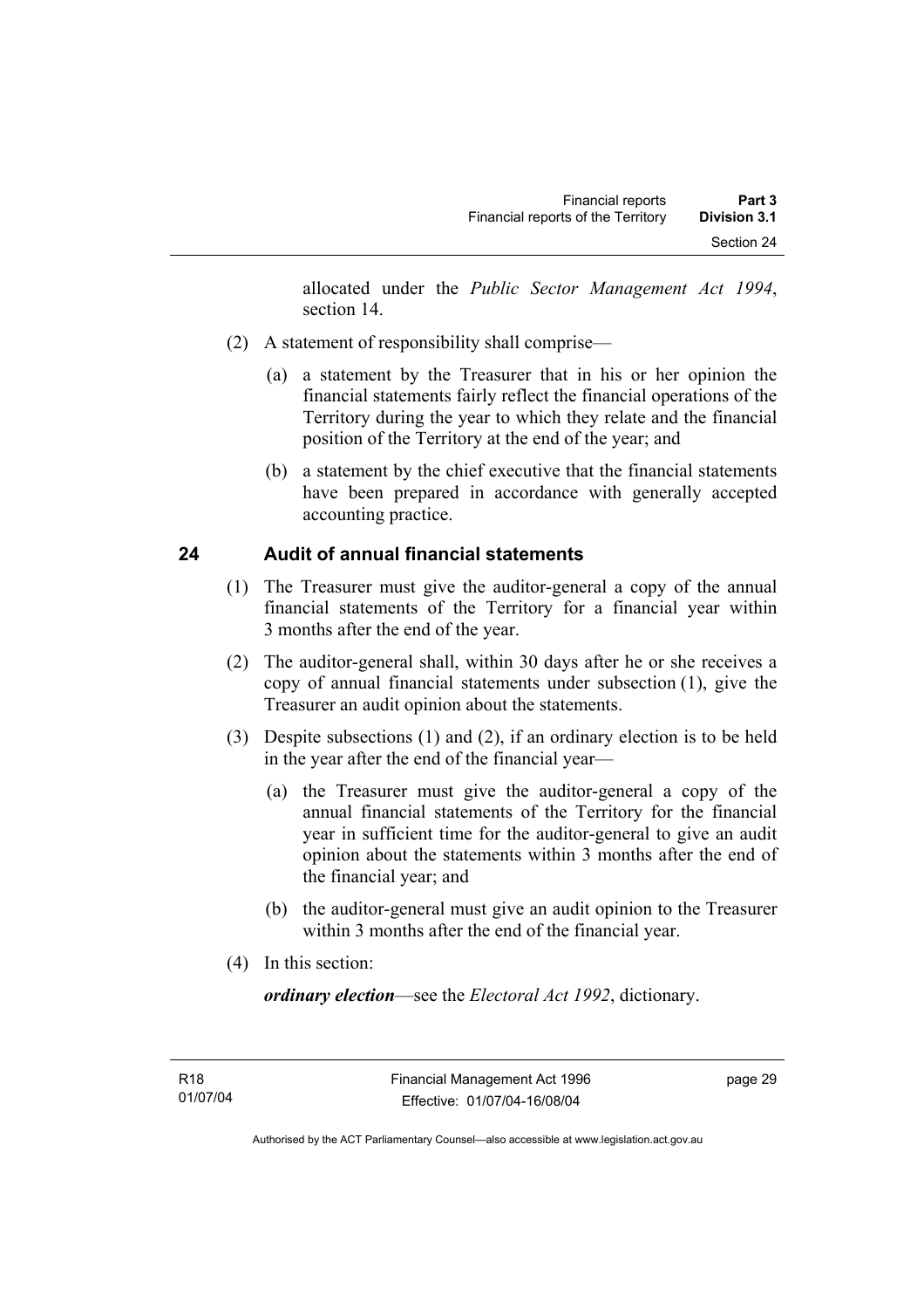allocated under the *Public Sector Management Act 1994*, section 14.

(2) A statement of responsibility shall comprise—

(a) a statement by the Treasurer that in his or her opinion the financial statements fairly reflect the financial operations of the Territory during the year to which they relate and the financial position of the Territory at the end of the year; and

(b) a statement by the chief executive that the financial statements have been prepared in accordance with generally accepted accounting practice.

## 24 Audit of annual financial statements

(1) The Treasurer must give the auditor-general a copy of the annual financial statements of the Territory for a financial year within 3 months after the end of the year.

(2) The auditor-general shall, within 30 days after he or she receives a copy of annual financial statements under subsection (1), give the Treasurer an audit opinion about the statements.

(3) Despite subsections (1) and (2), if an ordinary election is to be held in the year after the end of the financial year—

(a) the Treasurer must give the auditor-general a copy of the annual financial statements of the Territory for the financial year in sufficient time for the auditor-general to give an audit opinion about the statements within 3 months after the end of the financial year; and

(b) the auditor-general must give an audit opinion to the Treasurer within 3 months after the end of the financial year.

(4) In this section:

***ordinary election***—see the *Electoral Act 1992*, dictionary.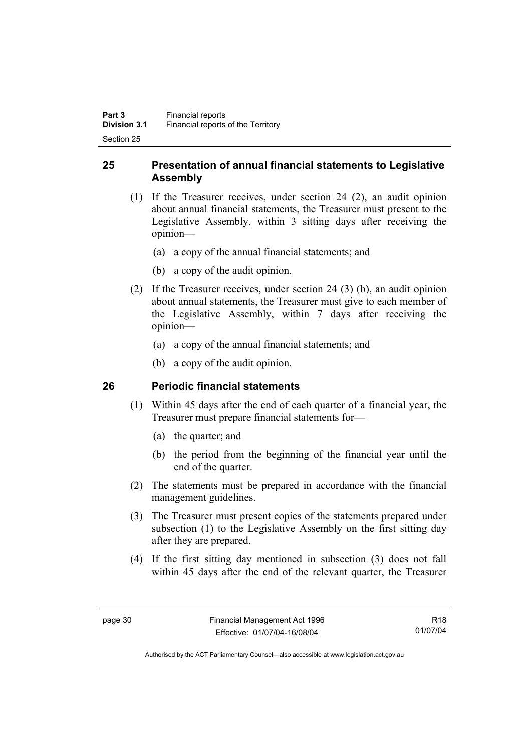## 25 Presentation of annual financial statements to Legislative Assembly

(1) If the Treasurer receives, under section 24 (2), an audit opinion about annual financial statements, the Treasurer must present to the Legislative Assembly, within 3 sitting days after receiving the opinion—

(a) a copy of the annual financial statements; and

(b) a copy of the audit opinion.

(2) If the Treasurer receives, under section 24 (3) (b), an audit opinion about annual statements, the Treasurer must give to each member of the Legislative Assembly, within 7 days after receiving the opinion—

(a) a copy of the annual financial statements; and

(b) a copy of the audit opinion.

## 26 Periodic financial statements

(1) Within 45 days after the end of each quarter of a financial year, the Treasurer must prepare financial statements for—

(a) the quarter; and

(b) the period from the beginning of the financial year until the end of the quarter.

(2) The statements must be prepared in accordance with the financial management guidelines.

(3) The Treasurer must present copies of the statements prepared under subsection (1) to the Legislative Assembly on the first sitting day after they are prepared.

(4) If the first sitting day mentioned in subsection (3) does not fall within 45 days after the end of the relevant quarter, the Treasurer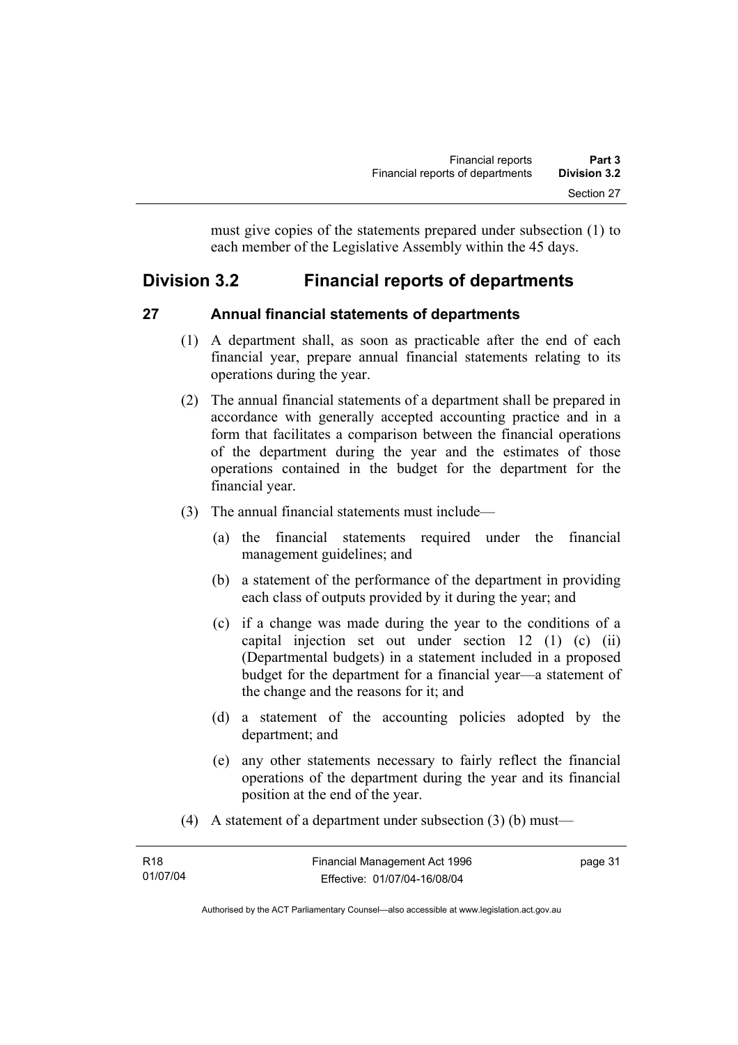must give copies of the statements prepared under subsection (1) to each member of the Legislative Assembly within the 45 days.

## Division 3.2 Financial reports of departments

### 27 Annual financial statements of departments

(1) A department shall, as soon as practicable after the end of each financial year, prepare annual financial statements relating to its operations during the year.

(2) The annual financial statements of a department shall be prepared in accordance with generally accepted accounting practice and in a form that facilitates a comparison between the financial operations of the department during the year and the estimates of those operations contained in the budget for the department for the financial year.

(3) The annual financial statements must include—

(a) the financial statements required under the financial management guidelines; and

(b) a statement of the performance of the department in providing each class of outputs provided by it during the year; and

(c) if a change was made during the year to the conditions of a capital injection set out under section 12 (1) (c) (ii) (Departmental budgets) in a statement included in a proposed budget for the department for a financial year—a statement of the change and the reasons for it; and

(d) a statement of the accounting policies adopted by the department; and

(e) any other statements necessary to fairly reflect the financial operations of the department during the year and its financial position at the end of the year.

(4) A statement of a department under subsection (3) (b) must—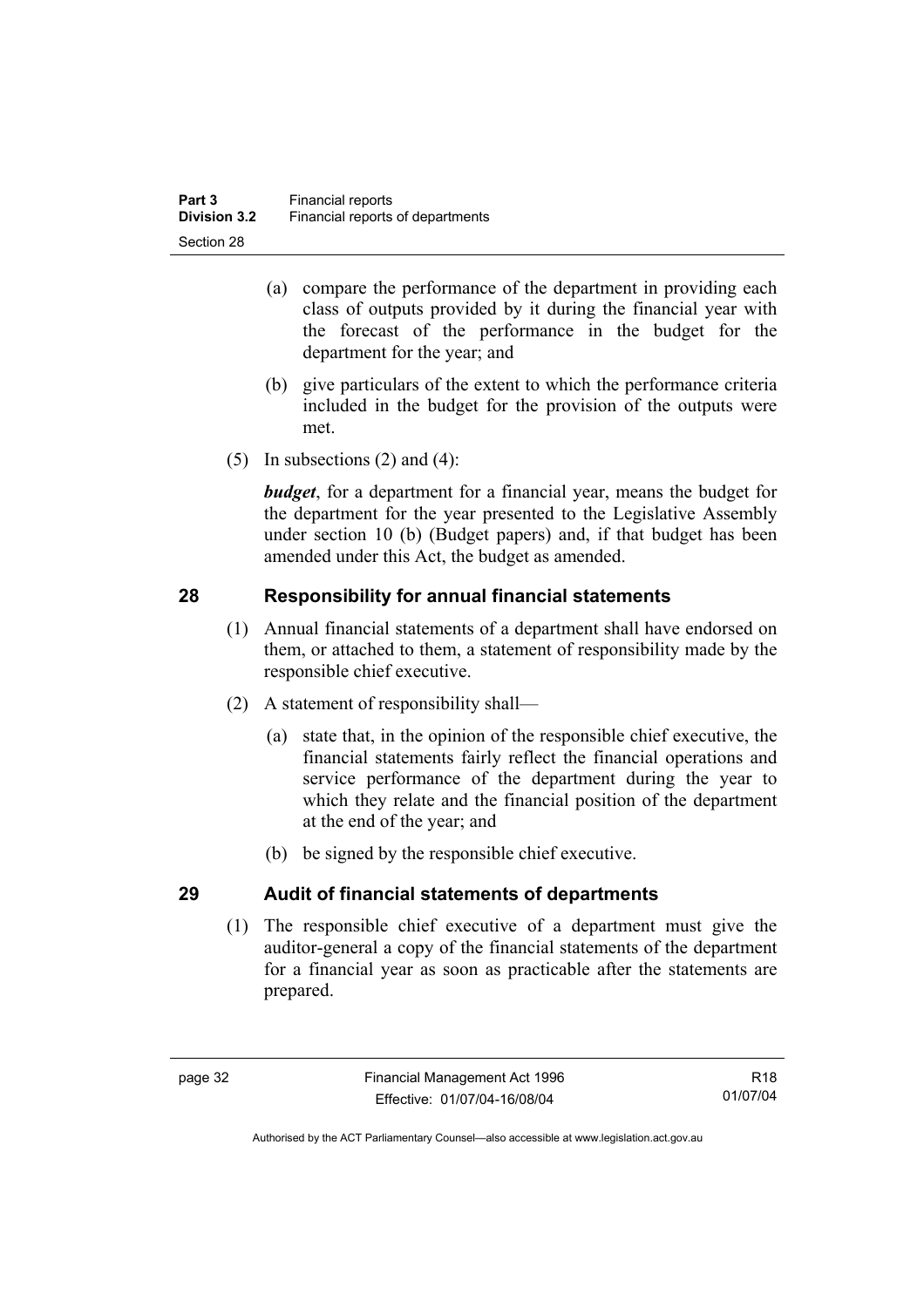(a) compare the performance of the department in providing each class of outputs provided by it during the financial year with the forecast of the performance in the budget for the department for the year; and

(b) give particulars of the extent to which the performance criteria included in the budget for the provision of the outputs were met.

(5) In subsections (2) and (4):

***budget***, for a department for a financial year, means the budget for the department for the year presented to the Legislative Assembly under section 10 (b) (Budget papers) and, if that budget has been amended under this Act, the budget as amended.

## 28 Responsibility for annual financial statements

(1) Annual financial statements of a department shall have endorsed on them, or attached to them, a statement of responsibility made by the responsible chief executive.

(2) A statement of responsibility shall—

(a) state that, in the opinion of the responsible chief executive, the financial statements fairly reflect the financial operations and service performance of the department during the year to which they relate and the financial position of the department at the end of the year; and

(b) be signed by the responsible chief executive.

## 29 Audit of financial statements of departments

(1) The responsible chief executive of a department must give the auditor-general a copy of the financial statements of the department for a financial year as soon as practicable after the statements are prepared.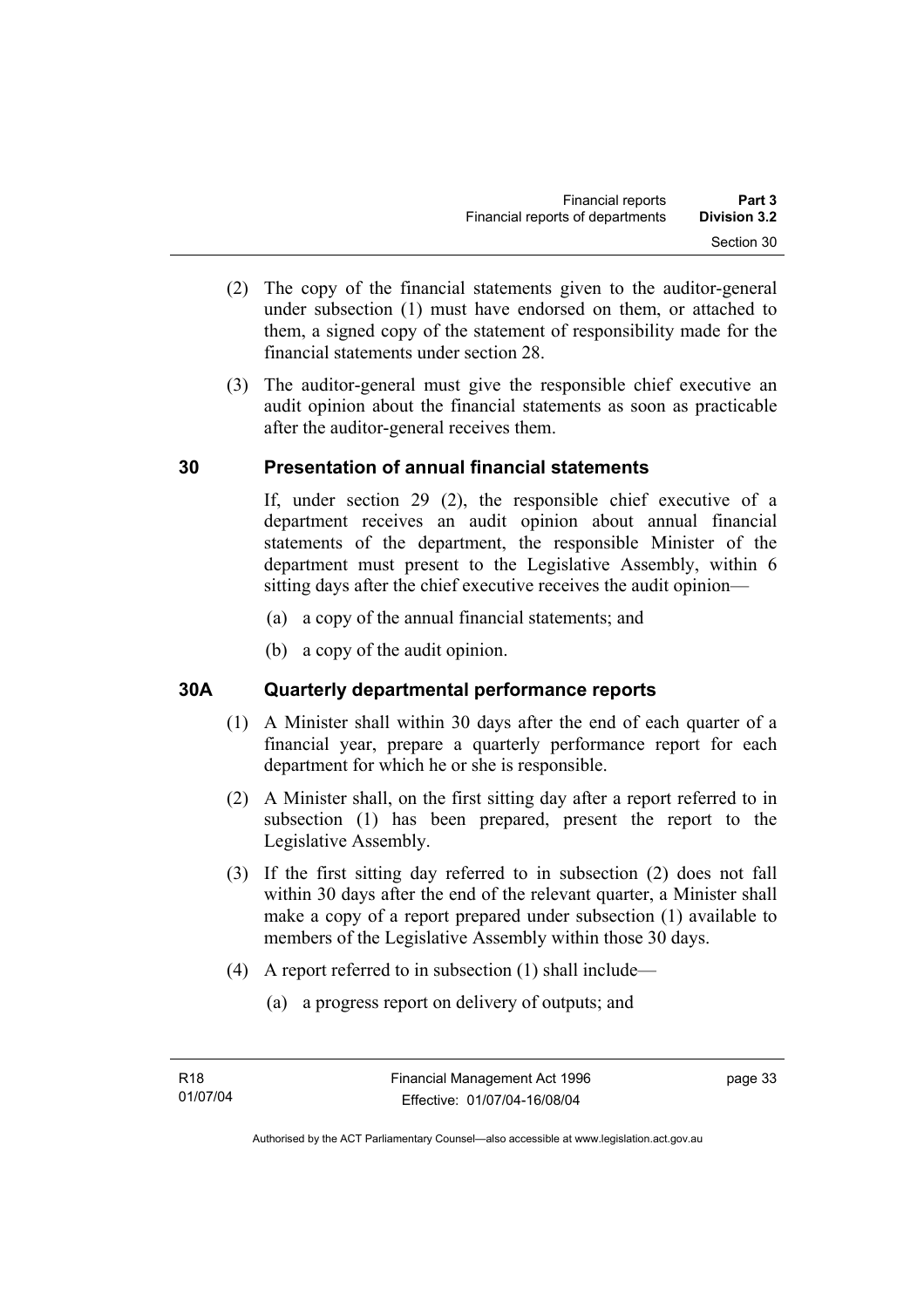(2) The copy of the financial statements given to the auditor-general under subsection (1) must have endorsed on them, or attached to them, a signed copy of the statement of responsibility made for the financial statements under section 28.

(3) The auditor-general must give the responsible chief executive an audit opinion about the financial statements as soon as practicable after the auditor-general receives them.

## 30 Presentation of annual financial statements

If, under section 29 (2), the responsible chief executive of a department receives an audit opinion about annual financial statements of the department, the responsible Minister of the department must present to the Legislative Assembly, within 6 sitting days after the chief executive receives the audit opinion—

(a) a copy of the annual financial statements; and

(b) a copy of the audit opinion.

## 30A Quarterly departmental performance reports

(1) A Minister shall within 30 days after the end of each quarter of a financial year, prepare a quarterly performance report for each department for which he or she is responsible.

(2) A Minister shall, on the first sitting day after a report referred to in subsection (1) has been prepared, present the report to the Legislative Assembly.

(3) If the first sitting day referred to in subsection (2) does not fall within 30 days after the end of the relevant quarter, a Minister shall make a copy of a report prepared under subsection (1) available to members of the Legislative Assembly within those 30 days.

(4) A report referred to in subsection (1) shall include—

(a) a progress report on delivery of outputs; and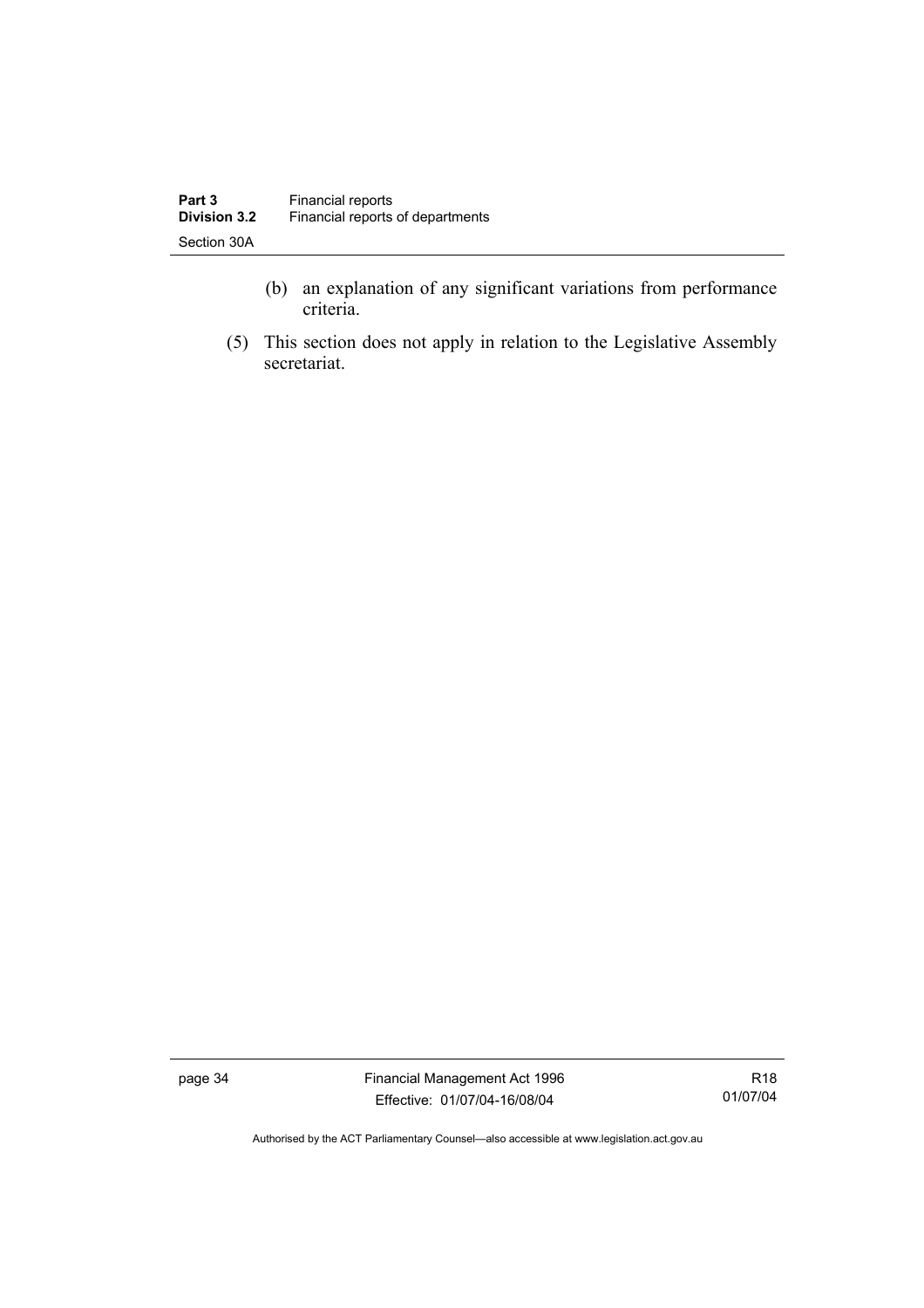(b) an explanation of any significant variations from performance criteria.

(5) This section does not apply in relation to the Legislative Assembly secretariat.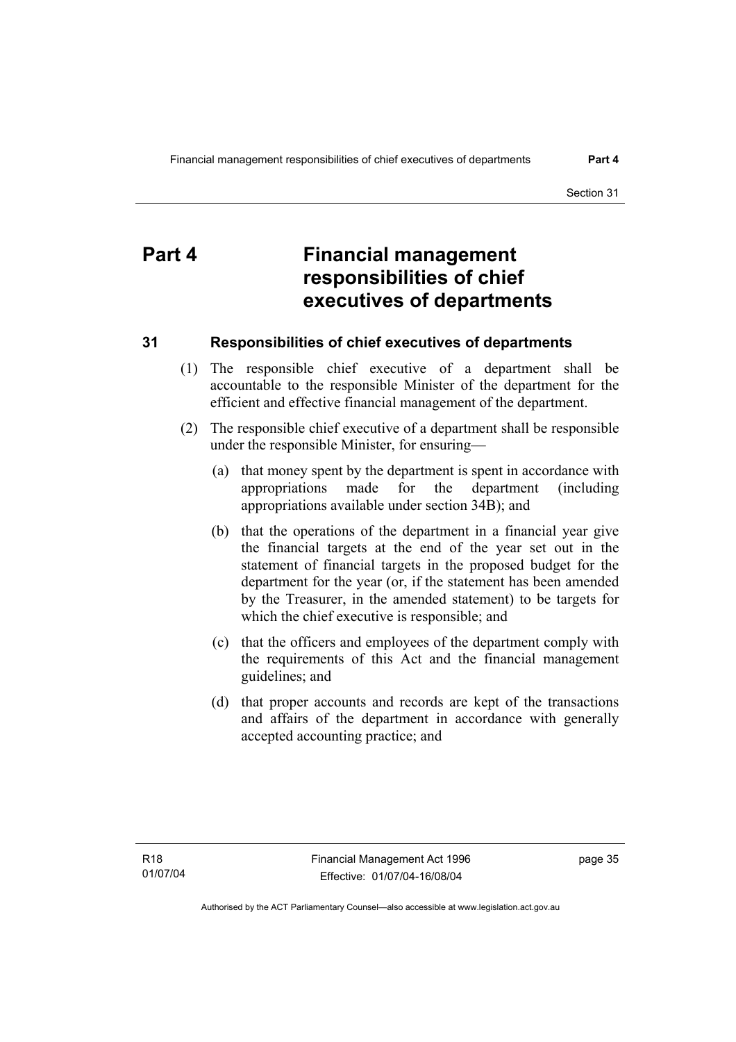# Part 4 Financial management responsibilities of chief executives of departments

## 31 Responsibilities of chief executives of departments

(1) The responsible chief executive of a department shall be accountable to the responsible Minister of the department for the efficient and effective financial management of the department.

(2) The responsible chief executive of a department shall be responsible under the responsible Minister, for ensuring—

(a) that money spent by the department is spent in accordance with appropriations made for the department (including appropriations available under section 34B); and

(b) that the operations of the department in a financial year give the financial targets at the end of the year set out in the statement of financial targets in the proposed budget for the department for the year (or, if the statement has been amended by the Treasurer, in the amended statement) to be targets for which the chief executive is responsible; and

(c) that the officers and employees of the department comply with the requirements of this Act and the financial management guidelines; and

(d) that proper accounts and records are kept of the transactions and affairs of the department in accordance with generally accepted accounting practice; and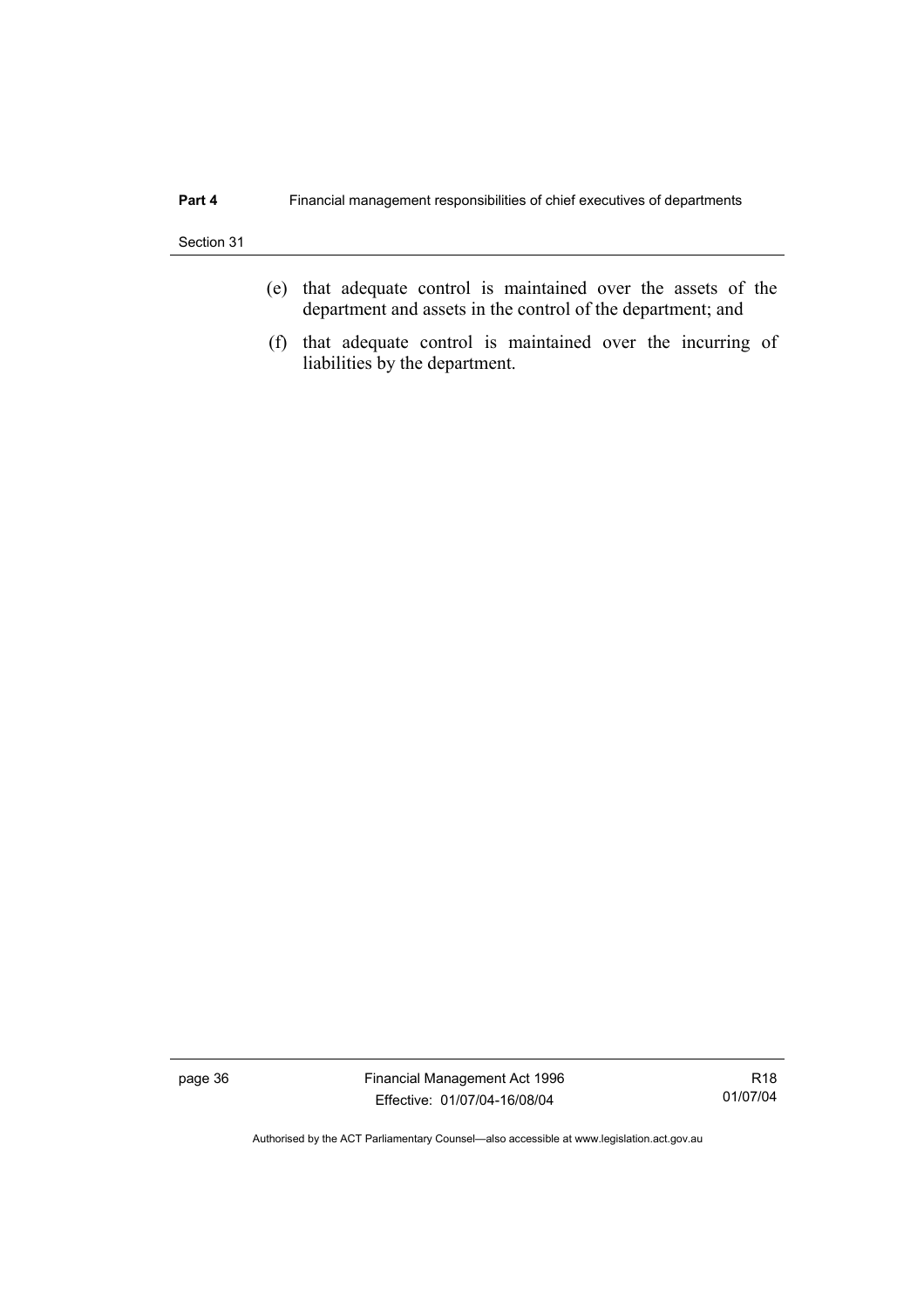(e) that adequate control is maintained over the assets of the department and assets in the control of the department; and

(f) that adequate control is maintained over the incurring of liabilities by the department.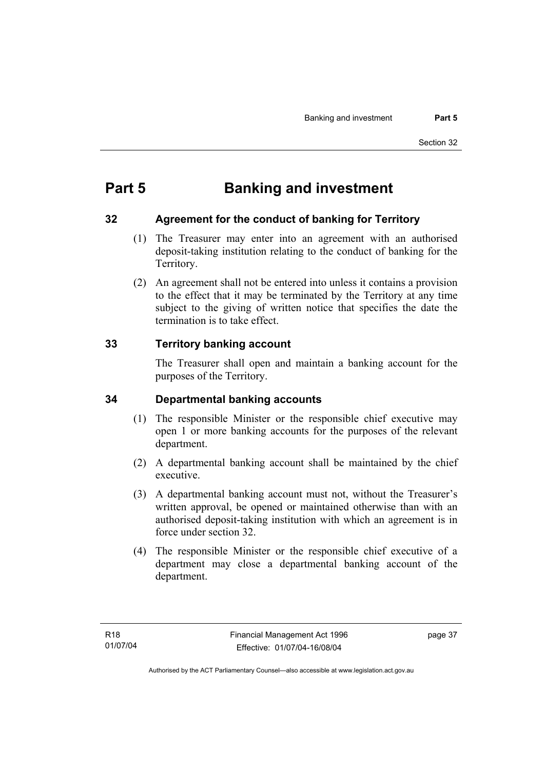# Part 5 Banking and investment

## 32 Agreement for the conduct of banking for Territory

(1) The Treasurer may enter into an agreement with an authorised deposit-taking institution relating to the conduct of banking for the Territory.

(2) An agreement shall not be entered into unless it contains a provision to the effect that it may be terminated by the Territory at any time subject to the giving of written notice that specifies the date the termination is to take effect.

## 33 Territory banking account

The Treasurer shall open and maintain a banking account for the purposes of the Territory.

## 34 Departmental banking accounts

(1) The responsible Minister or the responsible chief executive may open 1 or more banking accounts for the purposes of the relevant department.

(2) A departmental banking account shall be maintained by the chief executive.

(3) A departmental banking account must not, without the Treasurer's written approval, be opened or maintained otherwise than with an authorised deposit-taking institution with which an agreement is in force under section 32.

(4) The responsible Minister or the responsible chief executive of a department may close a departmental banking account of the department.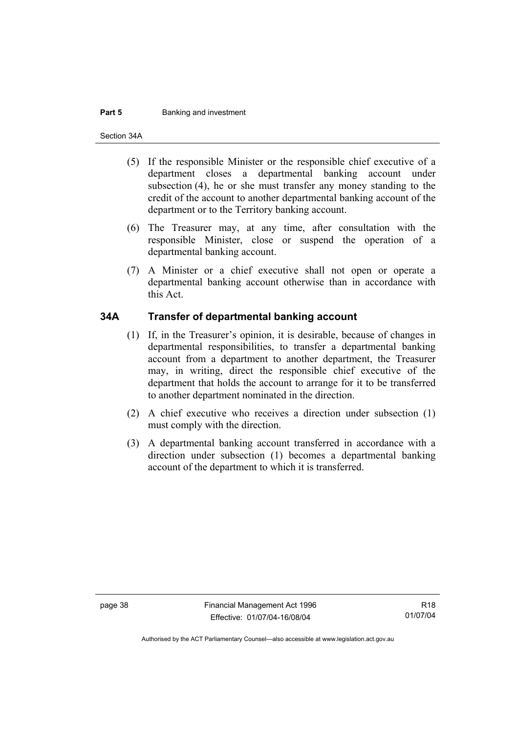(5) If the responsible Minister or the responsible chief executive of a department closes a departmental banking account under subsection (4), he or she must transfer any money standing to the credit of the account to another departmental banking account of the department or to the Territory banking account.

(6) The Treasurer may, at any time, after consultation with the responsible Minister, close or suspend the operation of a departmental banking account.

(7) A Minister or a chief executive shall not open or operate a departmental banking account otherwise than in accordance with this Act.

## 34A Transfer of departmental banking account

(1) If, in the Treasurer's opinion, it is desirable, because of changes in departmental responsibilities, to transfer a departmental banking account from a department to another department, the Treasurer may, in writing, direct the responsible chief executive of the department that holds the account to arrange for it to be transferred to another department nominated in the direction.

(2) A chief executive who receives a direction under subsection (1) must comply with the direction.

(3) A departmental banking account transferred in accordance with a direction under subsection (1) becomes a departmental banking account of the department to which it is transferred.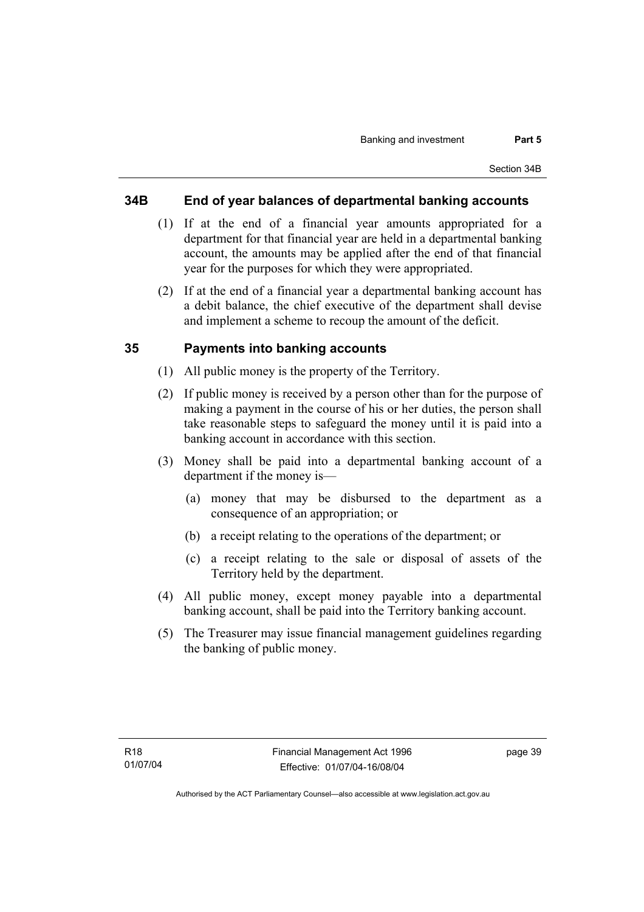## 34B End of year balances of departmental banking accounts

(1) If at the end of a financial year amounts appropriated for a department for that financial year are held in a departmental banking account, the amounts may be applied after the end of that financial year for the purposes for which they were appropriated.

(2) If at the end of a financial year a departmental banking account has a debit balance, the chief executive of the department shall devise and implement a scheme to recoup the amount of the deficit.

## 35 Payments into banking accounts

(1) All public money is the property of the Territory.

(2) If public money is received by a person other than for the purpose of making a payment in the course of his or her duties, the person shall take reasonable steps to safeguard the money until it is paid into a banking account in accordance with this section.

(3) Money shall be paid into a departmental banking account of a department if the money is—

(a) money that may be disbursed to the department as a consequence of an appropriation; or

(b) a receipt relating to the operations of the department; or

(c) a receipt relating to the sale or disposal of assets of the Territory held by the department.

(4) All public money, except money payable into a departmental banking account, shall be paid into the Territory banking account.

(5) The Treasurer may issue financial management guidelines regarding the banking of public money.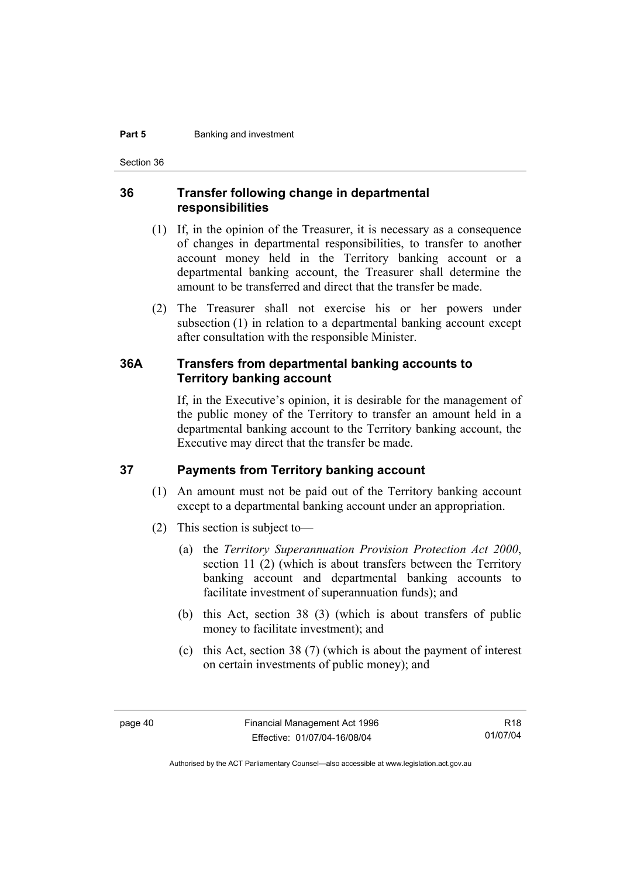## 36 Transfer following change in departmental responsibilities

(1) If, in the opinion of the Treasurer, it is necessary as a consequence of changes in departmental responsibilities, to transfer to another account money held in the Territory banking account or a departmental banking account, the Treasurer shall determine the amount to be transferred and direct that the transfer be made.

(2) The Treasurer shall not exercise his or her powers under subsection (1) in relation to a departmental banking account except after consultation with the responsible Minister.

## 36A Transfers from departmental banking accounts to Territory banking account

If, in the Executive's opinion, it is desirable for the management of the public money of the Territory to transfer an amount held in a departmental banking account to the Territory banking account, the Executive may direct that the transfer be made.

## 37 Payments from Territory banking account

(1) An amount must not be paid out of the Territory banking account except to a departmental banking account under an appropriation.

(2) This section is subject to—

(a) the *Territory Superannuation Provision Protection Act 2000*, section 11 (2) (which is about transfers between the Territory banking account and departmental banking accounts to facilitate investment of superannuation funds); and

(b) this Act, section 38 (3) (which is about transfers of public money to facilitate investment); and

(c) this Act, section 38 (7) (which is about the payment of interest on certain investments of public money); and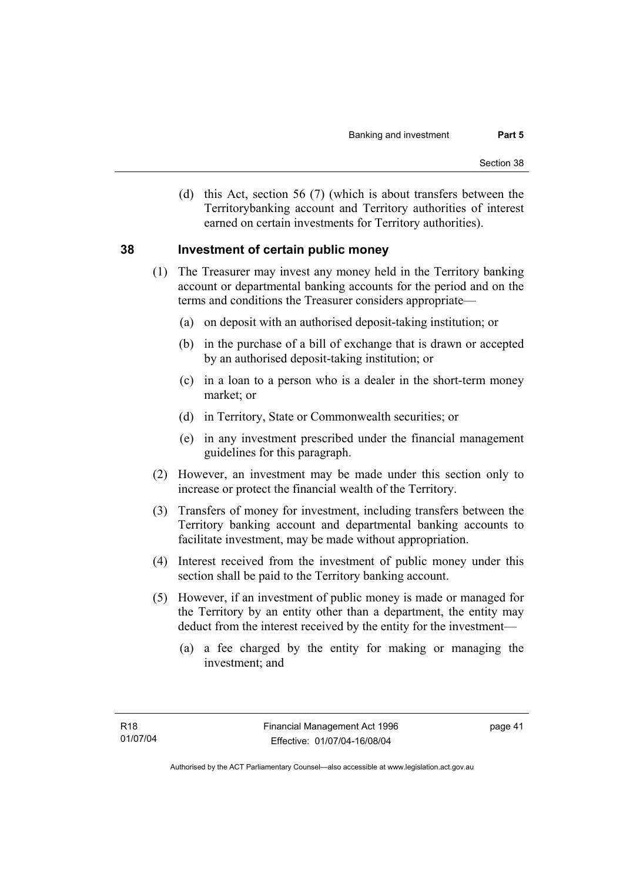(d) this Act, section 56 (7) (which is about transfers between the Territorybanking account and Territory authorities of interest earned on certain investments for Territory authorities).

## 38 Investment of certain public money

(1) The Treasurer may invest any money held in the Territory banking account or departmental banking accounts for the period and on the terms and conditions the Treasurer considers appropriate—

(a) on deposit with an authorised deposit-taking institution; or

(b) in the purchase of a bill of exchange that is drawn or accepted by an authorised deposit-taking institution; or

(c) in a loan to a person who is a dealer in the short-term money market; or

(d) in Territory, State or Commonwealth securities; or

(e) in any investment prescribed under the financial management guidelines for this paragraph.

(2) However, an investment may be made under this section only to increase or protect the financial wealth of the Territory.

(3) Transfers of money for investment, including transfers between the Territory banking account and departmental banking accounts to facilitate investment, may be made without appropriation.

(4) Interest received from the investment of public money under this section shall be paid to the Territory banking account.

(5) However, if an investment of public money is made or managed for the Territory by an entity other than a department, the entity may deduct from the interest received by the entity for the investment—

(a) a fee charged by the entity for making or managing the investment; and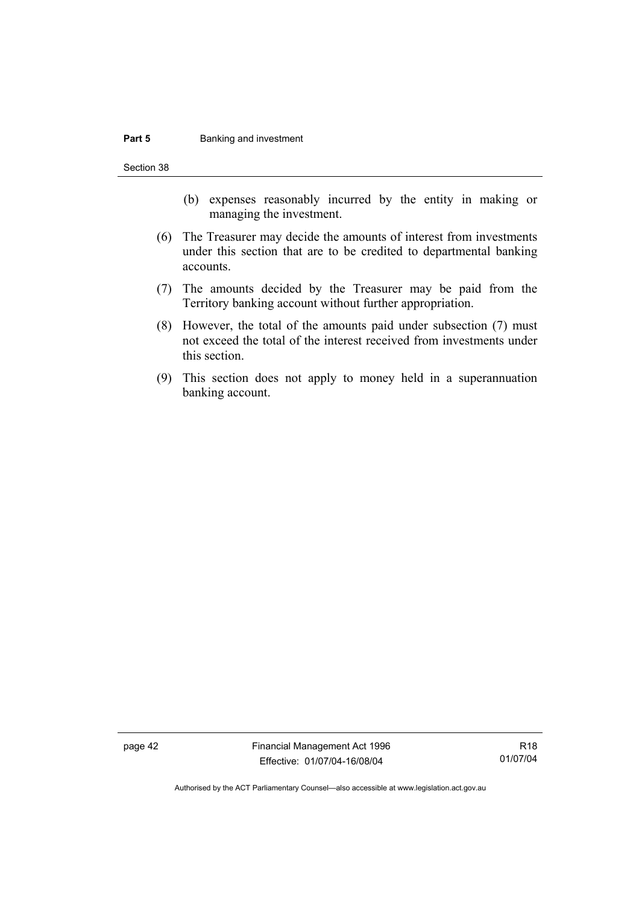(b) expenses reasonably incurred by the entity in making or managing the investment.

(6) The Treasurer may decide the amounts of interest from investments under this section that are to be credited to departmental banking accounts.

(7) The amounts decided by the Treasurer may be paid from the Territory banking account without further appropriation.

(8) However, the total of the amounts paid under subsection (7) must not exceed the total of the interest received from investments under this section.

(9) This section does not apply to money held in a superannuation banking account.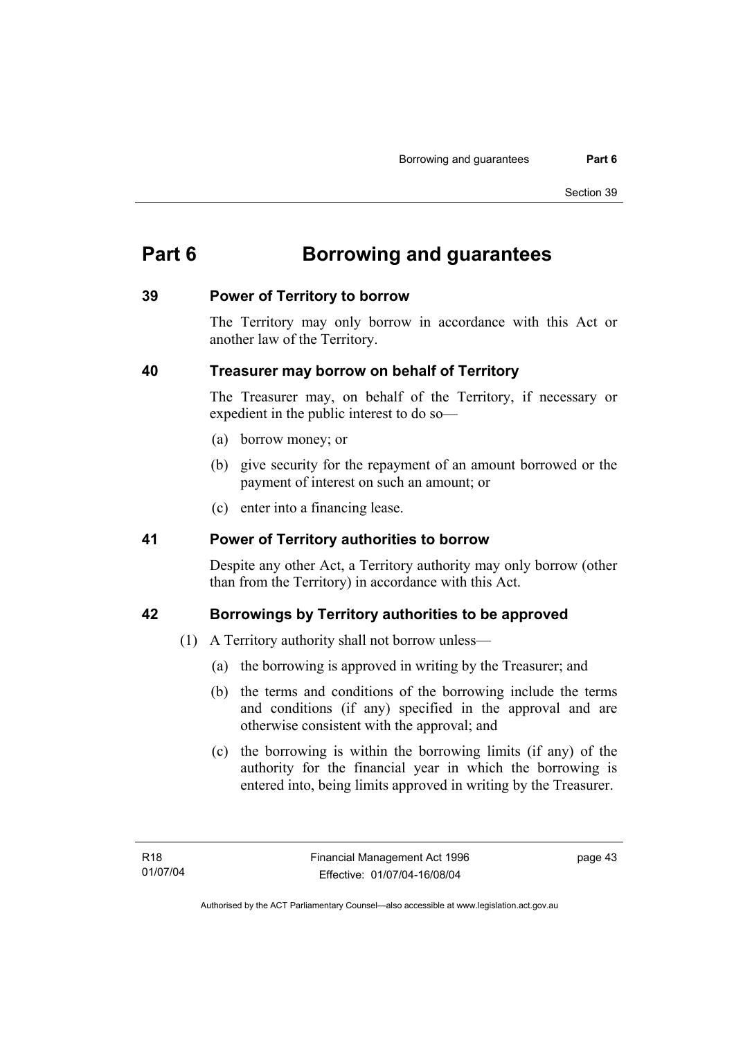# Part 6 Borrowing and guarantees

## 39 Power of Territory to borrow

The Territory may only borrow in accordance with this Act or another law of the Territory.

## 40 Treasurer may borrow on behalf of Territory

The Treasurer may, on behalf of the Territory, if necessary or expedient in the public interest to do so—

(a) borrow money; or

(b) give security for the repayment of an amount borrowed or the payment of interest on such an amount; or

(c) enter into a financing lease.

## 41 Power of Territory authorities to borrow

Despite any other Act, a Territory authority may only borrow (other than from the Territory) in accordance with this Act.

## 42 Borrowings by Territory authorities to be approved

(1) A Territory authority shall not borrow unless—

(a) the borrowing is approved in writing by the Treasurer; and

(b) the terms and conditions of the borrowing include the terms and conditions (if any) specified in the approval and are otherwise consistent with the approval; and

(c) the borrowing is within the borrowing limits (if any) of the authority for the financial year in which the borrowing is entered into, being limits approved in writing by the Treasurer.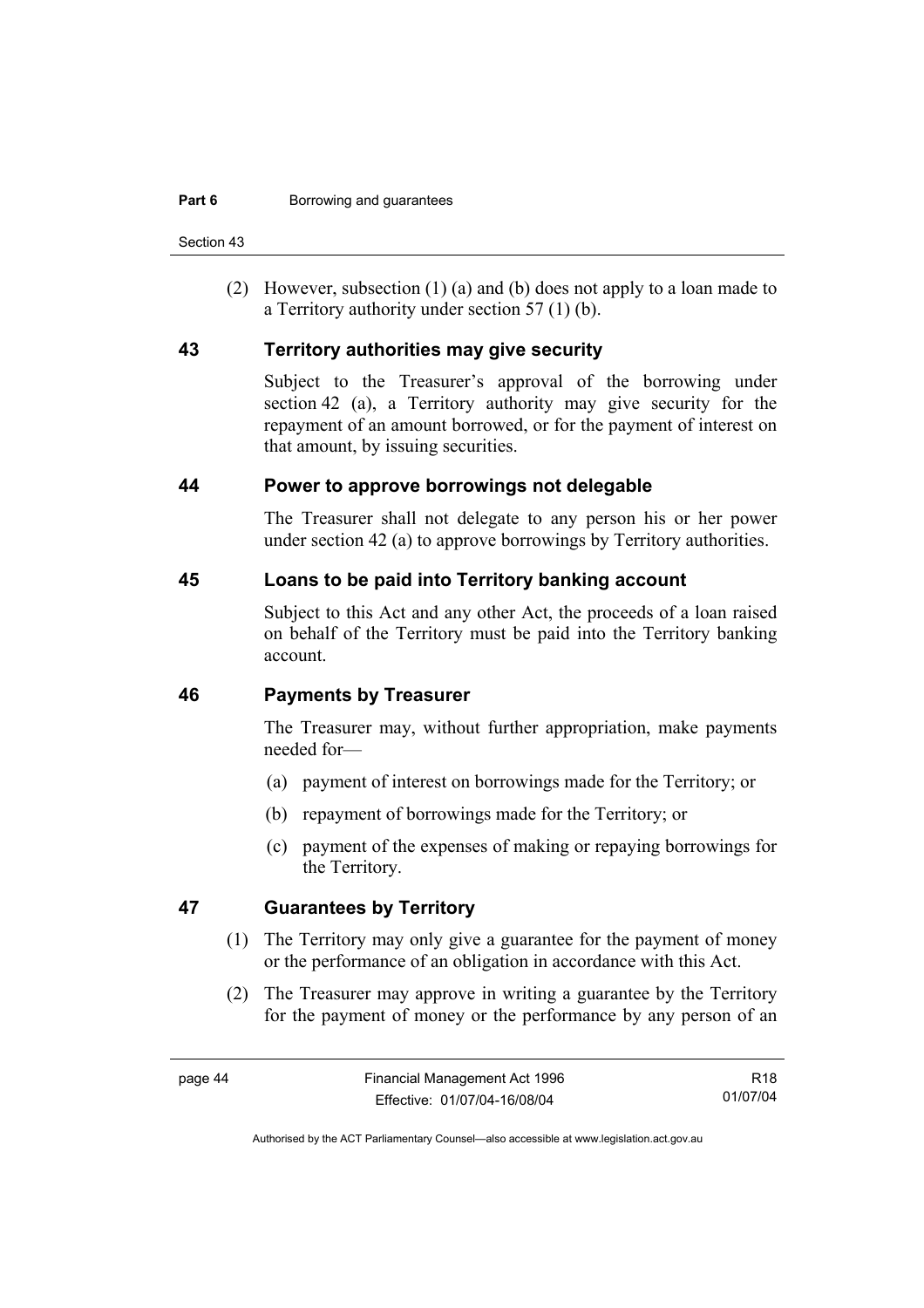(2) However, subsection (1) (a) and (b) does not apply to a loan made to a Territory authority under section 57 (1) (b).

## 43 Territory authorities may give security

Subject to the Treasurer's approval of the borrowing under section 42 (a), a Territory authority may give security for the repayment of an amount borrowed, or for the payment of interest on that amount, by issuing securities.

## 44 Power to approve borrowings not delegable

The Treasurer shall not delegate to any person his or her power under section 42 (a) to approve borrowings by Territory authorities.

## 45 Loans to be paid into Territory banking account

Subject to this Act and any other Act, the proceeds of a loan raised on behalf of the Territory must be paid into the Territory banking account.

## 46 Payments by Treasurer

The Treasurer may, without further appropriation, make payments needed for—

(a) payment of interest on borrowings made for the Territory; or

(b) repayment of borrowings made for the Territory; or

(c) payment of the expenses of making or repaying borrowings for the Territory.

## 47 Guarantees by Territory

(1) The Territory may only give a guarantee for the payment of money or the performance of an obligation in accordance with this Act.

(2) The Treasurer may approve in writing a guarantee by the Territory for the payment of money or the performance by any person of an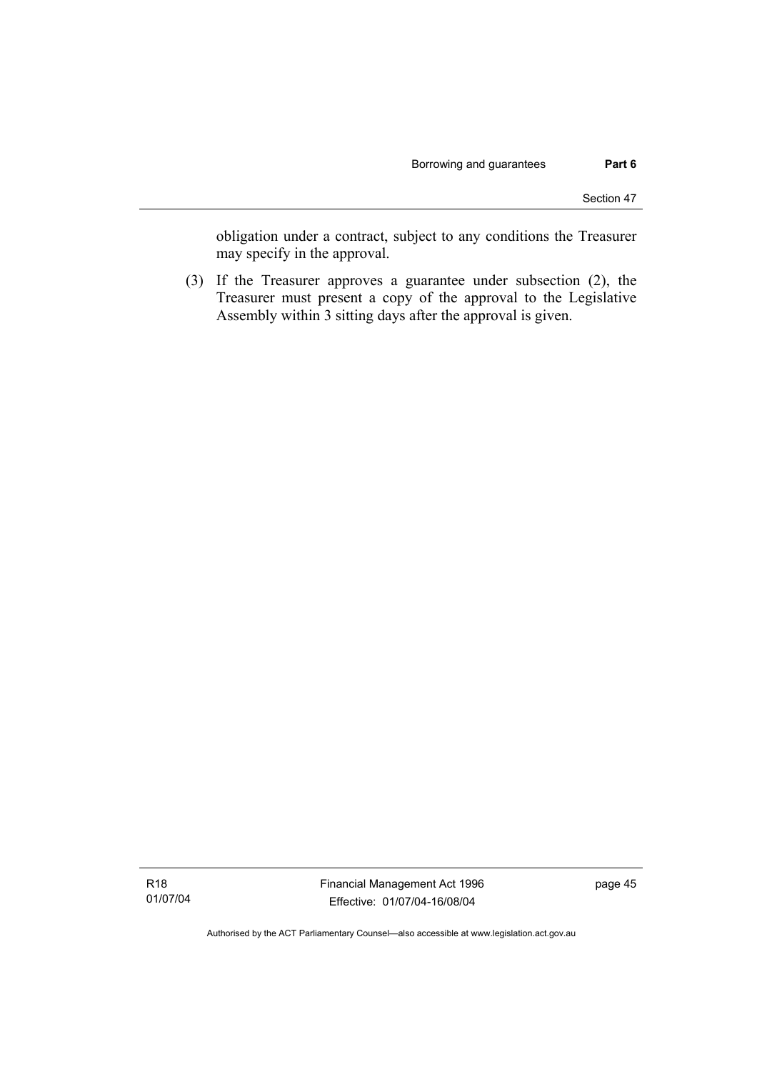obligation under a contract, subject to any conditions the Treasurer may specify in the approval.

(3) If the Treasurer approves a guarantee under subsection (2), the Treasurer must present a copy of the approval to the Legislative Assembly within 3 sitting days after the approval is given.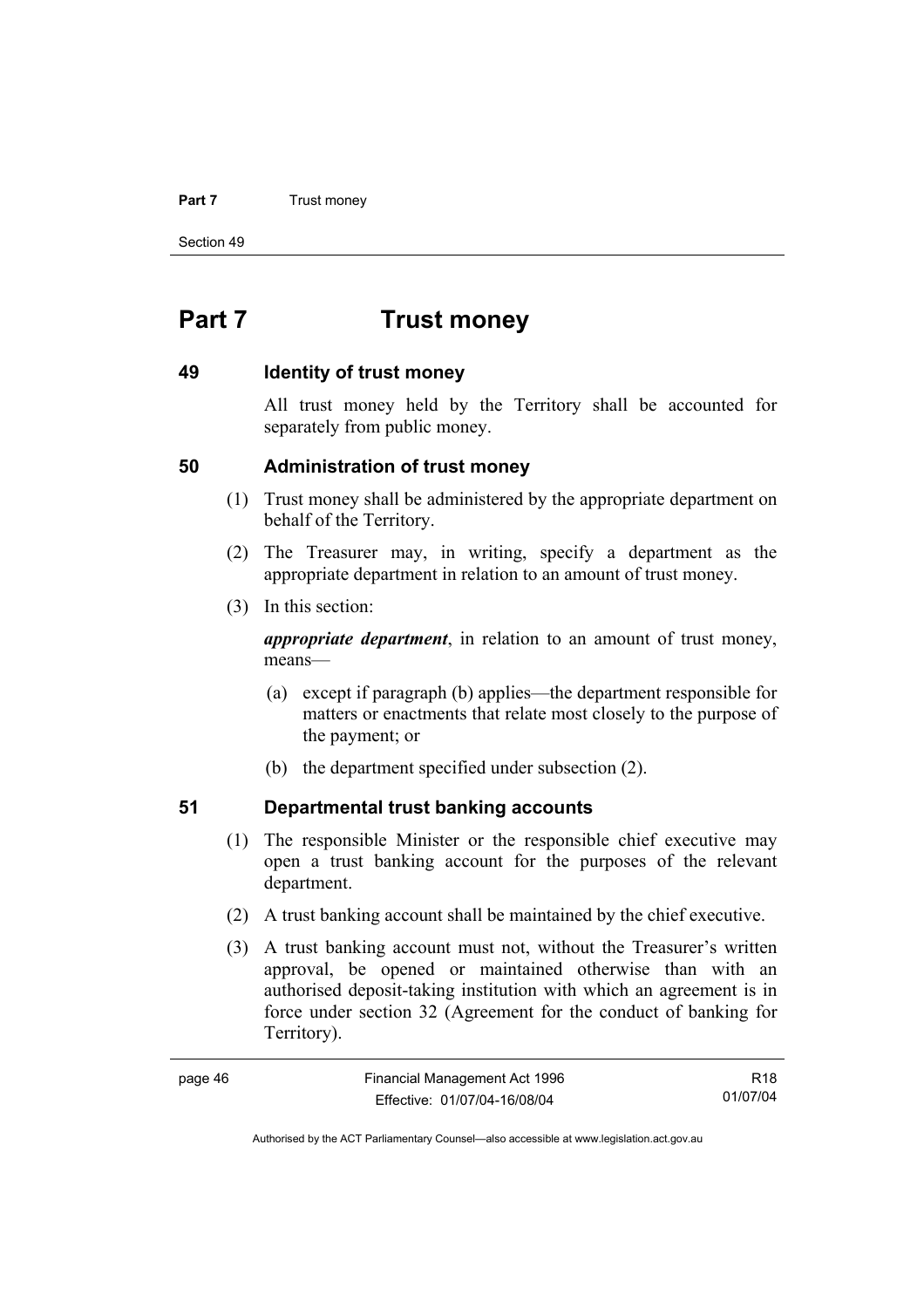# Part 7 Trust money

### 49 Identity of trust money

All trust money held by the Territory shall be accounted for separately from public money.

### 50 Administration of trust money

(1) Trust money shall be administered by the appropriate department on behalf of the Territory.

(2) The Treasurer may, in writing, specify a department as the appropriate department in relation to an amount of trust money.

(3) In this section:

***appropriate department***, in relation to an amount of trust money, means—

(a) except if paragraph (b) applies—the department responsible for matters or enactments that relate most closely to the purpose of the payment; or

(b) the department specified under subsection (2).

### 51 Departmental trust banking accounts

(1) The responsible Minister or the responsible chief executive may open a trust banking account for the purposes of the relevant department.

(2) A trust banking account shall be maintained by the chief executive.

(3) A trust banking account must not, without the Treasurer's written approval, be opened or maintained otherwise than with an authorised deposit-taking institution with which an agreement is in force under section 32 (Agreement for the conduct of banking for Territory).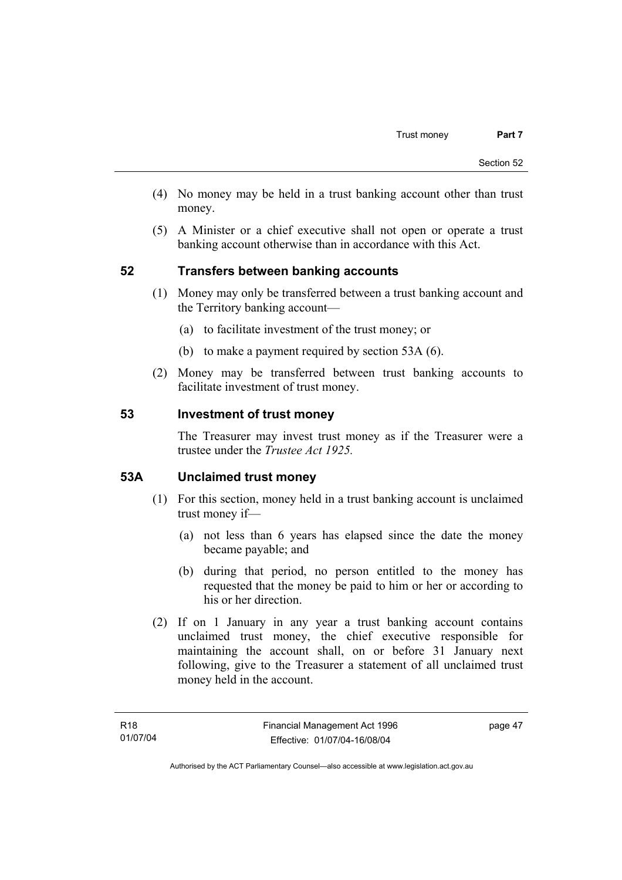(4) No money may be held in a trust banking account other than trust money.

(5) A Minister or a chief executive shall not open or operate a trust banking account otherwise than in accordance with this Act.

## 52 Transfers between banking accounts

(1) Money may only be transferred between a trust banking account and the Territory banking account—

(a) to facilitate investment of the trust money; or

(b) to make a payment required by section 53A (6).

(2) Money may be transferred between trust banking accounts to facilitate investment of trust money.

## 53 Investment of trust money

The Treasurer may invest trust money as if the Treasurer were a trustee under the *Trustee Act 1925.*

## 53A Unclaimed trust money

(1) For this section, money held in a trust banking account is unclaimed trust money if—

(a) not less than 6 years has elapsed since the date the money became payable; and

(b) during that period, no person entitled to the money has requested that the money be paid to him or her or according to his or her direction.

(2) If on 1 January in any year a trust banking account contains unclaimed trust money, the chief executive responsible for maintaining the account shall, on or before 31 January next following, give to the Treasurer a statement of all unclaimed trust money held in the account.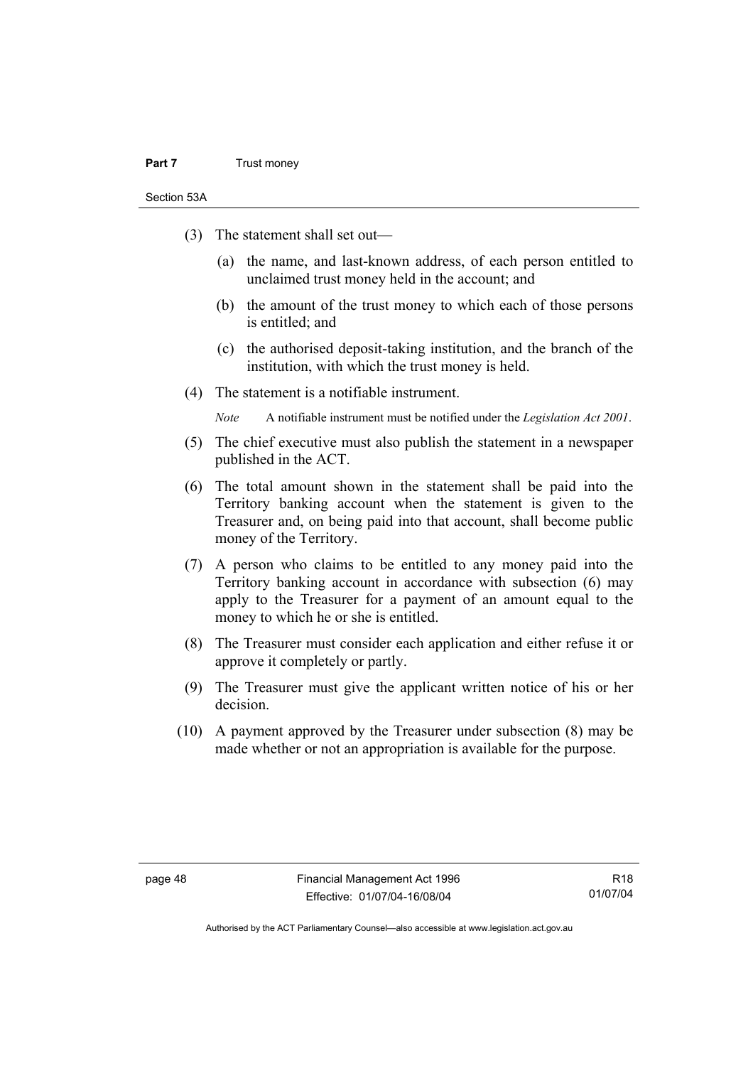(3) The statement shall set out—

(a) the name, and last-known address, of each person entitled to unclaimed trust money held in the account; and

(b) the amount of the trust money to which each of those persons is entitled; and

(c) the authorised deposit-taking institution, and the branch of the institution, with which the trust money is held.

(4) The statement is a notifiable instrument.

*Note* A notifiable instrument must be notified under the *Legislation Act 2001*.

(5) The chief executive must also publish the statement in a newspaper published in the ACT.

(6) The total amount shown in the statement shall be paid into the Territory banking account when the statement is given to the Treasurer and, on being paid into that account, shall become public money of the Territory.

(7) A person who claims to be entitled to any money paid into the Territory banking account in accordance with subsection (6) may apply to the Treasurer for a payment of an amount equal to the money to which he or she is entitled.

(8) The Treasurer must consider each application and either refuse it or approve it completely or partly.

(9) The Treasurer must give the applicant written notice of his or her decision.

(10) A payment approved by the Treasurer under subsection (8) may be made whether or not an appropriation is available for the purpose.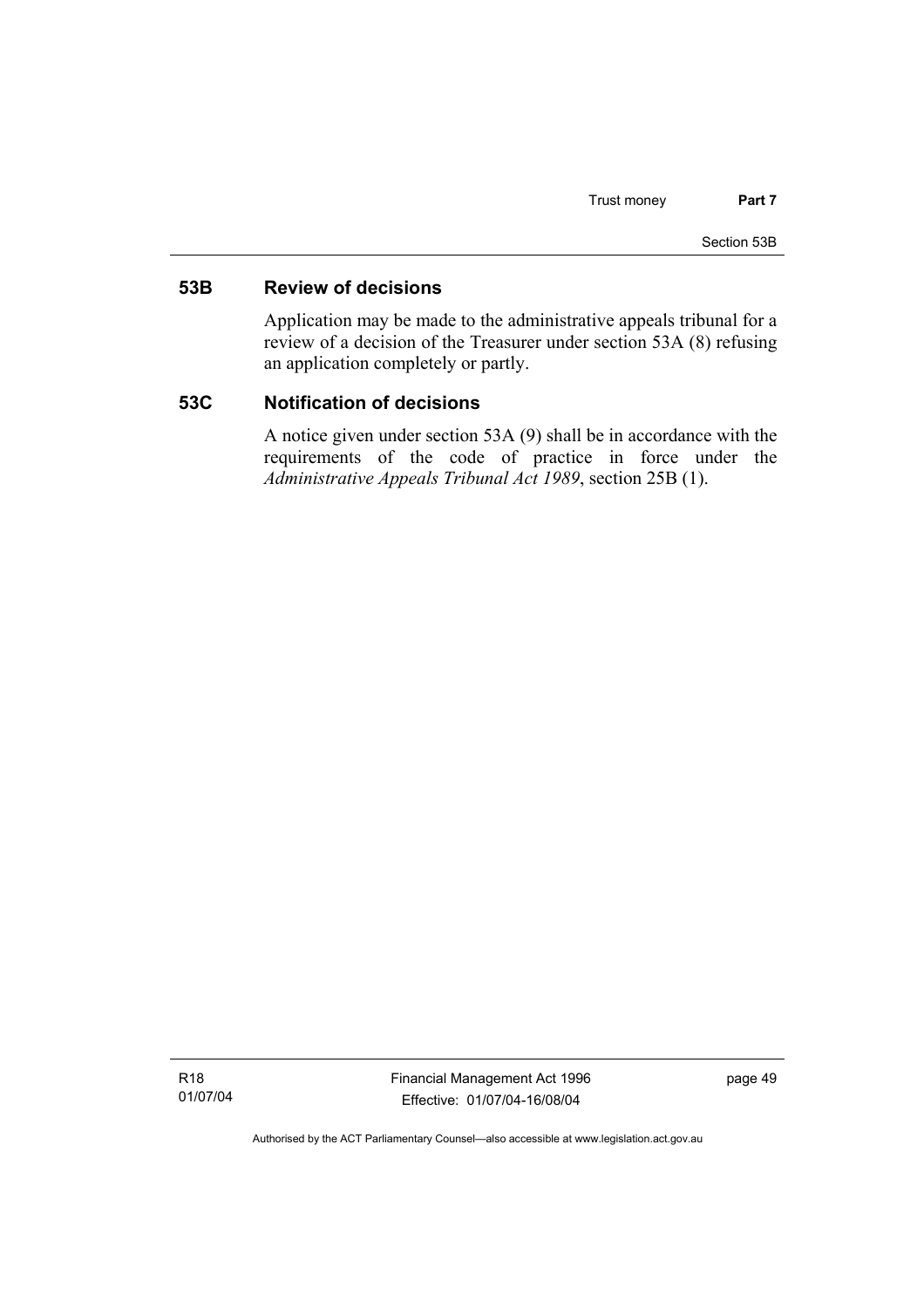## 53B Review of decisions

Application may be made to the administrative appeals tribunal for a review of a decision of the Treasurer under section 53A (8) refusing an application completely or partly.

## 53C Notification of decisions

A notice given under section 53A (9) shall be in accordance with the requirements of the code of practice in force under the *Administrative Appeals Tribunal Act 1989*, section 25B (1).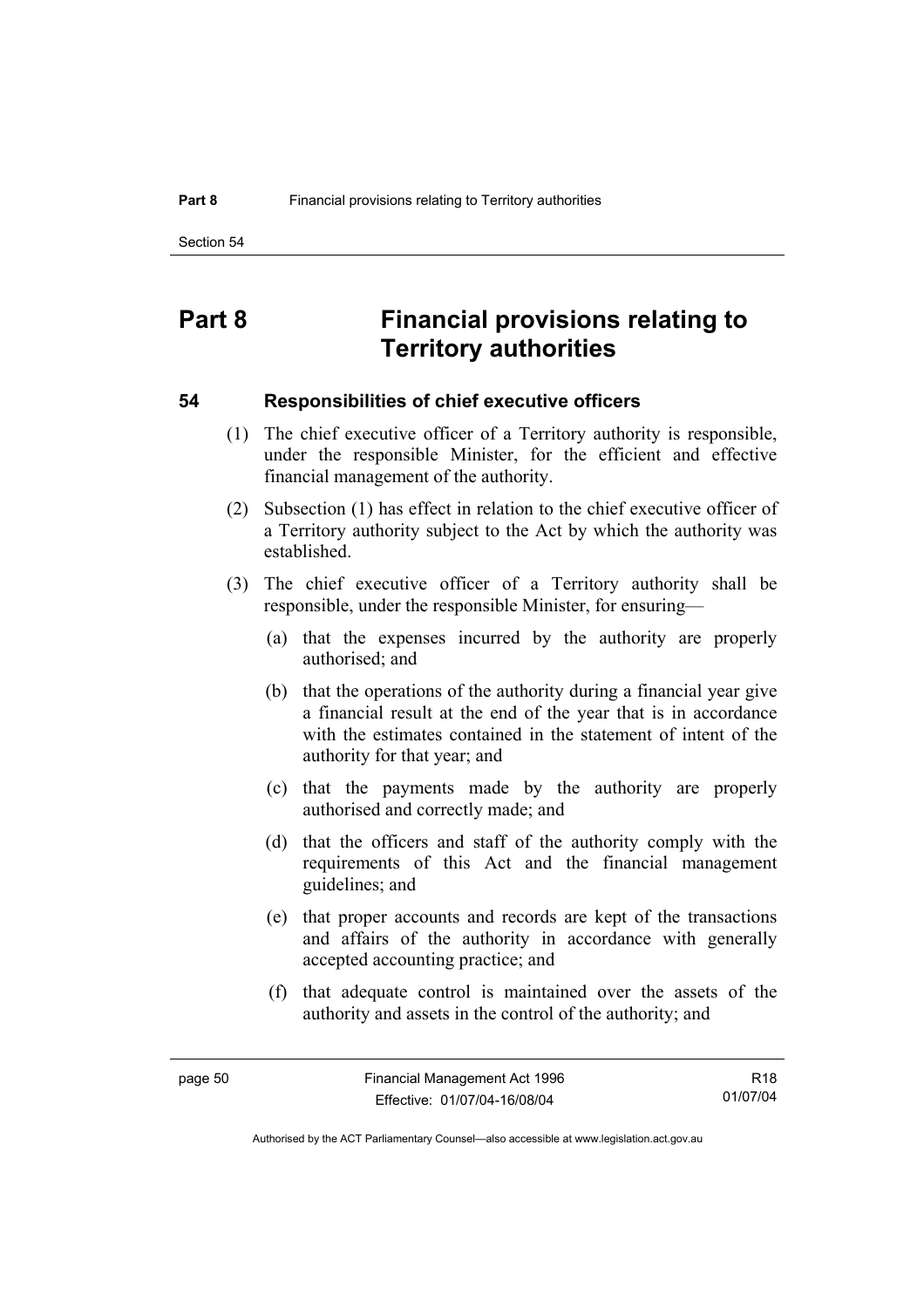# Part 8 Financial provisions relating to Territory authorities

## 54 Responsibilities of chief executive officers

(1) The chief executive officer of a Territory authority is responsible, under the responsible Minister, for the efficient and effective financial management of the authority.

(2) Subsection (1) has effect in relation to the chief executive officer of a Territory authority subject to the Act by which the authority was established.

(3) The chief executive officer of a Territory authority shall be responsible, under the responsible Minister, for ensuring—

(a) that the expenses incurred by the authority are properly authorised; and

(b) that the operations of the authority during a financial year give a financial result at the end of the year that is in accordance with the estimates contained in the statement of intent of the authority for that year; and

(c) that the payments made by the authority are properly authorised and correctly made; and

(d) that the officers and staff of the authority comply with the requirements of this Act and the financial management guidelines; and

(e) that proper accounts and records are kept of the transactions and affairs of the authority in accordance with generally accepted accounting practice; and

(f) that adequate control is maintained over the assets of the authority and assets in the control of the authority; and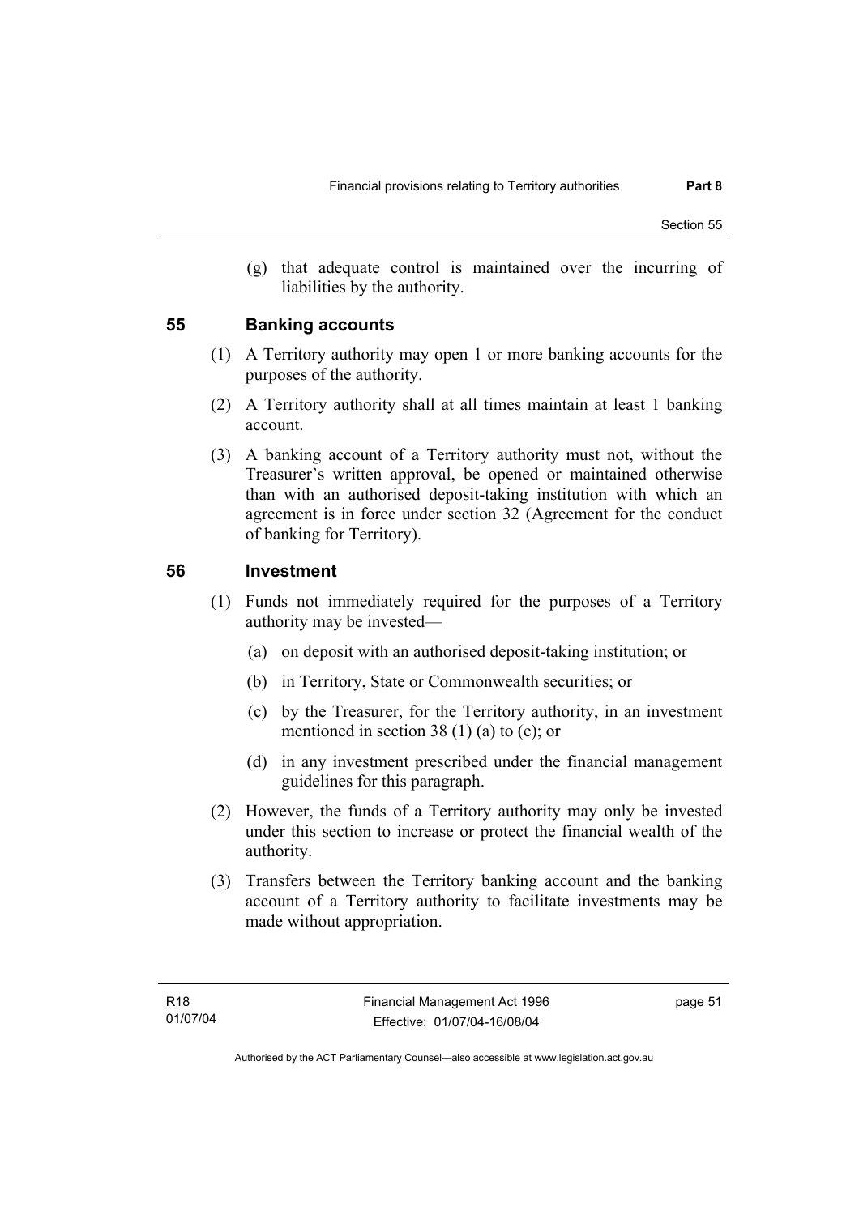(g) that adequate control is maintained over the incurring of liabilities by the authority.

## 55 Banking accounts

(1) A Territory authority may open 1 or more banking accounts for the purposes of the authority.

(2) A Territory authority shall at all times maintain at least 1 banking account.

(3) A banking account of a Territory authority must not, without the Treasurer's written approval, be opened or maintained otherwise than with an authorised deposit-taking institution with which an agreement is in force under section 32 (Agreement for the conduct of banking for Territory).

## 56 Investment

(1) Funds not immediately required for the purposes of a Territory authority may be invested—

(a) on deposit with an authorised deposit-taking institution; or

(b) in Territory, State or Commonwealth securities; or

(c) by the Treasurer, for the Territory authority, in an investment mentioned in section 38 (1) (a) to (e); or

(d) in any investment prescribed under the financial management guidelines for this paragraph.

(2) However, the funds of a Territory authority may only be invested under this section to increase or protect the financial wealth of the authority.

(3) Transfers between the Territory banking account and the banking account of a Territory authority to facilitate investments may be made without appropriation.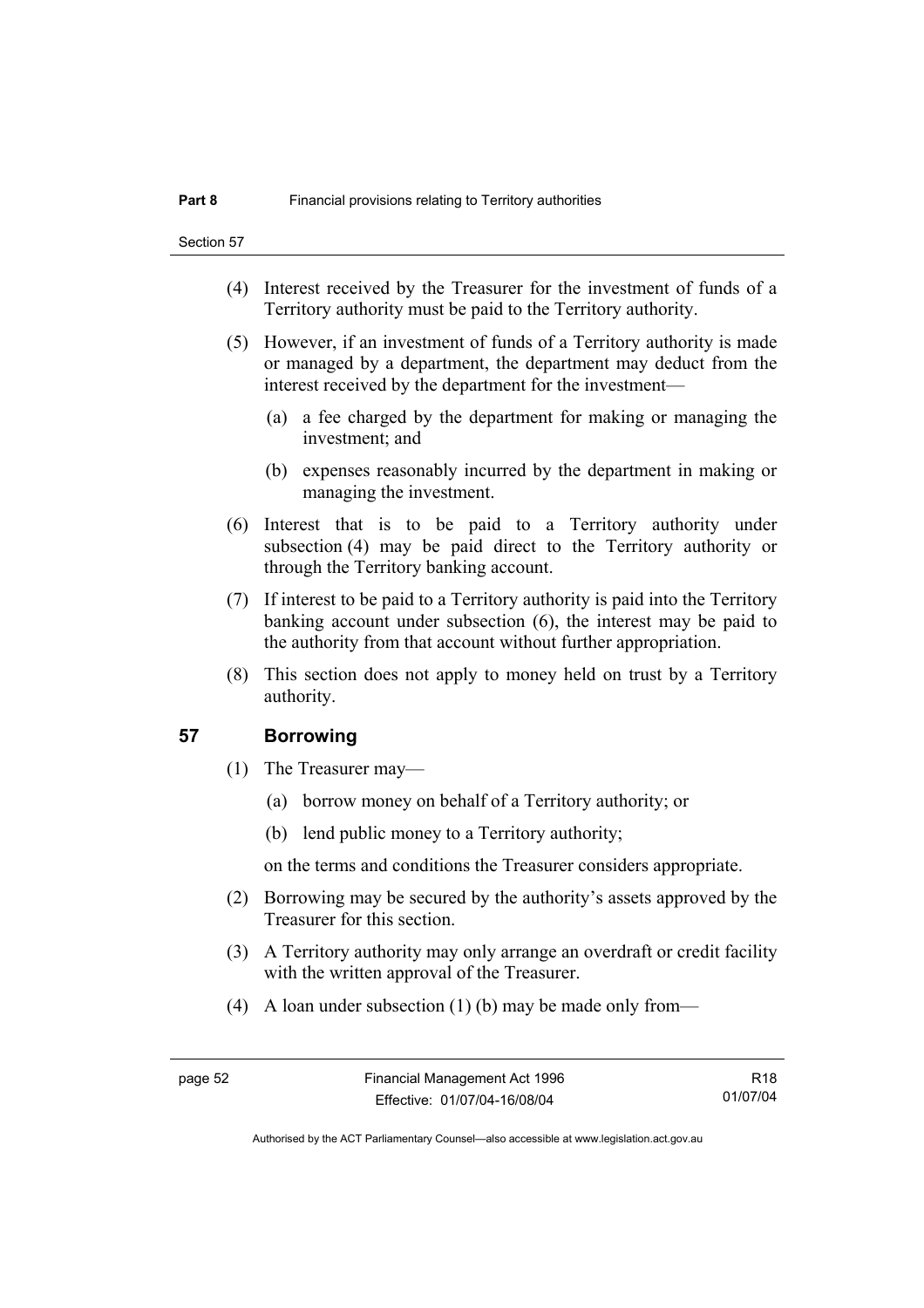(4) Interest received by the Treasurer for the investment of funds of a Territory authority must be paid to the Territory authority.

(5) However, if an investment of funds of a Territory authority is made or managed by a department, the department may deduct from the interest received by the department for the investment—

(a) a fee charged by the department for making or managing the investment; and

(b) expenses reasonably incurred by the department in making or managing the investment.

(6) Interest that is to be paid to a Territory authority under subsection (4) may be paid direct to the Territory authority or through the Territory banking account.

(7) If interest to be paid to a Territory authority is paid into the Territory banking account under subsection (6), the interest may be paid to the authority from that account without further appropriation.

(8) This section does not apply to money held on trust by a Territory authority.

## 57 Borrowing

(1) The Treasurer may—

(a) borrow money on behalf of a Territory authority; or

(b) lend public money to a Territory authority;

on the terms and conditions the Treasurer considers appropriate.

(2) Borrowing may be secured by the authority's assets approved by the Treasurer for this section.

(3) A Territory authority may only arrange an overdraft or credit facility with the written approval of the Treasurer.

(4) A loan under subsection (1) (b) may be made only from—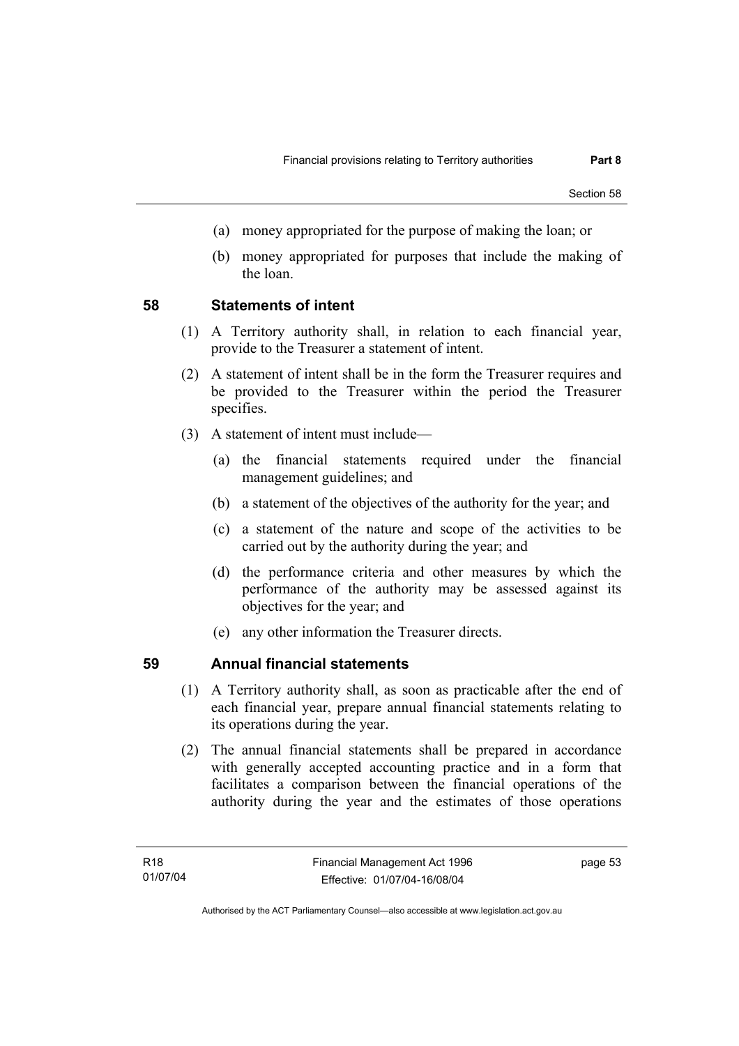(a) money appropriated for the purpose of making the loan; or

(b) money appropriated for purposes that include the making of the loan.

## 58 Statements of intent

(1) A Territory authority shall, in relation to each financial year, provide to the Treasurer a statement of intent.

(2) A statement of intent shall be in the form the Treasurer requires and be provided to the Treasurer within the period the Treasurer specifies.

(3) A statement of intent must include—

(a) the financial statements required under the financial management guidelines; and

(b) a statement of the objectives of the authority for the year; and

(c) a statement of the nature and scope of the activities to be carried out by the authority during the year; and

(d) the performance criteria and other measures by which the performance of the authority may be assessed against its objectives for the year; and

(e) any other information the Treasurer directs.

## 59 Annual financial statements

(1) A Territory authority shall, as soon as practicable after the end of each financial year, prepare annual financial statements relating to its operations during the year.

(2) The annual financial statements shall be prepared in accordance with generally accepted accounting practice and in a form that facilitates a comparison between the financial operations of the authority during the year and the estimates of those operations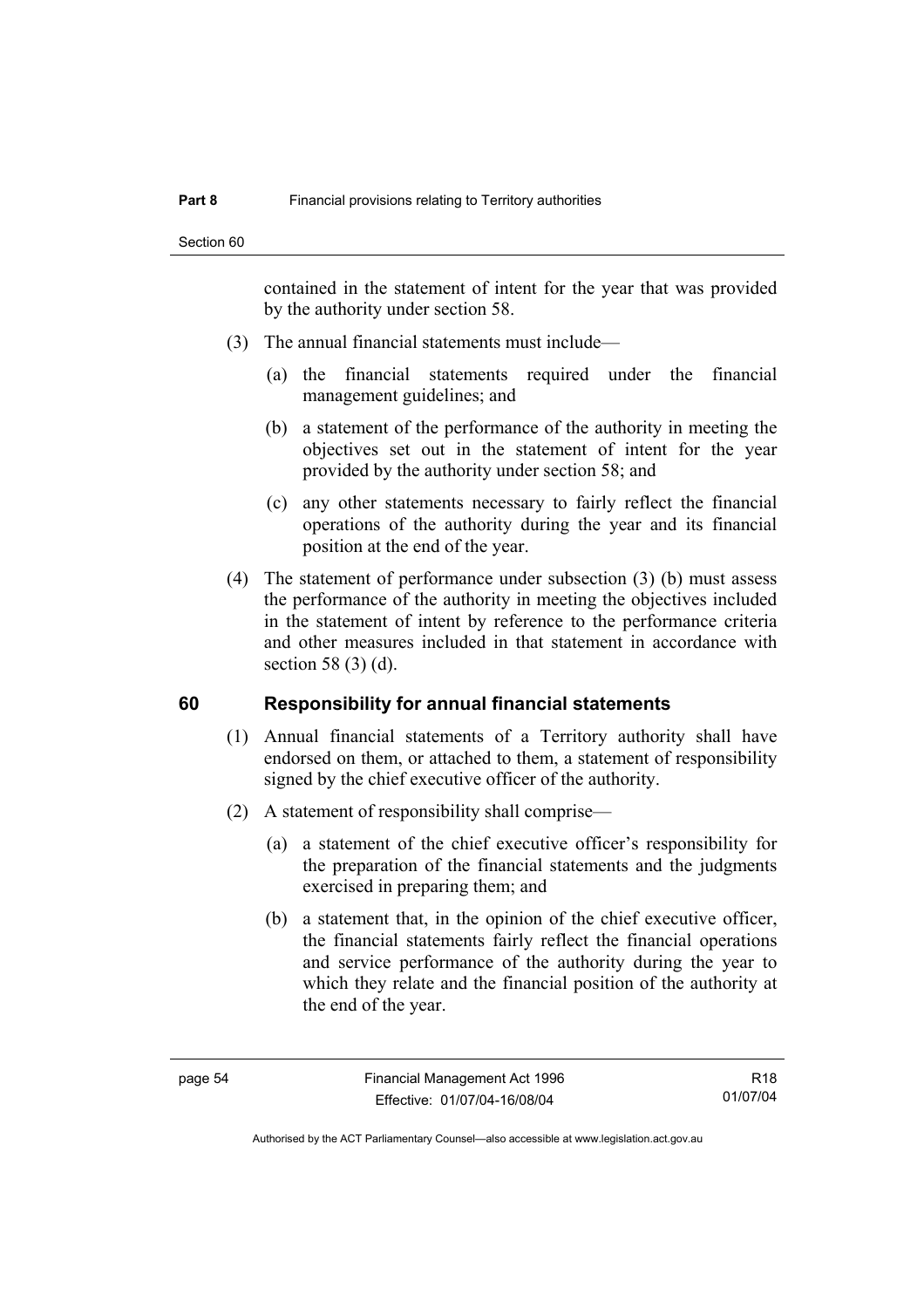contained in the statement of intent for the year that was provided by the authority under section 58.

(3) The annual financial statements must include—

(a) the financial statements required under the financial management guidelines; and

(b) a statement of the performance of the authority in meeting the objectives set out in the statement of intent for the year provided by the authority under section 58; and

(c) any other statements necessary to fairly reflect the financial operations of the authority during the year and its financial position at the end of the year.

(4) The statement of performance under subsection (3) (b) must assess the performance of the authority in meeting the objectives included in the statement of intent by reference to the performance criteria and other measures included in that statement in accordance with section 58 (3) (d).

## 60 Responsibility for annual financial statements

(1) Annual financial statements of a Territory authority shall have endorsed on them, or attached to them, a statement of responsibility signed by the chief executive officer of the authority.

(2) A statement of responsibility shall comprise—

(a) a statement of the chief executive officer's responsibility for the preparation of the financial statements and the judgments exercised in preparing them; and

(b) a statement that, in the opinion of the chief executive officer, the financial statements fairly reflect the financial operations and service performance of the authority during the year to which they relate and the financial position of the authority at the end of the year.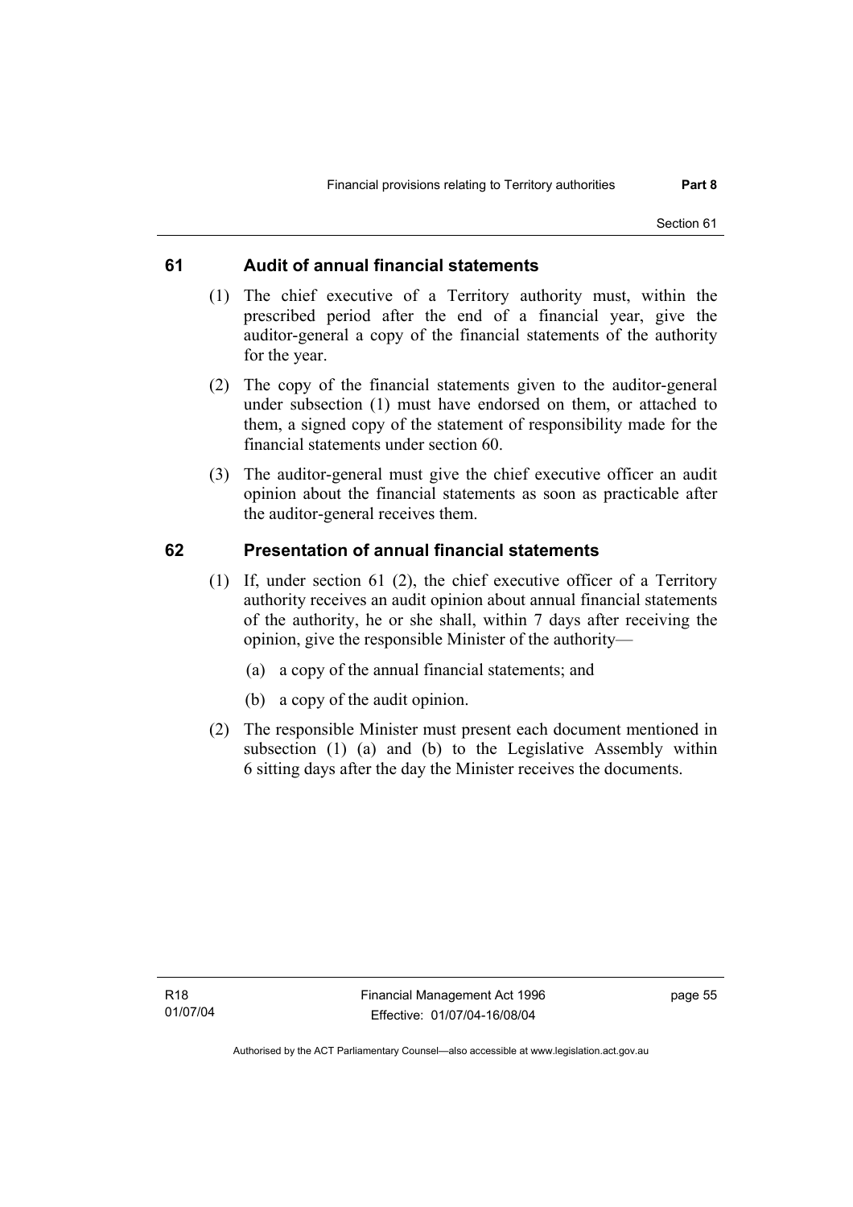## 61 Audit of annual financial statements

(1) The chief executive of a Territory authority must, within the prescribed period after the end of a financial year, give the auditor-general a copy of the financial statements of the authority for the year.

(2) The copy of the financial statements given to the auditor-general under subsection (1) must have endorsed on them, or attached to them, a signed copy of the statement of responsibility made for the financial statements under section 60.

(3) The auditor-general must give the chief executive officer an audit opinion about the financial statements as soon as practicable after the auditor-general receives them.

## 62 Presentation of annual financial statements

(1) If, under section 61 (2), the chief executive officer of a Territory authority receives an audit opinion about annual financial statements of the authority, he or she shall, within 7 days after receiving the opinion, give the responsible Minister of the authority—

(a) a copy of the annual financial statements; and

(b) a copy of the audit opinion.

(2) The responsible Minister must present each document mentioned in subsection (1) (a) and (b) to the Legislative Assembly within 6 sitting days after the day the Minister receives the documents.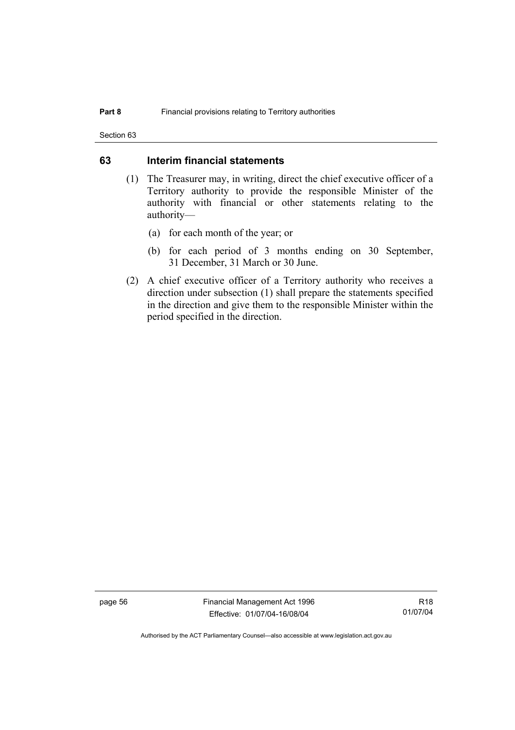## 63 Interim financial statements

(1) The Treasurer may, in writing, direct the chief executive officer of a Territory authority to provide the responsible Minister of the authority with financial or other statements relating to the authority—

(a) for each month of the year; or

(b) for each period of 3 months ending on 30 September, 31 December, 31 March or 30 June.

(2) A chief executive officer of a Territory authority who receives a direction under subsection (1) shall prepare the statements specified in the direction and give them to the responsible Minister within the period specified in the direction.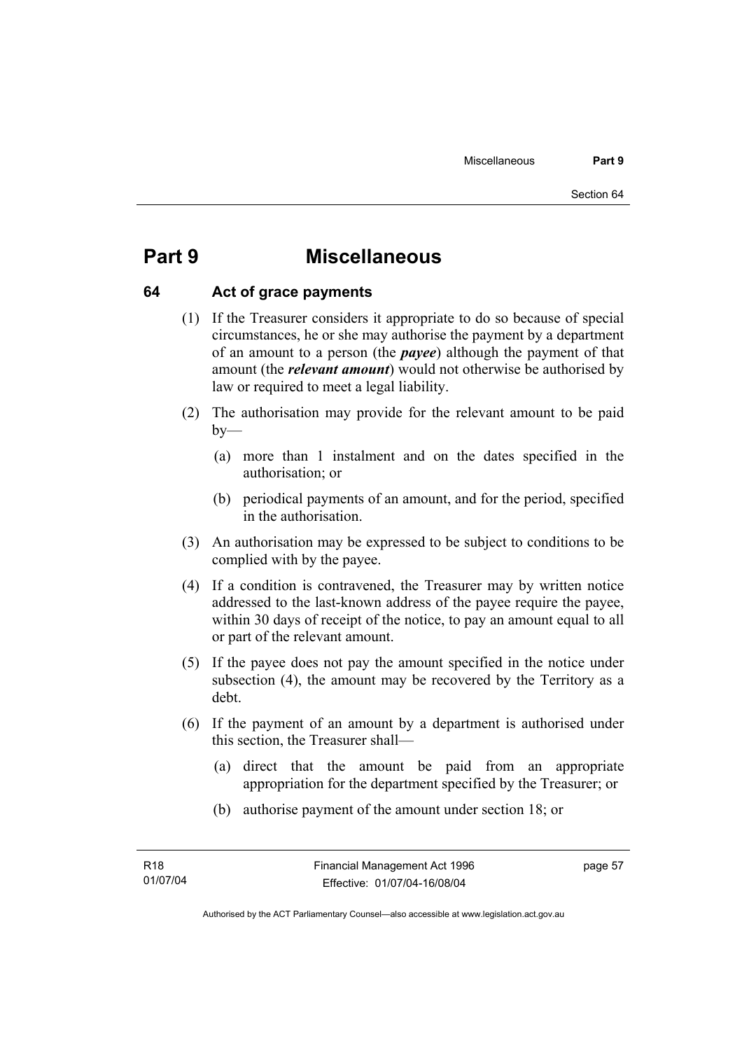# Part 9 Miscellaneous

## 64 Act of grace payments

(1) If the Treasurer considers it appropriate to do so because of special circumstances, he or she may authorise the payment by a department of an amount to a person (the ***payee***) although the payment of that amount (the ***relevant amount***) would not otherwise be authorised by law or required to meet a legal liability.

(2) The authorisation may provide for the relevant amount to be paid by—

(a) more than 1 instalment and on the dates specified in the authorisation; or

(b) periodical payments of an amount, and for the period, specified in the authorisation.

(3) An authorisation may be expressed to be subject to conditions to be complied with by the payee.

(4) If a condition is contravened, the Treasurer may by written notice addressed to the last-known address of the payee require the payee, within 30 days of receipt of the notice, to pay an amount equal to all or part of the relevant amount.

(5) If the payee does not pay the amount specified in the notice under subsection (4), the amount may be recovered by the Territory as a debt.

(6) If the payment of an amount by a department is authorised under this section, the Treasurer shall—

(a) direct that the amount be paid from an appropriate appropriation for the department specified by the Treasurer; or

(b) authorise payment of the amount under section 18; or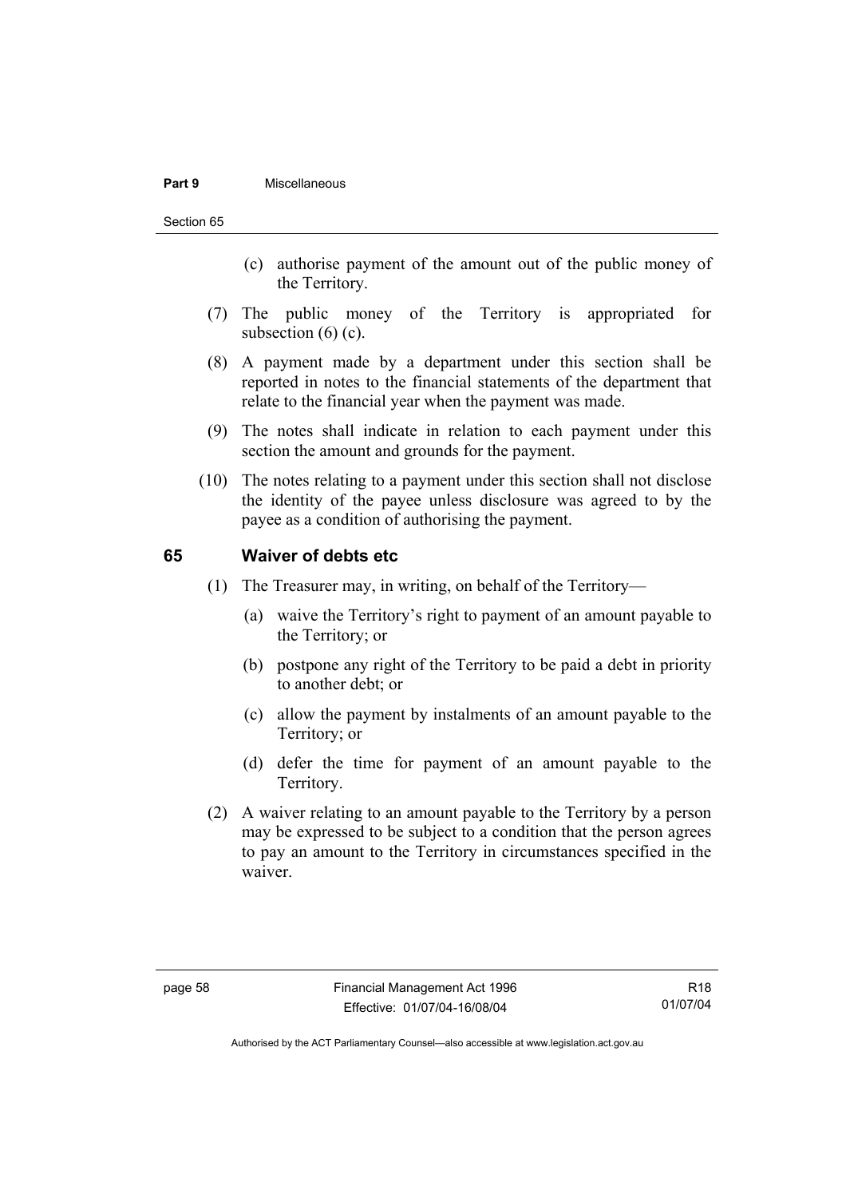(c) authorise payment of the amount out of the public money of the Territory.

(7) The public money of the Territory is appropriated for subsection (6) (c).

(8) A payment made by a department under this section shall be reported in notes to the financial statements of the department that relate to the financial year when the payment was made.

(9) The notes shall indicate in relation to each payment under this section the amount and grounds for the payment.

(10) The notes relating to a payment under this section shall not disclose the identity of the payee unless disclosure was agreed to by the payee as a condition of authorising the payment.

## 65 Waiver of debts etc

(1) The Treasurer may, in writing, on behalf of the Territory—

(a) waive the Territory's right to payment of an amount payable to the Territory; or

(b) postpone any right of the Territory to be paid a debt in priority to another debt; or

(c) allow the payment by instalments of an amount payable to the Territory; or

(d) defer the time for payment of an amount payable to the Territory.

(2) A waiver relating to an amount payable to the Territory by a person may be expressed to be subject to a condition that the person agrees to pay an amount to the Territory in circumstances specified in the waiver.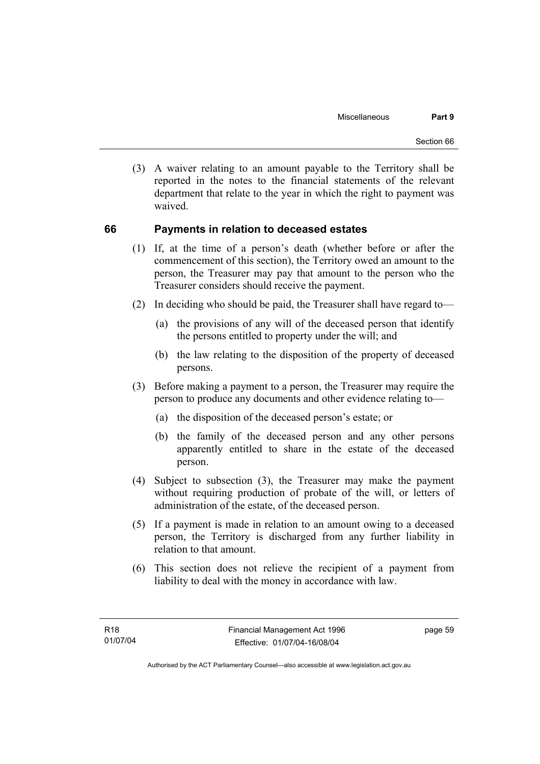(3) A waiver relating to an amount payable to the Territory shall be reported in the notes to the financial statements of the relevant department that relate to the year in which the right to payment was waived.

## 66 Payments in relation to deceased estates

(1) If, at the time of a person's death (whether before or after the commencement of this section), the Territory owed an amount to the person, the Treasurer may pay that amount to the person who the Treasurer considers should receive the payment.

(2) In deciding who should be paid, the Treasurer shall have regard to—

(a) the provisions of any will of the deceased person that identify the persons entitled to property under the will; and

(b) the law relating to the disposition of the property of deceased persons.

(3) Before making a payment to a person, the Treasurer may require the person to produce any documents and other evidence relating to—

(a) the disposition of the deceased person's estate; or

(b) the family of the deceased person and any other persons apparently entitled to share in the estate of the deceased person.

(4) Subject to subsection (3), the Treasurer may make the payment without requiring production of probate of the will, or letters of administration of the estate, of the deceased person.

(5) If a payment is made in relation to an amount owing to a deceased person, the Territory is discharged from any further liability in relation to that amount.

(6) This section does not relieve the recipient of a payment from liability to deal with the money in accordance with law.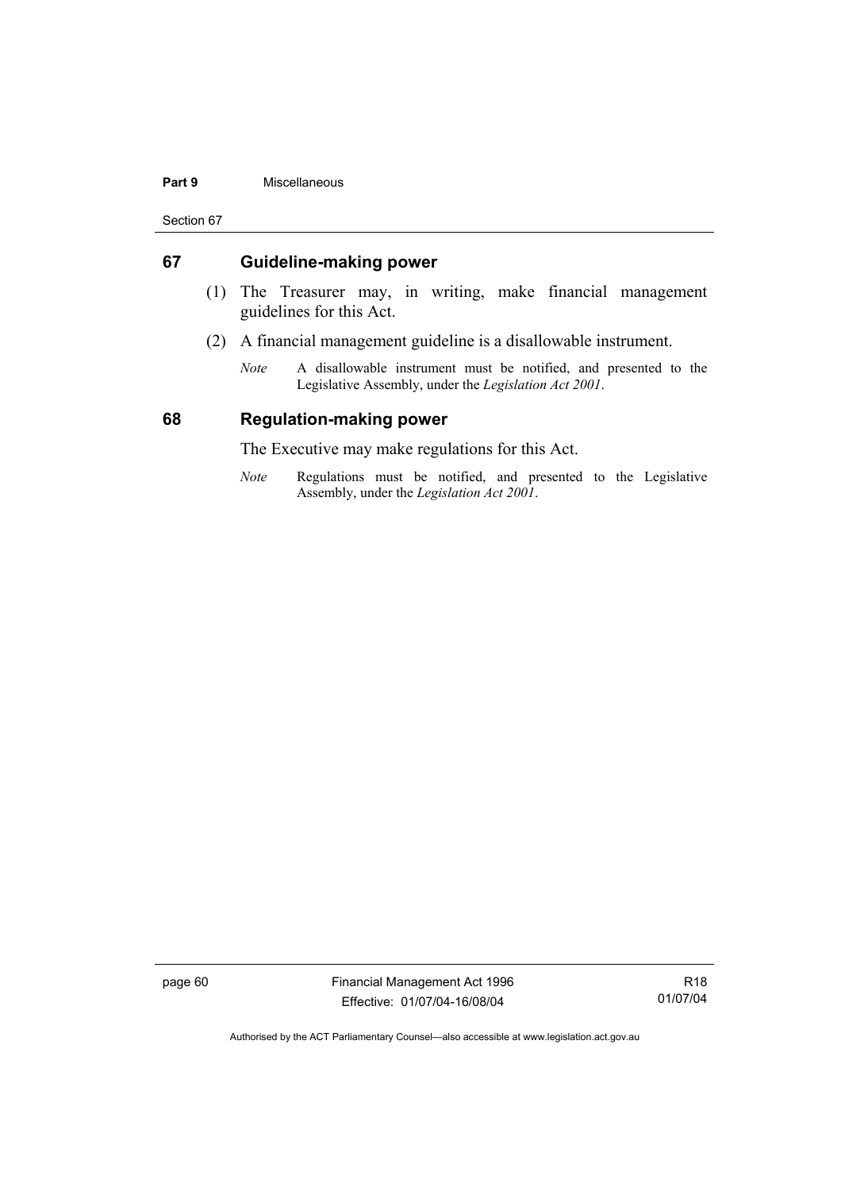## 67 Guideline-making power

(1) The Treasurer may, in writing, make financial management guidelines for this Act.

(2) A financial management guideline is a disallowable instrument.

*Note* A disallowable instrument must be notified, and presented to the Legislative Assembly, under the *Legislation Act 2001*.

## 68 Regulation-making power

The Executive may make regulations for this Act.

*Note* Regulations must be notified, and presented to the Legislative Assembly, under the *Legislation Act 2001*.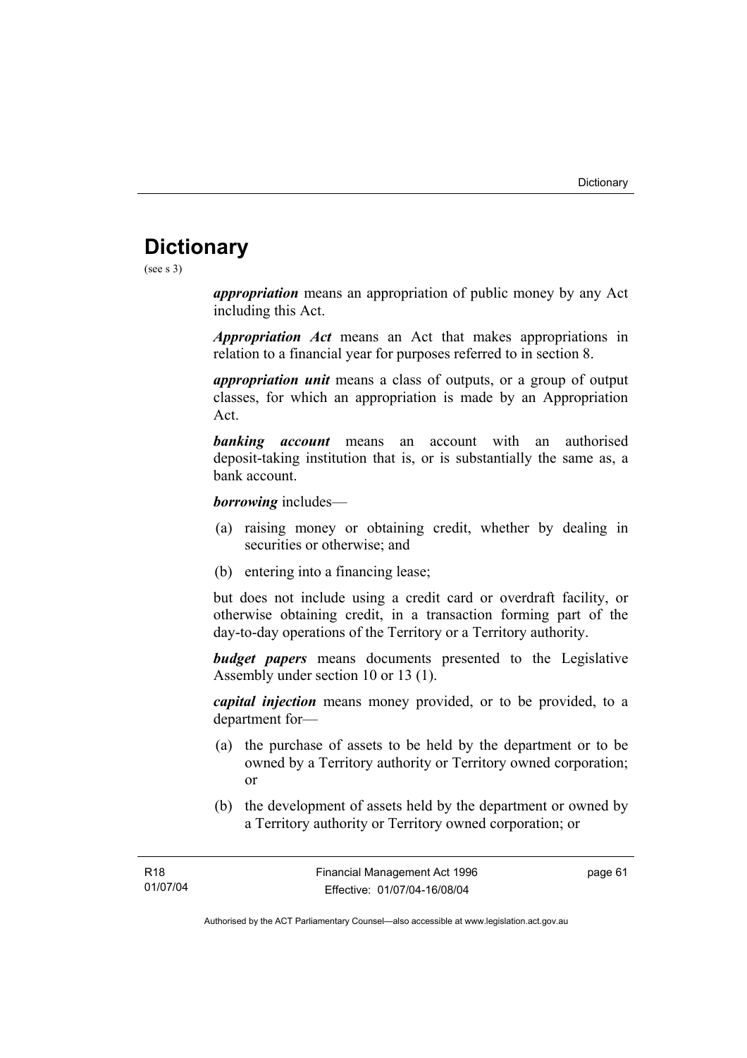# Dictionary

(see s 3)

***appropriation*** means an appropriation of public money by any Act including this Act.

***Appropriation Act*** means an Act that makes appropriations in relation to a financial year for purposes referred to in section 8.

***appropriation unit*** means a class of outputs, or a group of output classes, for which an appropriation is made by an Appropriation Act.

***banking account*** means an account with an authorised deposit-taking institution that is, or is substantially the same as, a bank account.

***borrowing*** includes—

(a) raising money or obtaining credit, whether by dealing in securities or otherwise; and

(b) entering into a financing lease;

but does not include using a credit card or overdraft facility, or otherwise obtaining credit, in a transaction forming part of the day-to-day operations of the Territory or a Territory authority.

***budget papers*** means documents presented to the Legislative Assembly under section 10 or 13 (1).

***capital injection*** means money provided, or to be provided, to a department for—

(a) the purchase of assets to be held by the department or to be owned by a Territory authority or Territory owned corporation; or

(b) the development of assets held by the department or owned by a Territory authority or Territory owned corporation; or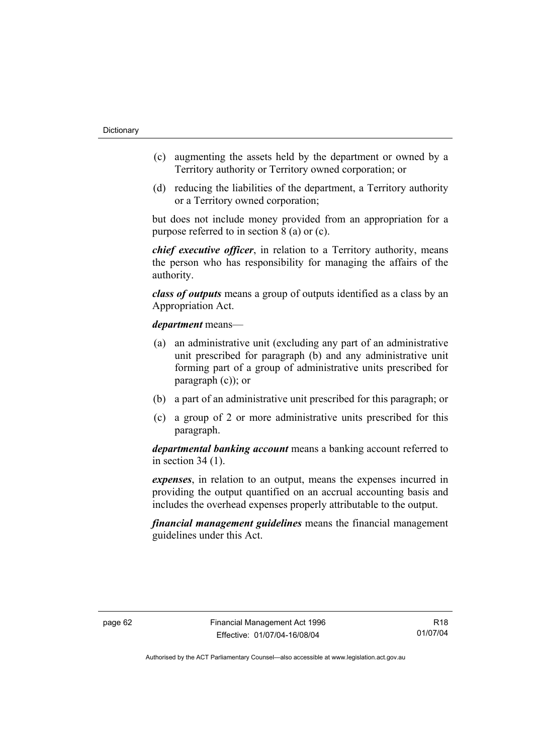(c) augmenting the assets held by the department or owned by a Territory authority or Territory owned corporation; or

(d) reducing the liabilities of the department, a Territory authority or a Territory owned corporation;

but does not include money provided from an appropriation for a purpose referred to in section 8 (a) or (c).

***chief executive officer***, in relation to a Territory authority, means the person who has responsibility for managing the affairs of the authority.

***class of outputs*** means a group of outputs identified as a class by an Appropriation Act.

***department*** means—

(a) an administrative unit (excluding any part of an administrative unit prescribed for paragraph (b) and any administrative unit forming part of a group of administrative units prescribed for paragraph (c)); or

(b) a part of an administrative unit prescribed for this paragraph; or

(c) a group of 2 or more administrative units prescribed for this paragraph.

***departmental banking account*** means a banking account referred to in section 34 (1).

***expenses***, in relation to an output, means the expenses incurred in providing the output quantified on an accrual accounting basis and includes the overhead expenses properly attributable to the output.

***financial management guidelines*** means the financial management guidelines under this Act.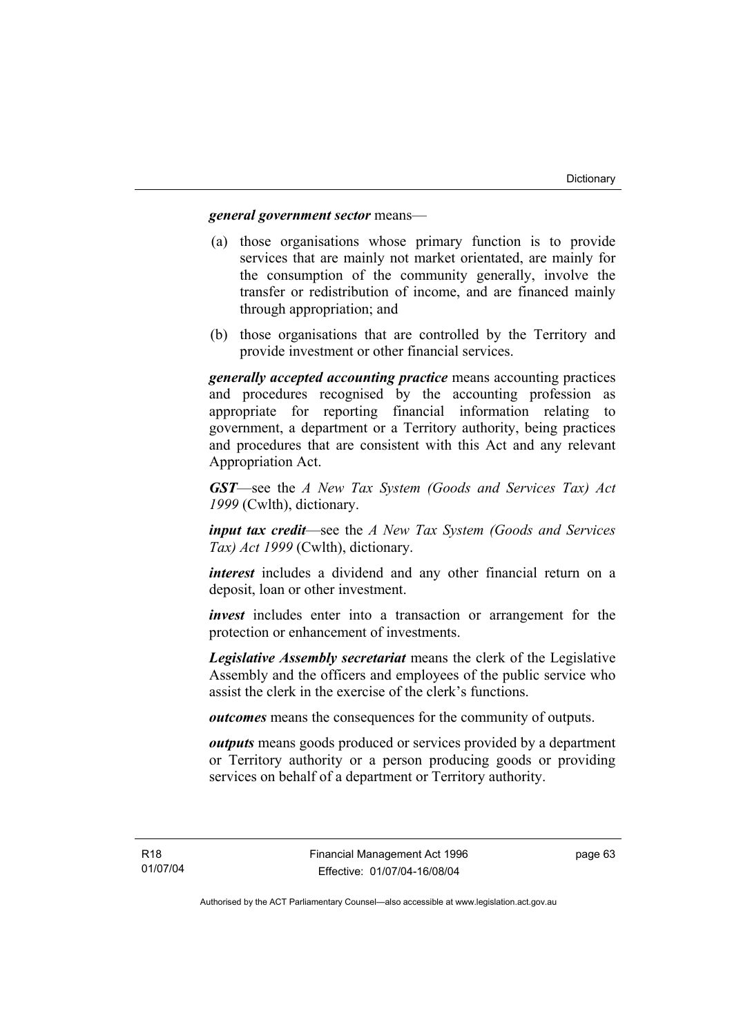***general government sector*** means—

(a) those organisations whose primary function is to provide services that are mainly not market orientated, are mainly for the consumption of the community generally, involve the transfer or redistribution of income, and are financed mainly through appropriation; and

(b) those organisations that are controlled by the Territory and provide investment or other financial services.

***generally accepted accounting practice*** means accounting practices and procedures recognised by the accounting profession as appropriate for reporting financial information relating to government, a department or a Territory authority, being practices and procedures that are consistent with this Act and any relevant Appropriation Act.

***GST***—see the *A New Tax System (Goods and Services Tax) Act 1999* (Cwlth), dictionary.

***input tax credit***—see the *A New Tax System (Goods and Services Tax) Act 1999* (Cwlth), dictionary.

***interest*** includes a dividend and any other financial return on a deposit, loan or other investment.

***invest*** includes enter into a transaction or arrangement for the protection or enhancement of investments.

***Legislative Assembly secretariat*** means the clerk of the Legislative Assembly and the officers and employees of the public service who assist the clerk in the exercise of the clerk's functions.

***outcomes*** means the consequences for the community of outputs.

***outputs*** means goods produced or services provided by a department or Territory authority or a person producing goods or providing services on behalf of a department or Territory authority.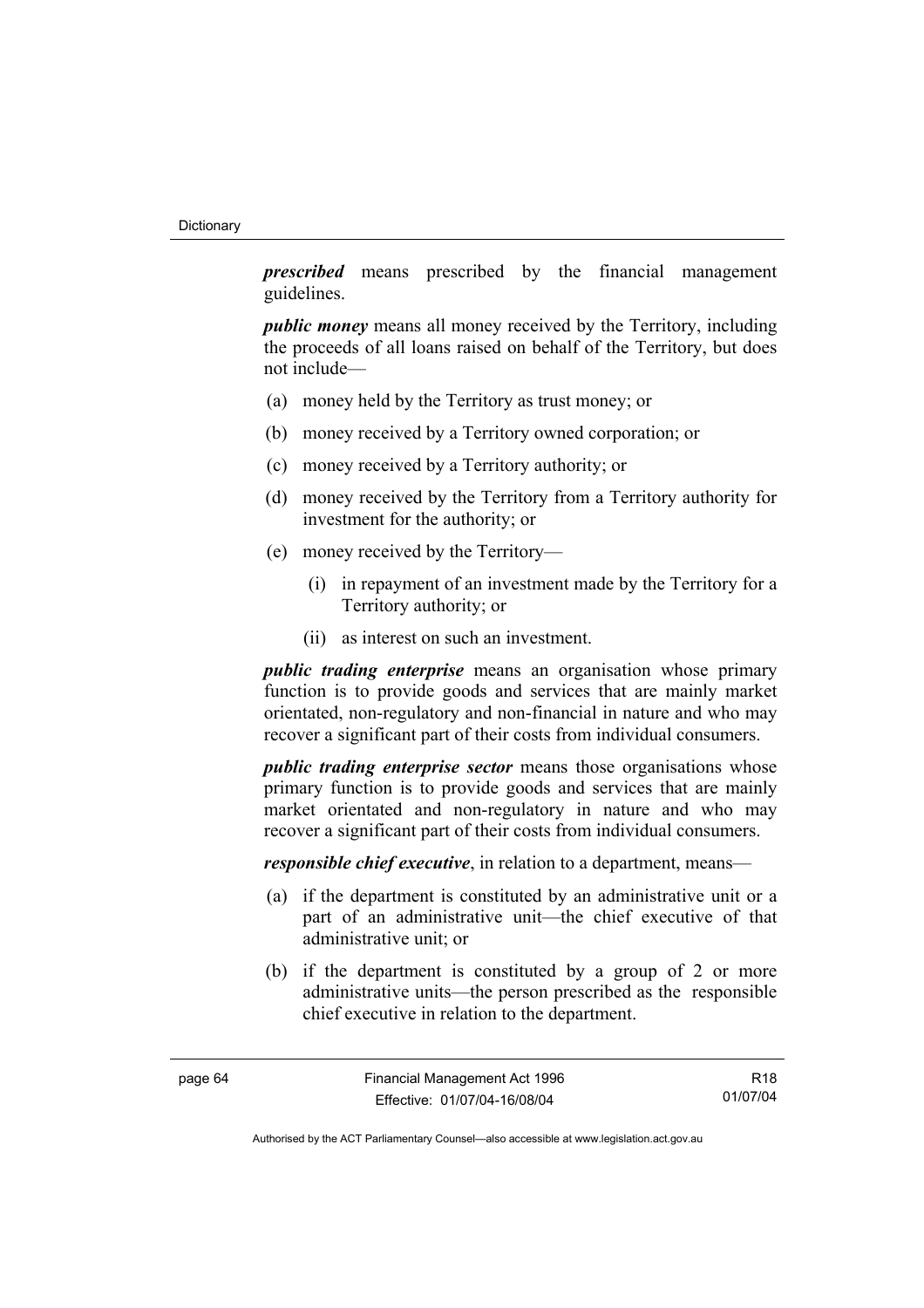***prescribed*** means prescribed by the financial management guidelines.

***public money*** means all money received by the Territory, including the proceeds of all loans raised on behalf of the Territory, but does not include—

(a) money held by the Territory as trust money; or

(b) money received by a Territory owned corporation; or

(c) money received by a Territory authority; or

(d) money received by the Territory from a Territory authority for investment for the authority; or

(e) money received by the Territory—

 (i) in repayment of an investment made by the Territory for a Territory authority; or

 (ii) as interest on such an investment.

***public trading enterprise*** means an organisation whose primary function is to provide goods and services that are mainly market orientated, non-regulatory and non-financial in nature and who may recover a significant part of their costs from individual consumers.

***public trading enterprise sector*** means those organisations whose primary function is to provide goods and services that are mainly market orientated and non-regulatory in nature and who may recover a significant part of their costs from individual consumers.

***responsible chief executive***, in relation to a department, means—

(a) if the department is constituted by an administrative unit or a part of an administrative unit—the chief executive of that administrative unit; or

(b) if the department is constituted by a group of 2 or more administrative units—the person prescribed as the responsible chief executive in relation to the department.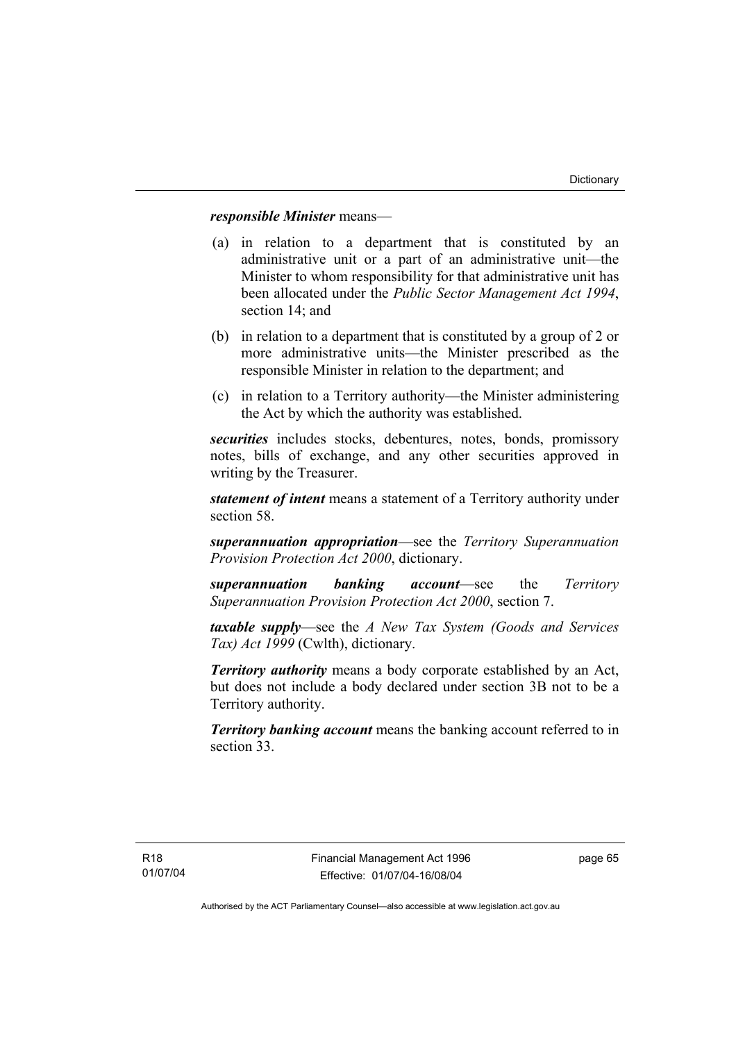***responsible Minister*** means—

(a) in relation to a department that is constituted by an administrative unit or a part of an administrative unit—the Minister to whom responsibility for that administrative unit has been allocated under the *Public Sector Management Act 1994*, section 14; and

(b) in relation to a department that is constituted by a group of 2 or more administrative units—the Minister prescribed as the responsible Minister in relation to the department; and

(c) in relation to a Territory authority—the Minister administering the Act by which the authority was established.

***securities*** includes stocks, debentures, notes, bonds, promissory notes, bills of exchange, and any other securities approved in writing by the Treasurer.

***statement of intent*** means a statement of a Territory authority under section 58.

***superannuation appropriation***—see the *Territory Superannuation Provision Protection Act 2000*, dictionary.

***superannuation banking account***—see the *Territory Superannuation Provision Protection Act 2000*, section 7.

***taxable supply***—see the *A New Tax System (Goods and Services Tax) Act 1999* (Cwlth), dictionary.

***Territory authority*** means a body corporate established by an Act, but does not include a body declared under section 3B not to be a Territory authority.

***Territory banking account*** means the banking account referred to in section 33.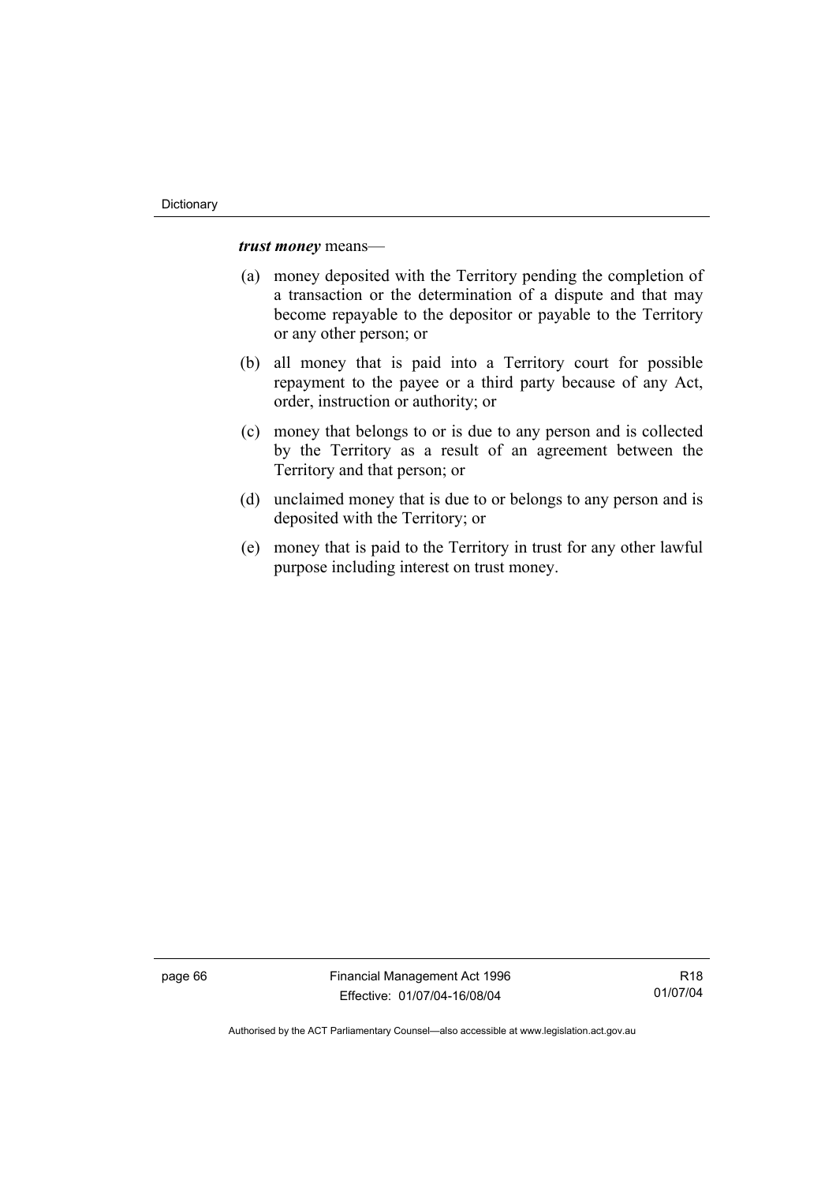***trust money*** means—

(a) money deposited with the Territory pending the completion of a transaction or the determination of a dispute and that may become repayable to the depositor or payable to the Territory or any other person; or

(b) all money that is paid into a Territory court for possible repayment to the payee or a third party because of any Act, order, instruction or authority; or

(c) money that belongs to or is due to any person and is collected by the Territory as a result of an agreement between the Territory and that person; or

(d) unclaimed money that is due to or belongs to any person and is deposited with the Territory; or

(e) money that is paid to the Territory in trust for any other lawful purpose including interest on trust money.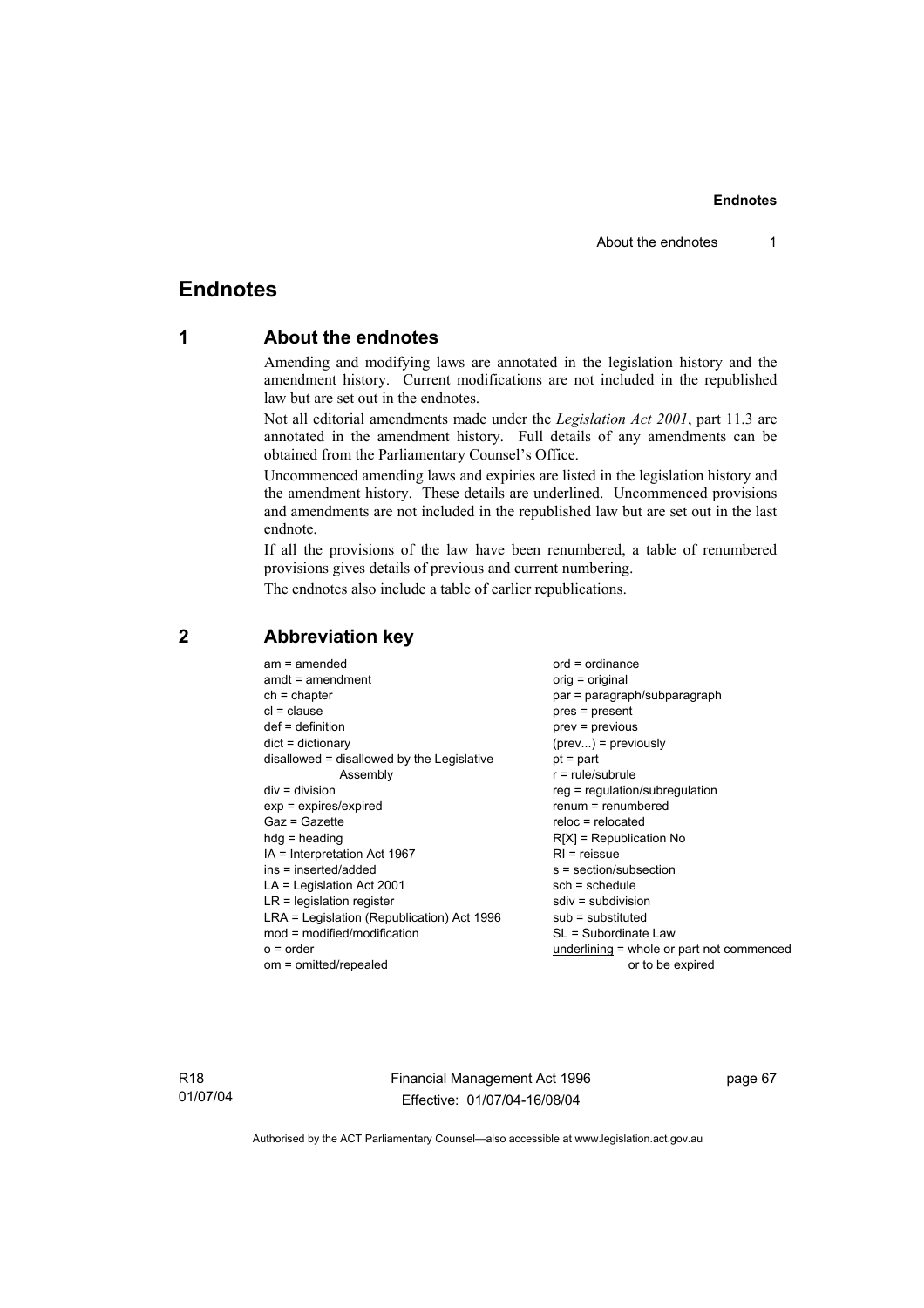# Endnotes

## 1 About the endnotes

Amending and modifying laws are annotated in the legislation history and the amendment history. Current modifications are not included in the republished law but are set out in the endnotes.

Not all editorial amendments made under the *Legislation Act 2001*, part 11.3 are annotated in the amendment history. Full details of any amendments can be obtained from the Parliamentary Counsel's Office.

Uncommenced amending laws and expiries are listed in the legislation history and the amendment history. These details are underlined. Uncommenced provisions and amendments are not included in the republished law but are set out in the last endnote.

If all the provisions of the law have been renumbered, a table of renumbered provisions gives details of previous and current numbering.

The endnotes also include a table of earlier republications.

## 2 Abbreviation key

am = amended
amdt = amendment
ch = chapter
cl = clause
def = definition
dict = dictionary
disallowed = disallowed by the Legislative Assembly
div = division
exp = expires/expired
Gaz = Gazette
hdg = heading
IA = Interpretation Act 1967
ins = inserted/added
LA = Legislation Act 2001
LR = legislation register
LRA = Legislation (Republication) Act 1996
mod = modified/modification
o = order
om = omitted/repealed
ord = ordinance
orig = original
par = paragraph/subparagraph
pres = present
prev = previous
(prev...) = previously
pt = part
r = rule/subrule
reg = regulation/subregulation
renum = renumbered
reloc = relocated
R[X] = Republication No
RI = reissue
s = section/subsection
sch = schedule
sdiv = subdivision
sub = substituted
SL = Subordinate Law
underlining = whole or part not commenced or to be expired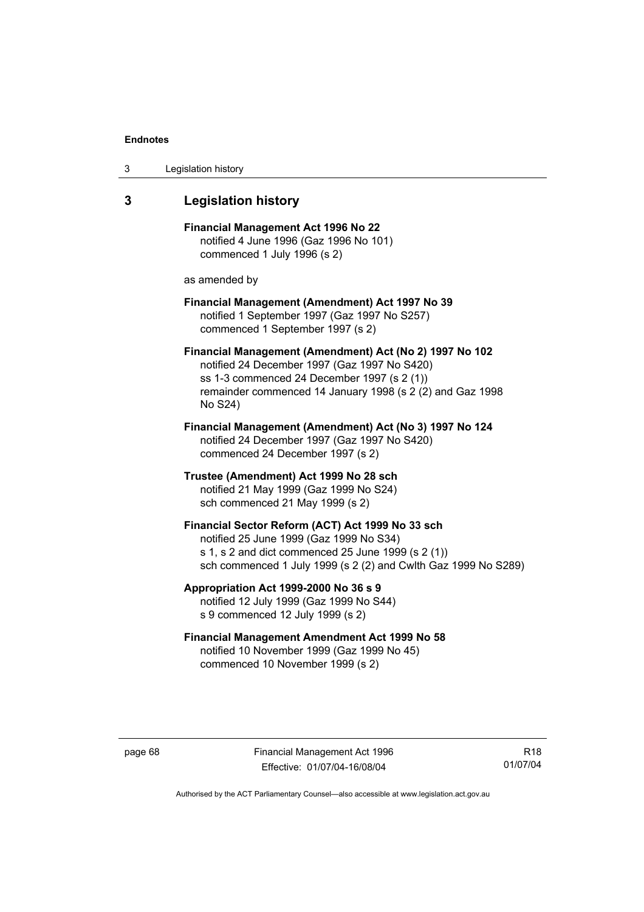## 3 Legislation history

**Financial Management Act 1996 No 22**
notified 4 June 1996 (Gaz 1996 No 101)
commenced 1 July 1996 (s 2)

as amended by

**Financial Management (Amendment) Act 1997 No 39**
notified 1 September 1997 (Gaz 1997 No S257)
commenced 1 September 1997 (s 2)

**Financial Management (Amendment) Act (No 2) 1997 No 102**
notified 24 December 1997 (Gaz 1997 No S420)
ss 1-3 commenced 24 December 1997 (s 2 (1))
remainder commenced 14 January 1998 (s 2 (2) and Gaz 1998 No S24)

**Financial Management (Amendment) Act (No 3) 1997 No 124**
notified 24 December 1997 (Gaz 1997 No S420)
commenced 24 December 1997 (s 2)

**Trustee (Amendment) Act 1999 No 28 sch**
notified 21 May 1999 (Gaz 1999 No S24)
sch commenced 21 May 1999 (s 2)

**Financial Sector Reform (ACT) Act 1999 No 33 sch**
notified 25 June 1999 (Gaz 1999 No S34)
s 1, s 2 and dict commenced 25 June 1999 (s 2 (1))
sch commenced 1 July 1999 (s 2 (2) and Cwlth Gaz 1999 No S289)

**Appropriation Act 1999-2000 No 36 s 9**
notified 12 July 1999 (Gaz 1999 No S44)
s 9 commenced 12 July 1999 (s 2)

**Financial Management Amendment Act 1999 No 58**
notified 10 November 1999 (Gaz 1999 No 45)
commenced 10 November 1999 (s 2)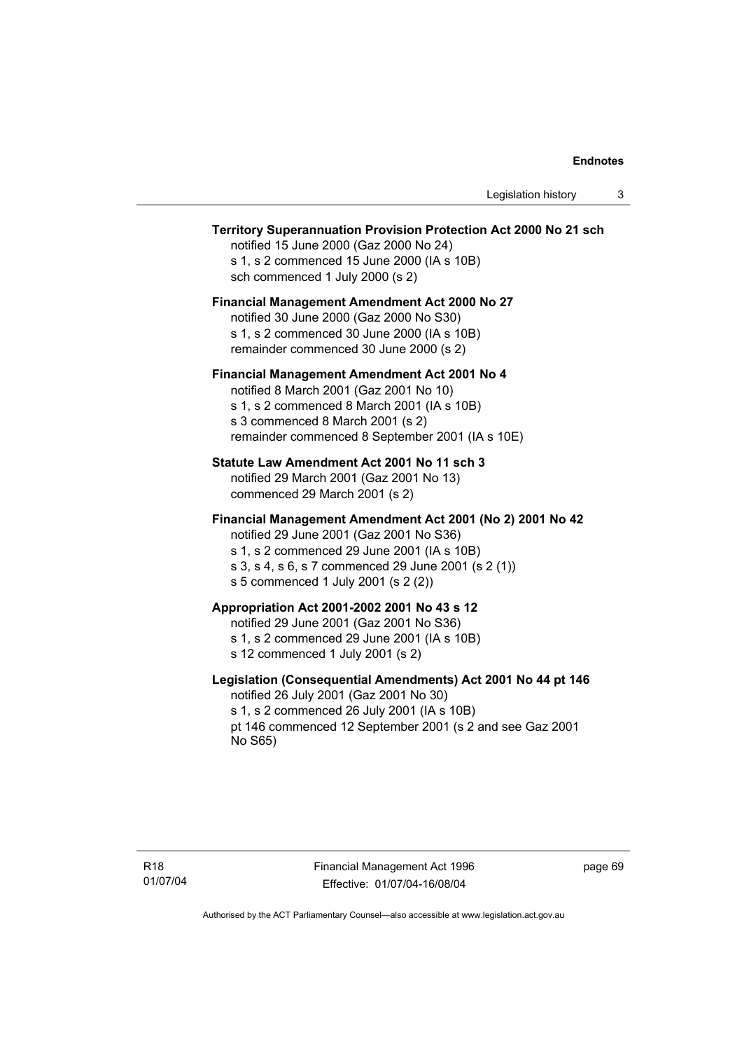**Territory Superannuation Provision Protection Act 2000 No 21 sch**

notified 15 June 2000 (Gaz 2000 No 24)
s 1, s 2 commenced 15 June 2000 (IA s 10B)
sch commenced 1 July 2000 (s 2)

**Financial Management Amendment Act 2000 No 27**

notified 30 June 2000 (Gaz 2000 No S30)
s 1, s 2 commenced 30 June 2000 (IA s 10B)
remainder commenced 30 June 2000 (s 2)

**Financial Management Amendment Act 2001 No 4**

notified 8 March 2001 (Gaz 2001 No 10)
s 1, s 2 commenced 8 March 2001 (IA s 10B)
s 3 commenced 8 March 2001 (s 2)
remainder commenced 8 September 2001 (IA s 10E)

**Statute Law Amendment Act 2001 No 11 sch 3**

notified 29 March 2001 (Gaz 2001 No 13)
commenced 29 March 2001 (s 2)

**Financial Management Amendment Act 2001 (No 2) 2001 No 42**

notified 29 June 2001 (Gaz 2001 No S36)
s 1, s 2 commenced 29 June 2001 (IA s 10B)
s 3, s 4, s 6, s 7 commenced 29 June 2001 (s 2 (1))
s 5 commenced 1 July 2001 (s 2 (2))

**Appropriation Act 2001-2002 2001 No 43 s 12**

notified 29 June 2001 (Gaz 2001 No S36)
s 1, s 2 commenced 29 June 2001 (IA s 10B)
s 12 commenced 1 July 2001 (s 2)

**Legislation (Consequential Amendments) Act 2001 No 44 pt 146**

notified 26 July 2001 (Gaz 2001 No 30)
s 1, s 2 commenced 26 July 2001 (IA s 10B)
pt 146 commenced 12 September 2001 (s 2 and see Gaz 2001 No S65)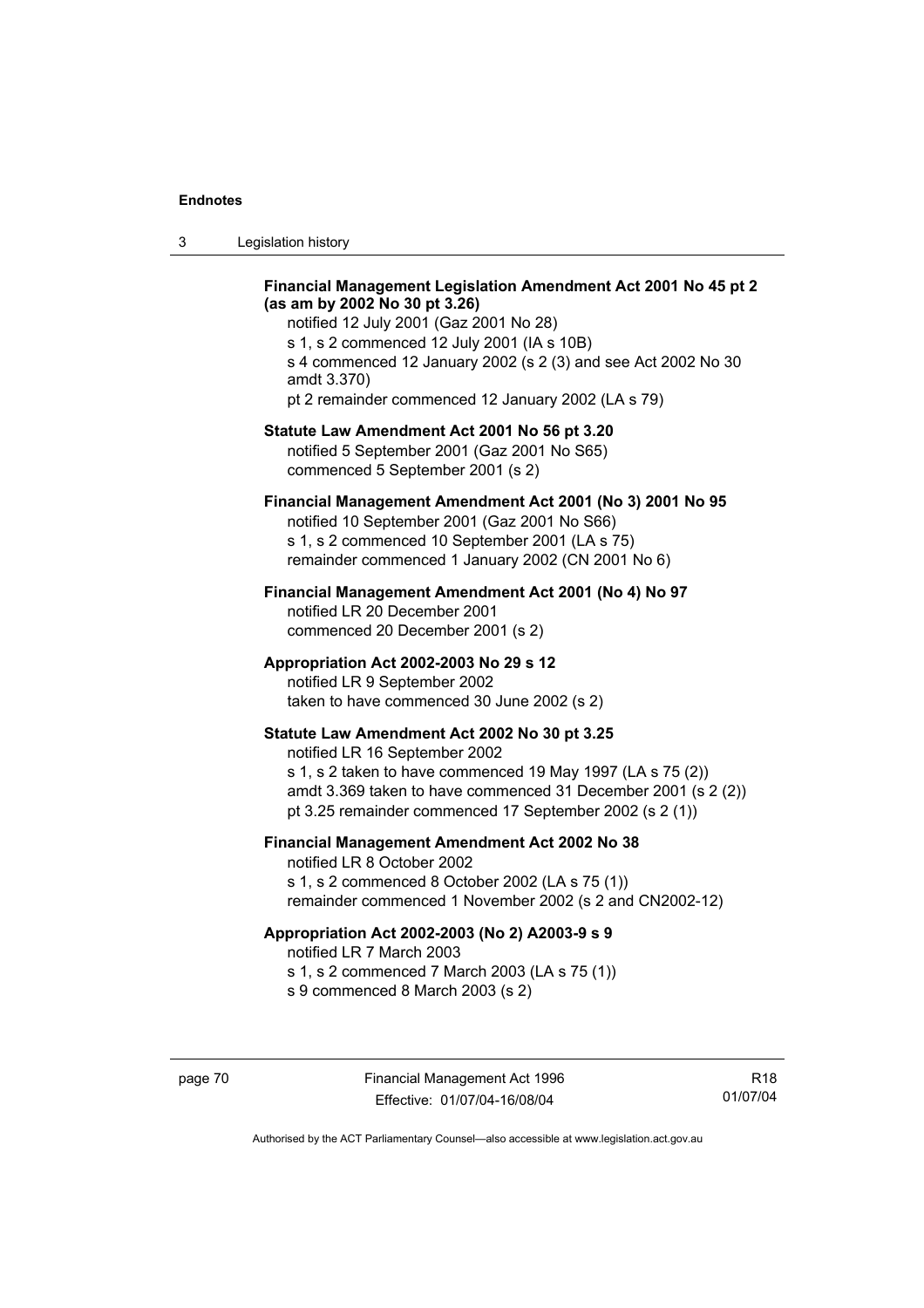**Financial Management Legislation Amendment Act 2001 No 45 pt 2 (as am by 2002 No 30 pt 3.26)**

notified 12 July 2001 (Gaz 2001 No 28)
s 1, s 2 commenced 12 July 2001 (IA s 10B)
s 4 commenced 12 January 2002 (s 2 (3) and see Act 2002 No 30 amdt 3.370)
pt 2 remainder commenced 12 January 2002 (LA s 79)

**Statute Law Amendment Act 2001 No 56 pt 3.20**

notified 5 September 2001 (Gaz 2001 No S65)
commenced 5 September 2001 (s 2)

**Financial Management Amendment Act 2001 (No 3) 2001 No 95**

notified 10 September 2001 (Gaz 2001 No S66)
s 1, s 2 commenced 10 September 2001 (LA s 75)
remainder commenced 1 January 2002 (CN 2001 No 6)

**Financial Management Amendment Act 2001 (No 4) No 97**

notified LR 20 December 2001
commenced 20 December 2001 (s 2)

**Appropriation Act 2002-2003 No 29 s 12**

notified LR 9 September 2002
taken to have commenced 30 June 2002 (s 2)

**Statute Law Amendment Act 2002 No 30 pt 3.25**

notified LR 16 September 2002
s 1, s 2 taken to have commenced 19 May 1997 (LA s 75 (2))
amdt 3.369 taken to have commenced 31 December 2001 (s 2 (2))
pt 3.25 remainder commenced 17 September 2002 (s 2 (1))

**Financial Management Amendment Act 2002 No 38**

notified LR 8 October 2002
s 1, s 2 commenced 8 October 2002 (LA s 75 (1))
remainder commenced 1 November 2002 (s 2 and CN2002-12)

**Appropriation Act 2002-2003 (No 2) A2003-9 s 9**

notified LR 7 March 2003
s 1, s 2 commenced 7 March 2003 (LA s 75 (1))
s 9 commenced 8 March 2003 (s 2)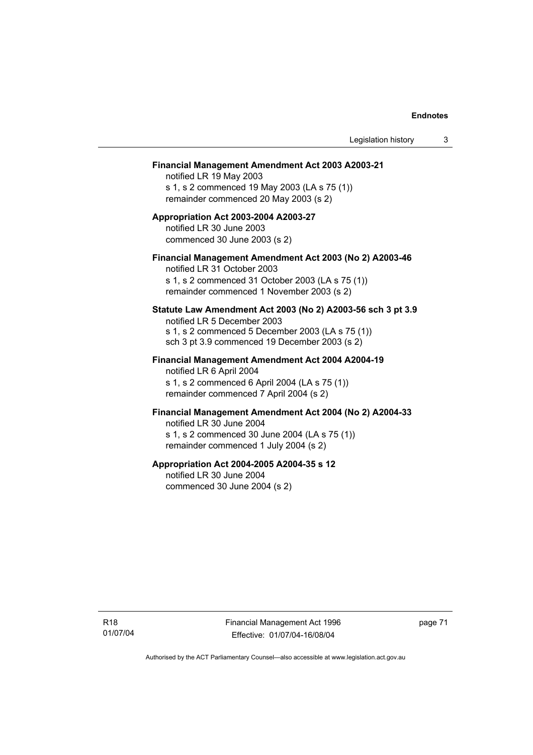**Financial Management Amendment Act 2003 A2003-21**
notified LR 19 May 2003
s 1, s 2 commenced 19 May 2003 (LA s 75 (1))
remainder commenced 20 May 2003 (s 2)

**Appropriation Act 2003-2004 A2003-27**
notified LR 30 June 2003
commenced 30 June 2003 (s 2)

**Financial Management Amendment Act 2003 (No 2) A2003-46**
notified LR 31 October 2003
s 1, s 2 commenced 31 October 2003 (LA s 75 (1))
remainder commenced 1 November 2003 (s 2)

**Statute Law Amendment Act 2003 (No 2) A2003-56 sch 3 pt 3.9**
notified LR 5 December 2003
s 1, s 2 commenced 5 December 2003 (LA s 75 (1))
sch 3 pt 3.9 commenced 19 December 2003 (s 2)

**Financial Management Amendment Act 2004 A2004-19**
notified LR 6 April 2004
s 1, s 2 commenced 6 April 2004 (LA s 75 (1))
remainder commenced 7 April 2004 (s 2)

**Financial Management Amendment Act 2004 (No 2) A2004-33**
notified LR 30 June 2004
s 1, s 2 commenced 30 June 2004 (LA s 75 (1))
remainder commenced 1 July 2004 (s 2)

**Appropriation Act 2004-2005 A2004-35 s 12**
notified LR 30 June 2004
commenced 30 June 2004 (s 2)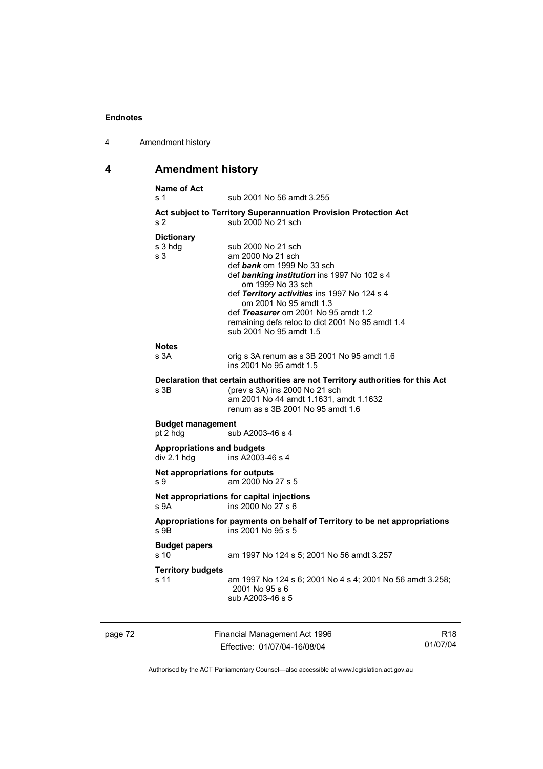# 4 Amendment history

**Name of Act**
s 1 sub 2001 No 56 amdt 3.255

**Act subject to Territory Superannuation Provision Protection Act**
s 2 sub 2000 No 21 sch

**Dictionary**
s 3 hdg sub 2000 No 21 sch
s 3 am 2000 No 21 sch
def ***bank*** om 1999 No 33 sch
def ***banking institution*** ins 1997 No 102 s 4
om 1999 No 33 sch
def ***Territory activities*** ins 1997 No 124 s 4
om 2001 No 95 amdt 1.3
def ***Treasurer*** om 2001 No 95 amdt 1.2
remaining defs reloc to dict 2001 No 95 amdt 1.4
sub 2001 No 95 amdt 1.5

**Notes**
s 3A orig s 3A renum as s 3B 2001 No 95 amdt 1.6
ins 2001 No 95 amdt 1.5

**Declaration that certain authorities are not Territory authorities for this Act**
s 3B (prev s 3A) ins 2000 No 21 sch
am 2001 No 44 amdt 1.1631, amdt 1.1632
renum as s 3B 2001 No 95 amdt 1.6

**Budget management**
pt 2 hdg sub A2003-46 s 4

**Appropriations and budgets**
div 2.1 hdg ins A2003-46 s 4

**Net appropriations for outputs**
s 9 am 2000 No 27 s 5

**Net appropriations for capital injections**
s 9A ins 2000 No 27 s 6

**Appropriations for payments on behalf of Territory to be net appropriations**
s 9B ins 2001 No 95 s 5

**Budget papers**
s 10 am 1997 No 124 s 5; 2001 No 56 amdt 3.257

**Territory budgets**
s 11 am 1997 No 124 s 6; 2001 No 4 s 4; 2001 No 56 amdt 3.258; 2001 No 95 s 6
sub A2003-46 s 5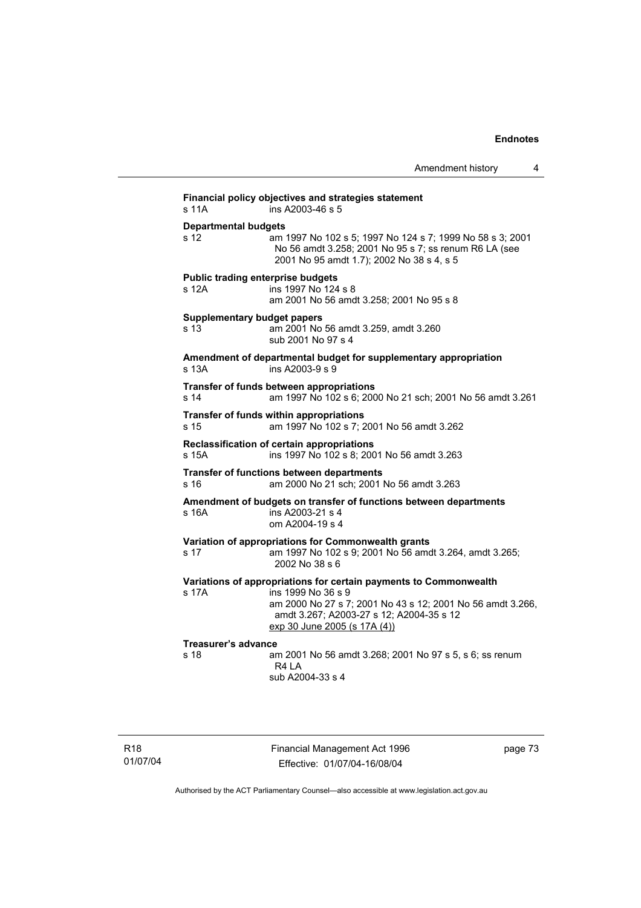**Financial policy objectives and strategies statement**
s 11A ins A2003-46 s 5

**Departmental budgets**
s 12 am 1997 No 102 s 5; 1997 No 124 s 7; 1999 No 58 s 3; 2001 No 56 amdt 3.258; 2001 No 95 s 7; ss renum R6 LA (see 2001 No 95 amdt 1.7); 2002 No 38 s 4, s 5

**Public trading enterprise budgets**
s 12A ins 1997 No 124 s 8
am 2001 No 56 amdt 3.258; 2001 No 95 s 8

**Supplementary budget papers**
s 13 am 2001 No 56 amdt 3.259, amdt 3.260
sub 2001 No 97 s 4

**Amendment of departmental budget for supplementary appropriation**
s 13A ins A2003-9 s 9

**Transfer of funds between appropriations**
s 14 am 1997 No 102 s 6; 2000 No 21 sch; 2001 No 56 amdt 3.261

**Transfer of funds within appropriations**
s 15 am 1997 No 102 s 7; 2001 No 56 amdt 3.262

**Reclassification of certain appropriations**
s 15A ins 1997 No 102 s 8; 2001 No 56 amdt 3.263

**Transfer of functions between departments**
s 16 am 2000 No 21 sch; 2001 No 56 amdt 3.263

**Amendment of budgets on transfer of functions between departments**
s 16A ins A2003-21 s 4
om A2004-19 s 4

**Variation of appropriations for Commonwealth grants**
s 17 am 1997 No 102 s 9; 2001 No 56 amdt 3.264, amdt 3.265; 2002 No 38 s 6

**Variations of appropriations for certain payments to Commonwealth**
s 17A ins 1999 No 36 s 9
am 2000 No 27 s 7; 2001 No 43 s 12; 2001 No 56 amdt 3.266, amdt 3.267; A2003-27 s 12; A2004-35 s 12
exp 30 June 2005 (s 17A (4))

**Treasurer's advance**
s 18 am 2001 No 56 amdt 3.268; 2001 No 97 s 5, s 6; ss renum R4 LA
sub A2004-33 s 4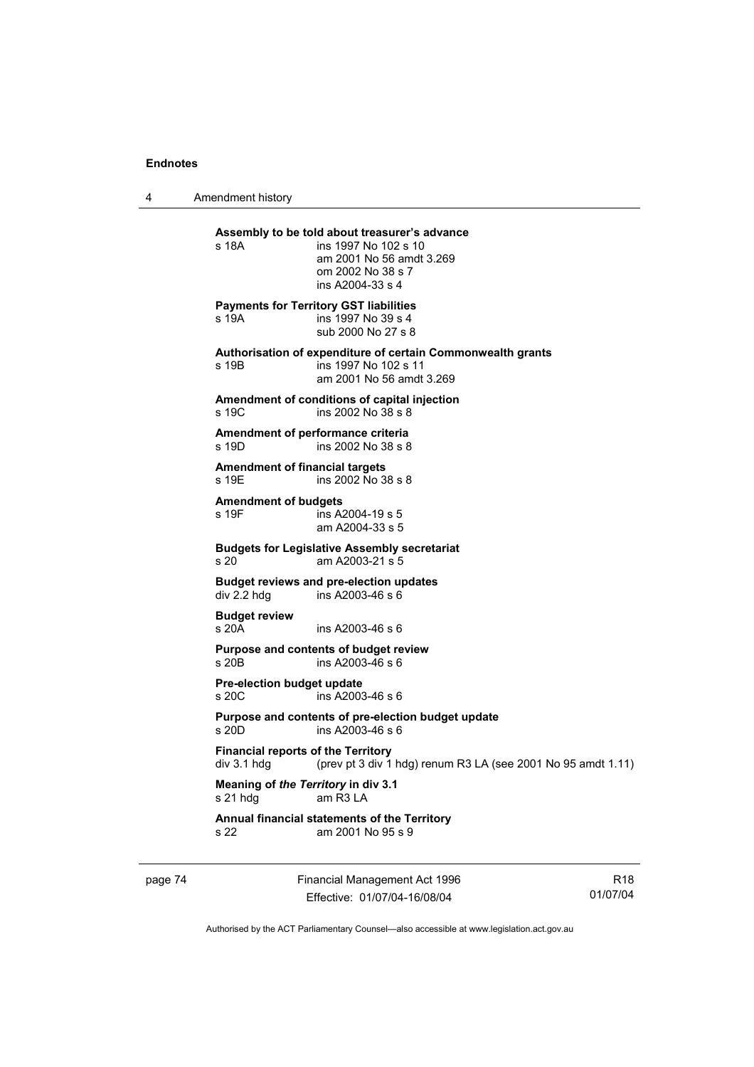**Assembly to be told about treasurer's advance**

s 18A ins 1997 No 102 s 10
am 2001 No 56 amdt 3.269
om 2002 No 38 s 7
ins A2004-33 s 4

**Payments for Territory GST liabilities**

s 19A ins 1997 No 39 s 4
sub 2000 No 27 s 8

**Authorisation of expenditure of certain Commonwealth grants**

s 19B ins 1997 No 102 s 11
am 2001 No 56 amdt 3.269

**Amendment of conditions of capital injection**

s 19C ins 2002 No 38 s 8

**Amendment of performance criteria**

s 19D ins 2002 No 38 s 8

**Amendment of financial targets**

s 19E ins 2002 No 38 s 8

**Amendment of budgets**

s 19F ins A2004-19 s 5
am A2004-33 s 5

**Budgets for Legislative Assembly secretariat**

s 20 am A2003-21 s 5

**Budget reviews and pre-election updates**

div 2.2 hdg ins A2003-46 s 6

**Budget review**

s 20A ins A2003-46 s 6

**Purpose and contents of budget review**

s 20B ins A2003-46 s 6

**Pre-election budget update**

s 20C ins A2003-46 s 6

**Purpose and contents of pre-election budget update**

s 20D ins A2003-46 s 6

**Financial reports of the Territory**

div 3.1 hdg (prev pt 3 div 1 hdg) renum R3 LA (see 2001 No 95 amdt 1.11)

**Meaning of *the Territory* in div 3.1**

s 21 hdg am R3 LA

**Annual financial statements of the Territory**

s 22 am 2001 No 95 s 9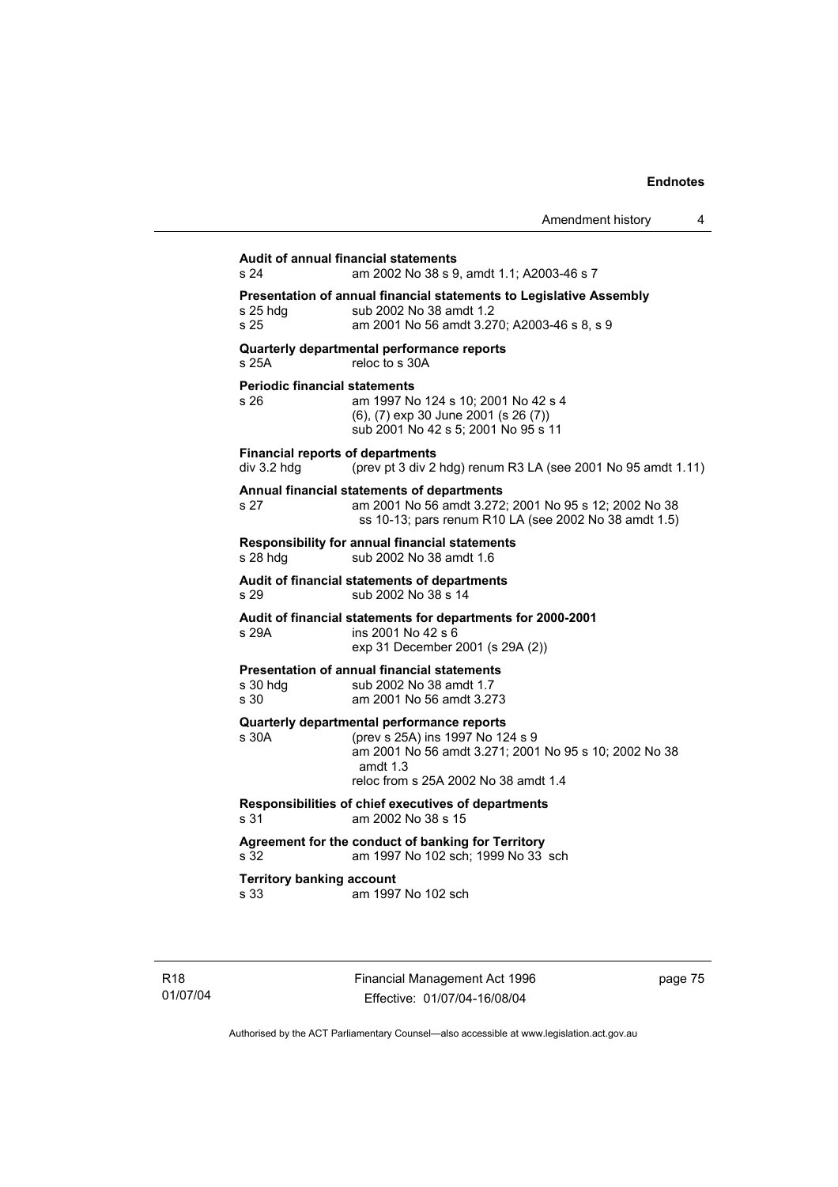**Audit of annual financial statements**
s 24 am 2002 No 38 s 9, amdt 1.1; A2003-46 s 7

**Presentation of annual financial statements to Legislative Assembly**
s 25 hdg sub 2002 No 38 amdt 1.2
s 25 am 2001 No 56 amdt 3.270; A2003-46 s 8, s 9

**Quarterly departmental performance reports**
s 25A reloc to s 30A

**Periodic financial statements**
s 26 am 1997 No 124 s 10; 2001 No 42 s 4
(6), (7) exp 30 June 2001 (s 26 (7))
sub 2001 No 42 s 5; 2001 No 95 s 11

**Financial reports of departments**
div 3.2 hdg (prev pt 3 div 2 hdg) renum R3 LA (see 2001 No 95 amdt 1.11)

**Annual financial statements of departments**
s 27 am 2001 No 56 amdt 3.272; 2001 No 95 s 12; 2002 No 38 ss 10-13; pars renum R10 LA (see 2002 No 38 amdt 1.5)

**Responsibility for annual financial statements**
s 28 hdg sub 2002 No 38 amdt 1.6

**Audit of financial statements of departments**
s 29 sub 2002 No 38 s 14

**Audit of financial statements for departments for 2000-2001**
s 29A ins 2001 No 42 s 6
exp 31 December 2001 (s 29A (2))

**Presentation of annual financial statements**
s 30 hdg sub 2002 No 38 amdt 1.7
s 30 am 2001 No 56 amdt 3.273

**Quarterly departmental performance reports**
s 30A (prev s 25A) ins 1997 No 124 s 9
am 2001 No 56 amdt 3.271; 2001 No 95 s 10; 2002 No 38 amdt 1.3
reloc from s 25A 2002 No 38 amdt 1.4

**Responsibilities of chief executives of departments**
s 31 am 2002 No 38 s 15

**Agreement for the conduct of banking for Territory**
s 32 am 1997 No 102 sch; 1999 No 33 sch

**Territory banking account**
s 33 am 1997 No 102 sch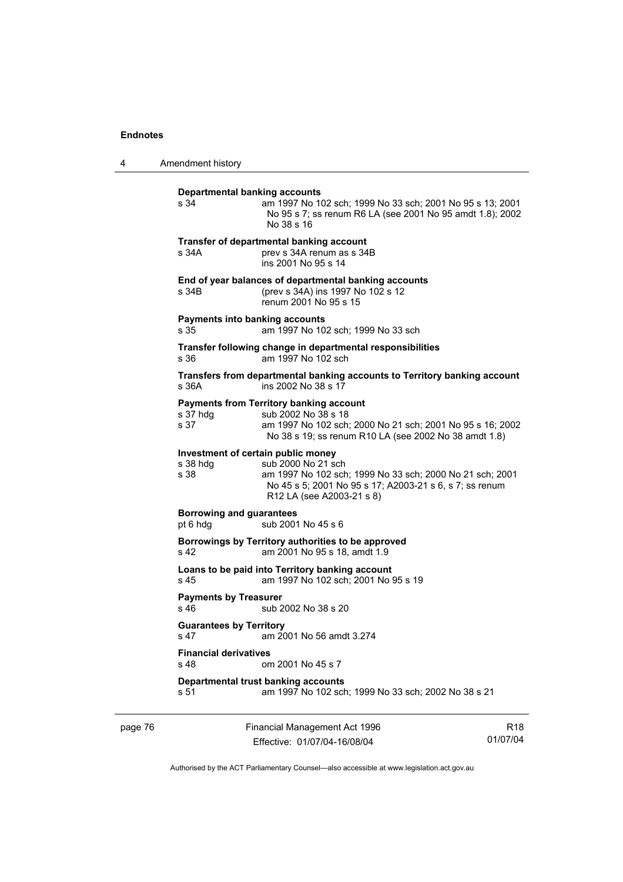**Departmental banking accounts**

s 34 am 1997 No 102 sch; 1999 No 33 sch; 2001 No 95 s 13; 2001 No 95 s 7; ss renum R6 LA (see 2001 No 95 amdt 1.8); 2002 No 38 s 16

**Transfer of departmental banking account**

s 34A prev s 34A renum as s 34B
ins 2001 No 95 s 14

**End of year balances of departmental banking accounts**

s 34B (prev s 34A) ins 1997 No 102 s 12
renum 2001 No 95 s 15

**Payments into banking accounts**

s 35 am 1997 No 102 sch; 1999 No 33 sch

**Transfer following change in departmental responsibilities**

s 36 am 1997 No 102 sch

**Transfers from departmental banking accounts to Territory banking account**

s 36A ins 2002 No 38 s 17

**Payments from Territory banking account**

s 37 hdg sub 2002 No 38 s 18
s 37 am 1997 No 102 sch; 2000 No 21 sch; 2001 No 95 s 16; 2002 No 38 s 19; ss renum R10 LA (see 2002 No 38 amdt 1.8)

**Investment of certain public money**

s 38 hdg sub 2000 No 21 sch
s 38 am 1997 No 102 sch; 1999 No 33 sch; 2000 No 21 sch; 2001 No 45 s 5; 2001 No 95 s 17; A2003-21 s 6, s 7; ss renum R12 LA (see A2003-21 s 8)

**Borrowing and guarantees**

pt 6 hdg sub 2001 No 45 s 6

**Borrowings by Territory authorities to be approved**

s 42 am 2001 No 95 s 18, amdt 1.9

**Loans to be paid into Territory banking account**

s 45 am 1997 No 102 sch; 2001 No 95 s 19

**Payments by Treasurer**

s 46 sub 2002 No 38 s 20

**Guarantees by Territory**

s 47 am 2001 No 56 amdt 3.274

**Financial derivatives**

s 48 om 2001 No 45 s 7

**Departmental trust banking accounts**

s 51 am 1997 No 102 sch; 1999 No 33 sch; 2002 No 38 s 21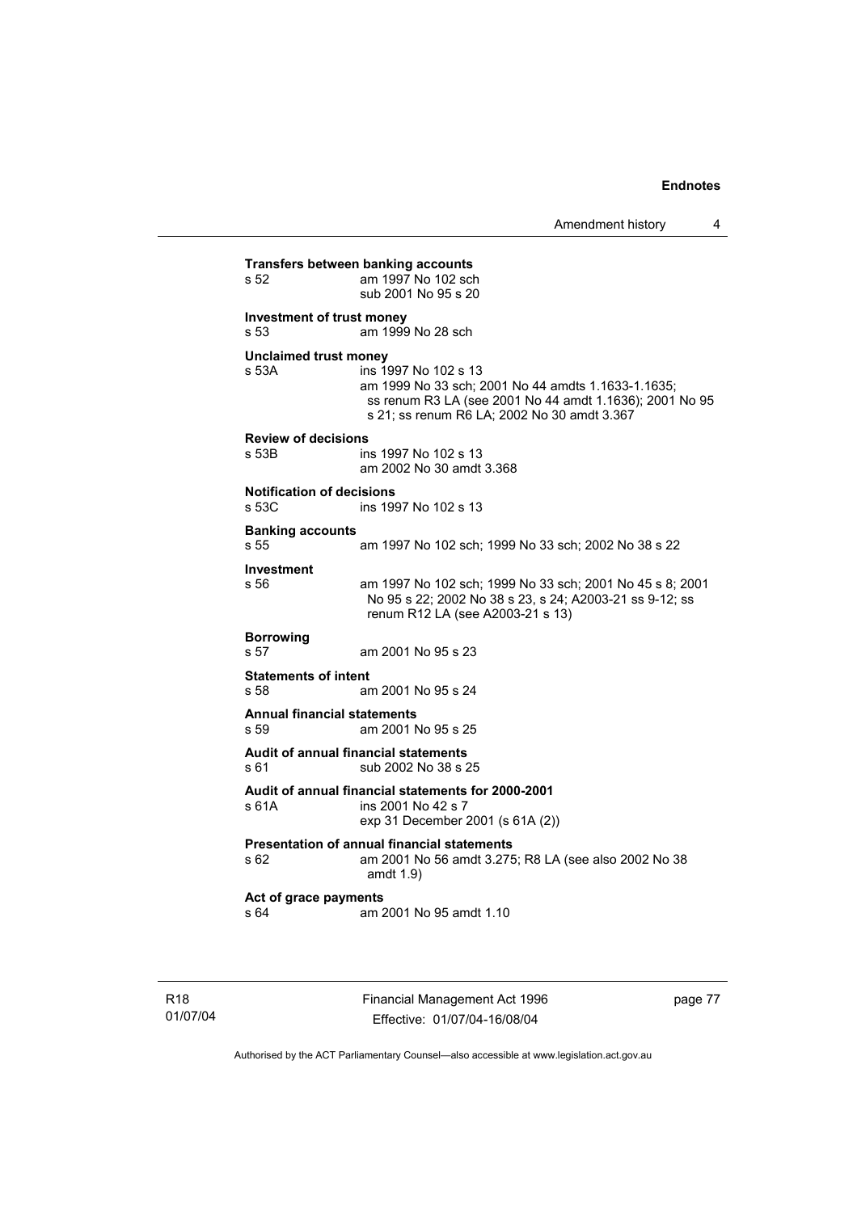**Transfers between banking accounts**

s 52 am 1997 No 102 sch
sub 2001 No 95 s 20

**Investment of trust money**

s 53 am 1999 No 28 sch

**Unclaimed trust money**

s 53A ins 1997 No 102 s 13
am 1999 No 33 sch; 2001 No 44 amdts 1.1633-1.1635; ss renum R3 LA (see 2001 No 44 amdt 1.1636); 2001 No 95 s 21; ss renum R6 LA; 2002 No 30 amdt 3.367

**Review of decisions**

s 53B ins 1997 No 102 s 13
am 2002 No 30 amdt 3.368

**Notification of decisions**

s 53C ins 1997 No 102 s 13

**Banking accounts**

s 55 am 1997 No 102 sch; 1999 No 33 sch; 2002 No 38 s 22

**Investment**

s 56 am 1997 No 102 sch; 1999 No 33 sch; 2001 No 45 s 8; 2001 No 95 s 22; 2002 No 38 s 23, s 24; A2003-21 ss 9-12; ss renum R12 LA (see A2003-21 s 13)

**Borrowing**

s 57 am 2001 No 95 s 23

**Statements of intent**

s 58 am 2001 No 95 s 24

**Annual financial statements**

s 59 am 2001 No 95 s 25

**Audit of annual financial statements**

s 61 sub 2002 No 38 s 25

**Audit of annual financial statements for 2000-2001**

s 61A ins 2001 No 42 s 7
exp 31 December 2001 (s 61A (2))

**Presentation of annual financial statements**

s 62 am 2001 No 56 amdt 3.275; R8 LA (see also 2002 No 38 amdt 1.9)

**Act of grace payments**

s 64 am 2001 No 95 amdt 1.10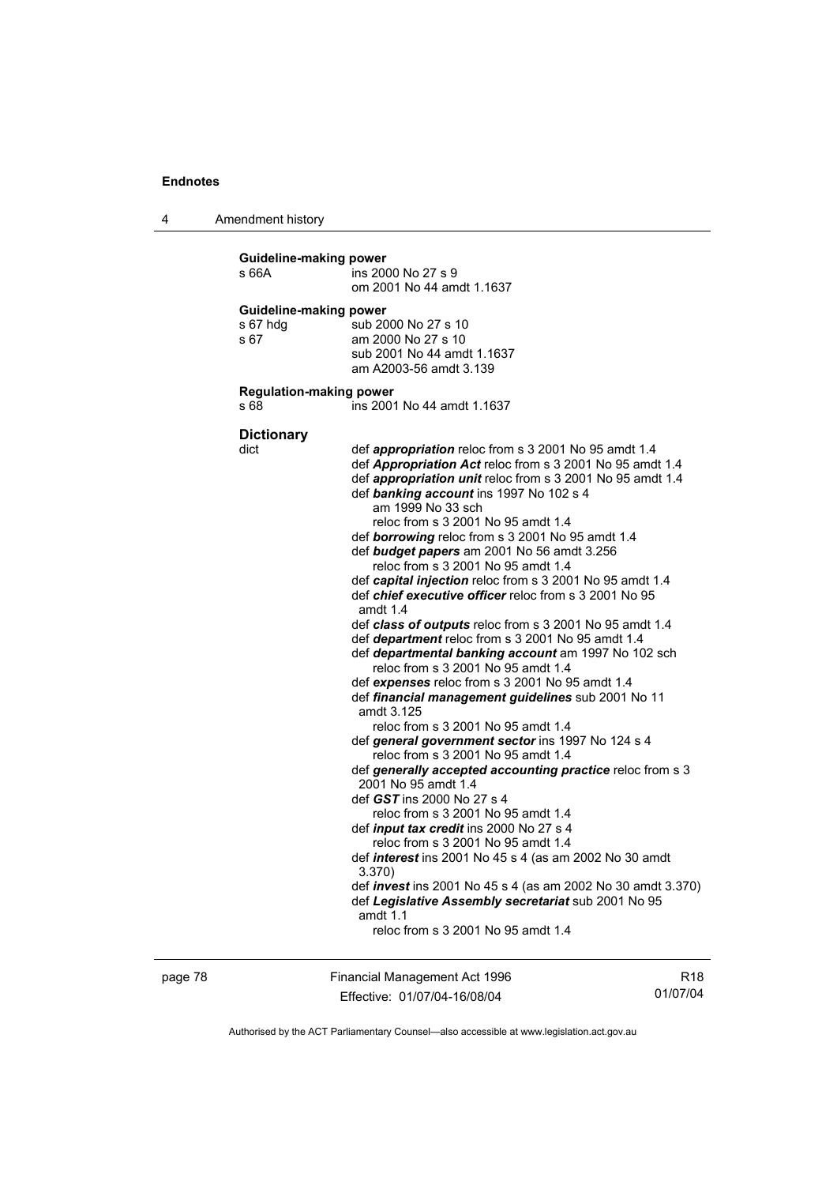**Guideline-making power**

s 66A ins 2000 No 27 s 9
om 2001 No 44 amdt 1.1637

**Guideline-making power**

s 67 hdg sub 2000 No 27 s 10
s 67 am 2000 No 27 s 10
sub 2001 No 44 amdt 1.1637
am A2003-56 amdt 3.139

**Regulation-making power**

s 68 ins 2001 No 44 amdt 1.1637

**Dictionary**

dict
def ***appropriation*** reloc from s 3 2001 No 95 amdt 1.4
def ***Appropriation Act*** reloc from s 3 2001 No 95 amdt 1.4
def ***appropriation unit*** reloc from s 3 2001 No 95 amdt 1.4
def ***banking account*** ins 1997 No 102 s 4
am 1999 No 33 sch
reloc from s 3 2001 No 95 amdt 1.4
def ***borrowing*** reloc from s 3 2001 No 95 amdt 1.4
def ***budget papers*** am 2001 No 56 amdt 3.256
reloc from s 3 2001 No 95 amdt 1.4
def ***capital injection*** reloc from s 3 2001 No 95 amdt 1.4
def ***chief executive officer*** reloc from s 3 2001 No 95 amdt 1.4
def ***class of outputs*** reloc from s 3 2001 No 95 amdt 1.4
def ***department*** reloc from s 3 2001 No 95 amdt 1.4
def ***departmental banking account*** am 1997 No 102 sch
reloc from s 3 2001 No 95 amdt 1.4
def ***expenses*** reloc from s 3 2001 No 95 amdt 1.4
def ***financial management guidelines*** sub 2001 No 11 amdt 3.125
reloc from s 3 2001 No 95 amdt 1.4
def ***general government sector*** ins 1997 No 124 s 4
reloc from s 3 2001 No 95 amdt 1.4
def ***generally accepted accounting practice*** reloc from s 3 2001 No 95 amdt 1.4
def ***GST*** ins 2000 No 27 s 4
reloc from s 3 2001 No 95 amdt 1.4
def ***input tax credit*** ins 2000 No 27 s 4
reloc from s 3 2001 No 95 amdt 1.4
def ***interest*** ins 2001 No 45 s 4 (as am 2002 No 30 amdt 3.370)
def ***invest*** ins 2001 No 45 s 4 (as am 2002 No 30 amdt 3.370)
def ***Legislative Assembly secretariat*** sub 2001 No 95 amdt 1.1
reloc from s 3 2001 No 95 amdt 1.4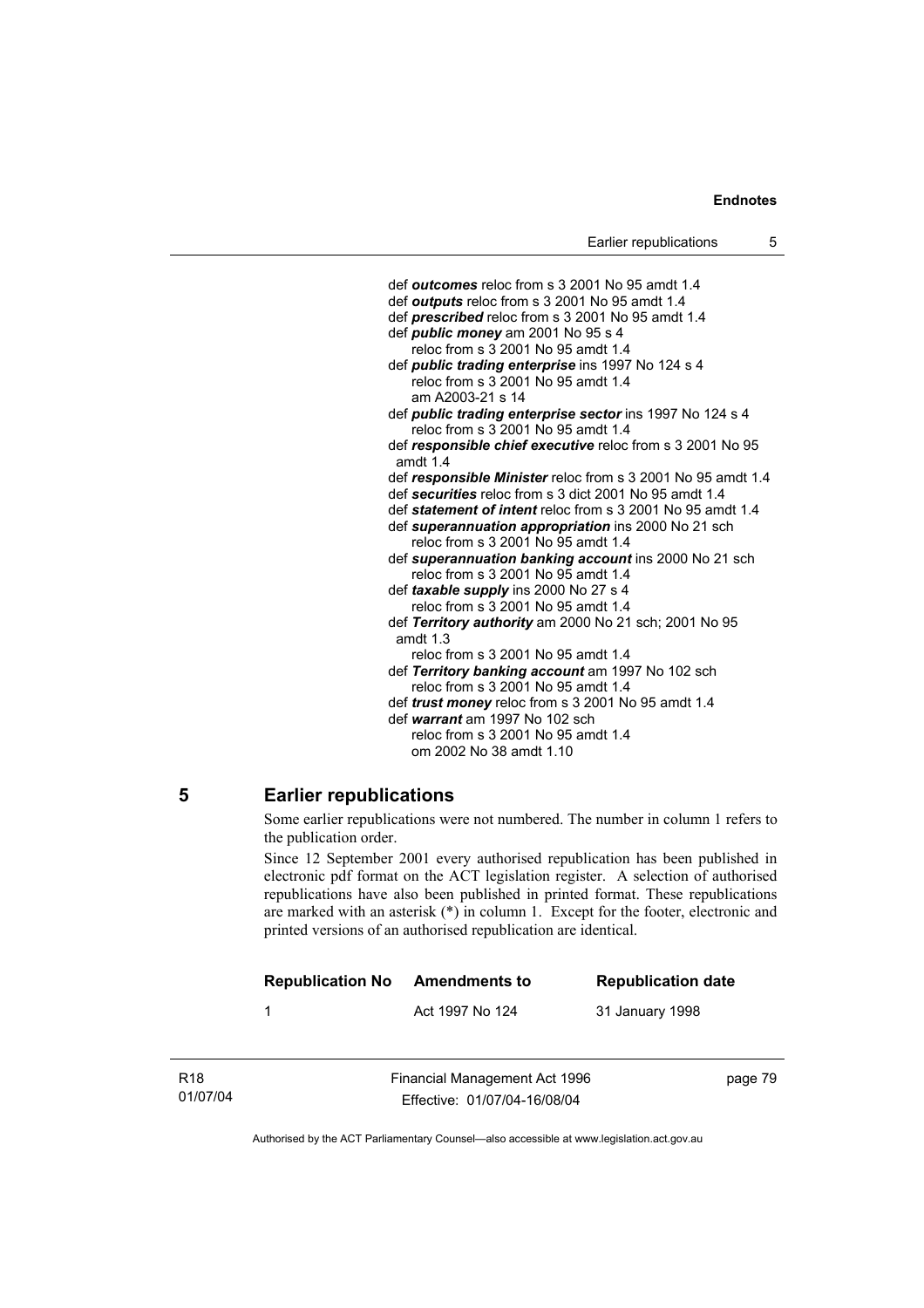def ***outcomes*** reloc from s 3 2001 No 95 amdt 1.4
def ***outputs*** reloc from s 3 2001 No 95 amdt 1.4
def ***prescribed*** reloc from s 3 2001 No 95 amdt 1.4
def ***public money*** am 2001 No 95 s 4
reloc from s 3 2001 No 95 amdt 1.4
def ***public trading enterprise*** ins 1997 No 124 s 4
reloc from s 3 2001 No 95 amdt 1.4
am A2003-21 s 14
def ***public trading enterprise sector*** ins 1997 No 124 s 4
reloc from s 3 2001 No 95 amdt 1.4
def ***responsible chief executive*** reloc from s 3 2001 No 95 amdt 1.4
def ***responsible Minister*** reloc from s 3 2001 No 95 amdt 1.4
def ***securities*** reloc from s 3 dict 2001 No 95 amdt 1.4
def ***statement of intent*** reloc from s 3 2001 No 95 amdt 1.4
def ***superannuation appropriation*** ins 2000 No 21 sch
reloc from s 3 2001 No 95 amdt 1.4
def ***superannuation banking account*** ins 2000 No 21 sch
reloc from s 3 2001 No 95 amdt 1.4
def ***taxable supply*** ins 2000 No 27 s 4
reloc from s 3 2001 No 95 amdt 1.4
def ***Territory authority*** am 2000 No 21 sch; 2001 No 95 amdt 1.3
reloc from s 3 2001 No 95 amdt 1.4
def ***Territory banking account*** am 1997 No 102 sch
reloc from s 3 2001 No 95 amdt 1.4
def ***trust money*** reloc from s 3 2001 No 95 amdt 1.4
def ***warrant*** am 1997 No 102 sch
reloc from s 3 2001 No 95 amdt 1.4
om 2002 No 38 amdt 1.10

## 5 Earlier republications

Some earlier republications were not numbered. The number in column 1 refers to the publication order.

Since 12 September 2001 every authorised republication has been published in electronic pdf format on the ACT legislation register. A selection of authorised republications have also been published in printed format. These republications are marked with an asterisk (*) in column 1. Except for the footer, electronic and printed versions of an authorised republication are identical.

| Republication No | Amendments to | Republication date |
|---|---|---|
| 1 | Act 1997 No 124 | 31 January 1998 |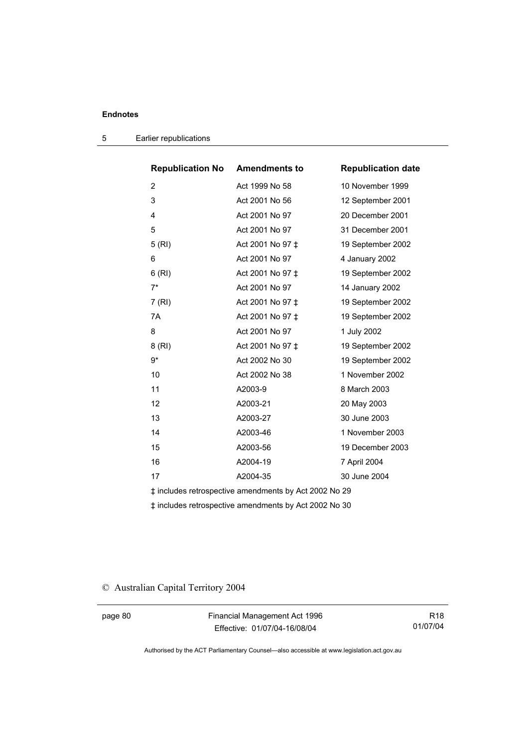| Republication No | Amendments to | Republication date |
| --- | --- | --- |
| 2 | Act 1999 No 58 | 10 November 1999 |
| 3 | Act 2001 No 56 | 12 September 2001 |
| 4 | Act 2001 No 97 | 20 December 2001 |
| 5 | Act 2001 No 97 | 31 December 2001 |
| 5 (RI) | Act 2001 No 97 ‡ | 19 September 2002 |
| 6 | Act 2001 No 97 | 4 January 2002 |
| 6 (RI) | Act 2001 No 97 ‡ | 19 September 2002 |
| 7* | Act 2001 No 97 | 14 January 2002 |
| 7 (RI) | Act 2001 No 97 ‡ | 19 September 2002 |
| 7A | Act 2001 No 97 ‡ | 19 September 2002 |
| 8 | Act 2001 No 97 | 1 July 2002 |
| 8 (RI) | Act 2001 No 97 ‡ | 19 September 2002 |
| 9* | Act 2002 No 30 | 19 September 2002 |
| 10 | Act 2002 No 38 | 1 November 2002 |
| 11 | A2003-9 | 8 March 2003 |
| 12 | A2003-21 | 20 May 2003 |
| 13 | A2003-27 | 30 June 2003 |
| 14 | A2003-46 | 1 November 2003 |
| 15 | A2003-56 | 19 December 2003 |
| 16 | A2004-19 | 7 April 2004 |
| 17 | A2004-35 | 30 June 2004 |

‡ includes retrospective amendments by Act 2002 No 29

‡ includes retrospective amendments by Act 2002 No 30

© Australian Capital Territory 2004